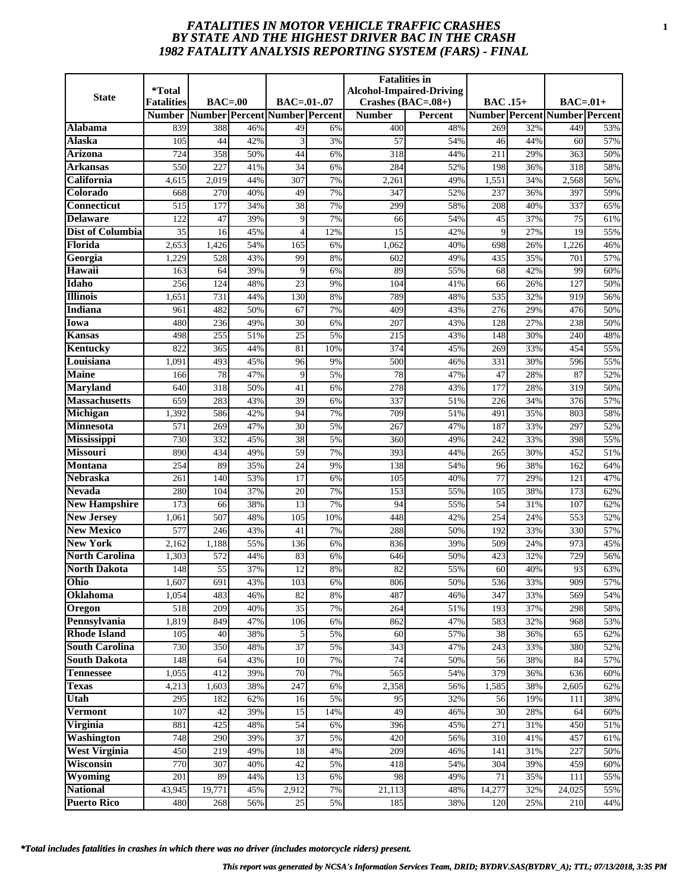# *FATALITIES IN MOTOR VEHICLE TRAFFIC CRASHES BY STATE AND THE HIGHEST DRIVER BAC IN THE CRASH 1982 FATALITY ANALYSIS REPORTING SYSTEM (FARS) - FINAL*

| State | *Total Fatalities | BAC=.00 | | BAC=.01-.07 | | Fatalities in Alcohol-Impaired-Driving Crashes (BAC=.08+) | | BAC .15+ | | BAC=.01+ | |
|---|---|---|---|---|---|---|---|---|---|---|---|
| | Number | Number | Percent | Number | Percent | Number | Percent | Number | Percent | Number | Percent |
| Alabama | 839 | 388 | 46% | 49 | 6% | 400 | 48% | 269 | 32% | 449 | 53% |
| Alaska | 105 | 44 | 42% | 3 | 3% | 57 | 54% | 46 | 44% | 60 | 57% |
| Arizona | 724 | 358 | 50% | 44 | 6% | 318 | 44% | 211 | 29% | 363 | 50% |
| Arkansas | 550 | 227 | 41% | 34 | 6% | 284 | 52% | 198 | 36% | 318 | 58% |
| California | 4,615 | 2,019 | 44% | 307 | 7% | 2,261 | 49% | 1,551 | 34% | 2,568 | 56% |
| Colorado | 668 | 270 | 40% | 49 | 7% | 347 | 52% | 237 | 36% | 397 | 59% |
| Connecticut | 515 | 177 | 34% | 38 | 7% | 299 | 58% | 208 | 40% | 337 | 65% |
| Delaware | 122 | 47 | 39% | 9 | 7% | 66 | 54% | 45 | 37% | 75 | 61% |
| Dist of Columbia | 35 | 16 | 45% | 4 | 12% | 15 | 42% | 9 | 27% | 19 | 55% |
| Florida | 2,653 | 1,426 | 54% | 165 | 6% | 1,062 | 40% | 698 | 26% | 1,226 | 46% |
| Georgia | 1,229 | 528 | 43% | 99 | 8% | 602 | 49% | 435 | 35% | 701 | 57% |
| Hawaii | 163 | 64 | 39% | 9 | 6% | 89 | 55% | 68 | 42% | 99 | 60% |
| Idaho | 256 | 124 | 48% | 23 | 9% | 104 | 41% | 66 | 26% | 127 | 50% |
| Illinois | 1,651 | 731 | 44% | 130 | 8% | 789 | 48% | 535 | 32% | 919 | 56% |
| Indiana | 961 | 482 | 50% | 67 | 7% | 409 | 43% | 276 | 29% | 476 | 50% |
| Iowa | 480 | 236 | 49% | 30 | 6% | 207 | 43% | 128 | 27% | 238 | 50% |
| Kansas | 498 | 255 | 51% | 25 | 5% | 215 | 43% | 148 | 30% | 240 | 48% |
| Kentucky | 822 | 365 | 44% | 81 | 10% | 374 | 45% | 269 | 33% | 454 | 55% |
| Louisiana | 1,091 | 493 | 45% | 96 | 9% | 500 | 46% | 331 | 30% | 596 | 55% |
| Maine | 166 | 78 | 47% | 9 | 5% | 78 | 47% | 47 | 28% | 87 | 52% |
| Maryland | 640 | 318 | 50% | 41 | 6% | 278 | 43% | 177 | 28% | 319 | 50% |
| Massachusetts | 659 | 283 | 43% | 39 | 6% | 337 | 51% | 226 | 34% | 376 | 57% |
| Michigan | 1,392 | 586 | 42% | 94 | 7% | 709 | 51% | 491 | 35% | 803 | 58% |
| Minnesota | 571 | 269 | 47% | 30 | 5% | 267 | 47% | 187 | 33% | 297 | 52% |
| Mississippi | 730 | 332 | 45% | 38 | 5% | 360 | 49% | 242 | 33% | 398 | 55% |
| Missouri | 890 | 434 | 49% | 59 | 7% | 393 | 44% | 265 | 30% | 452 | 51% |
| Montana | 254 | 89 | 35% | 24 | 9% | 138 | 54% | 96 | 38% | 162 | 64% |
| Nebraska | 261 | 140 | 53% | 17 | 6% | 105 | 40% | 77 | 29% | 121 | 47% |
| Nevada | 280 | 104 | 37% | 20 | 7% | 153 | 55% | 105 | 38% | 173 | 62% |
| New Hampshire | 173 | 66 | 38% | 13 | 7% | 94 | 55% | 54 | 31% | 107 | 62% |
| New Jersey | 1,061 | 507 | 48% | 105 | 10% | 448 | 42% | 254 | 24% | 553 | 52% |
| New Mexico | 577 | 246 | 43% | 41 | 7% | 288 | 50% | 192 | 33% | 330 | 57% |
| New York | 2,162 | 1,188 | 55% | 136 | 6% | 836 | 39% | 509 | 24% | 973 | 45% |
| North Carolina | 1,303 | 572 | 44% | 83 | 6% | 646 | 50% | 423 | 32% | 729 | 56% |
| North Dakota | 148 | 55 | 37% | 12 | 8% | 82 | 55% | 60 | 40% | 93 | 63% |
| Ohio | 1,607 | 691 | 43% | 103 | 6% | 806 | 50% | 536 | 33% | 909 | 57% |
| Oklahoma | 1,054 | 483 | 46% | 82 | 8% | 487 | 46% | 347 | 33% | 569 | 54% |
| Oregon | 518 | 209 | 40% | 35 | 7% | 264 | 51% | 193 | 37% | 298 | 58% |
| Pennsylvania | 1,819 | 849 | 47% | 106 | 6% | 862 | 47% | 583 | 32% | 968 | 53% |
| Rhode Island | 105 | 40 | 38% | 5 | 5% | 60 | 57% | 38 | 36% | 65 | 62% |
| South Carolina | 730 | 350 | 48% | 37 | 5% | 343 | 47% | 243 | 33% | 380 | 52% |
| South Dakota | 148 | 64 | 43% | 10 | 7% | 74 | 50% | 56 | 38% | 84 | 57% |
| Tennessee | 1,055 | 412 | 39% | 70 | 7% | 565 | 54% | 379 | 36% | 636 | 60% |
| Texas | 4,213 | 1,603 | 38% | 247 | 6% | 2,358 | 56% | 1,585 | 38% | 2,605 | 62% |
| Utah | 295 | 182 | 62% | 16 | 5% | 95 | 32% | 56 | 19% | 111 | 38% |
| Vermont | 107 | 42 | 39% | 15 | 14% | 49 | 46% | 30 | 28% | 64 | 60% |
| Virginia | 881 | 425 | 48% | 54 | 6% | 396 | 45% | 271 | 31% | 450 | 51% |
| Washington | 748 | 290 | 39% | 37 | 5% | 420 | 56% | 310 | 41% | 457 | 61% |
| West Virginia | 450 | 219 | 49% | 18 | 4% | 209 | 46% | 141 | 31% | 227 | 50% |
| Wisconsin | 770 | 307 | 40% | 42 | 5% | 418 | 54% | 304 | 39% | 459 | 60% |
| Wyoming | 201 | 89 | 44% | 13 | 6% | 98 | 49% | 71 | 35% | 111 | 55% |
| National | 43,945 | 19,771 | 45% | 2,912 | 7% | 21,113 | 48% | 14,277 | 32% | 24,025 | 55% |
| Puerto Rico | 480 | 268 | 56% | 25 | 5% | 185 | 38% | 120 | 25% | 210 | 44% |

*\*Total includes fatalities in crashes in which there was no driver (includes motorcycle riders) present.*

*This report was generated by NCSA's Information Services Team, DRID; BYDRV.SAS(BYDRV_A); TTL; 07/13/2018, 3:35 PM*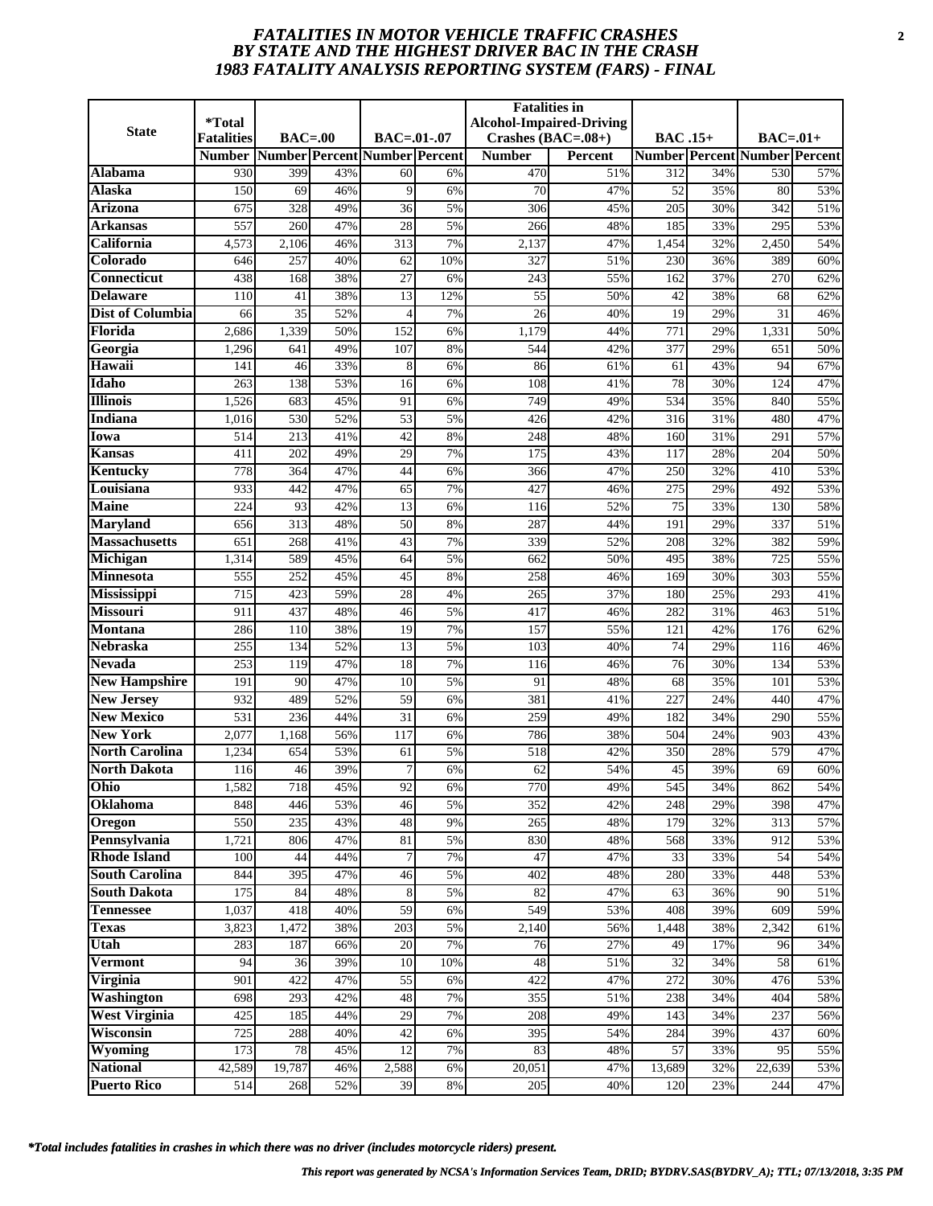***FATALITIES IN MOTOR VEHICLE TRAFFIC CRASHES BY STATE AND THE HIGHEST DRIVER BAC IN THE CRASH 1983 FATALITY ANALYSIS REPORTING SYSTEM (FARS) - FINAL***

| State | *Total Fatalities | BAC=.00 | | BAC=.01-.07 | | Fatalities in Alcohol-Impaired-Driving Crashes (BAC=.08+) | | BAC .15+ | | BAC=.01+ | |
|---|---|---|---|---|---|---|---|---|---|---|---|
| | Number | Number | Percent | Number | Percent | Number | Percent | Number | Percent | Number | Percent |
| **Alabama** | 930 | 399 | 43% | 60 | 6% | 470 | 51% | 312 | 34% | 530 | 57% |
| **Alaska** | 150 | 69 | 46% | 9 | 6% | 70 | 47% | 52 | 35% | 80 | 53% |
| **Arizona** | 675 | 328 | 49% | 36 | 5% | 306 | 45% | 205 | 30% | 342 | 51% |
| **Arkansas** | 557 | 260 | 47% | 28 | 5% | 266 | 48% | 185 | 33% | 295 | 53% |
| **California** | 4,573 | 2,106 | 46% | 313 | 7% | 2,137 | 47% | 1,454 | 32% | 2,450 | 54% |
| **Colorado** | 646 | 257 | 40% | 62 | 10% | 327 | 51% | 230 | 36% | 389 | 60% |
| **Connecticut** | 438 | 168 | 38% | 27 | 6% | 243 | 55% | 162 | 37% | 270 | 62% |
| **Delaware** | 110 | 41 | 38% | 13 | 12% | 55 | 50% | 42 | 38% | 68 | 62% |
| **Dist of Columbia** | 66 | 35 | 52% | 4 | 7% | 26 | 40% | 19 | 29% | 31 | 46% |
| **Florida** | 2,686 | 1,339 | 50% | 152 | 6% | 1,179 | 44% | 771 | 29% | 1,331 | 50% |
| **Georgia** | 1,296 | 641 | 49% | 107 | 8% | 544 | 42% | 377 | 29% | 651 | 50% |
| **Hawaii** | 141 | 46 | 33% | 8 | 6% | 86 | 61% | 61 | 43% | 94 | 67% |
| **Idaho** | 263 | 138 | 53% | 16 | 6% | 108 | 41% | 78 | 30% | 124 | 47% |
| **Illinois** | 1,526 | 683 | 45% | 91 | 6% | 749 | 49% | 534 | 35% | 840 | 55% |
| **Indiana** | 1,016 | 530 | 52% | 53 | 5% | 426 | 42% | 316 | 31% | 480 | 47% |
| **Iowa** | 514 | 213 | 41% | 42 | 8% | 248 | 48% | 160 | 31% | 291 | 57% |
| **Kansas** | 411 | 202 | 49% | 29 | 7% | 175 | 43% | 117 | 28% | 204 | 50% |
| **Kentucky** | 778 | 364 | 47% | 44 | 6% | 366 | 47% | 250 | 32% | 410 | 53% |
| **Louisiana** | 933 | 442 | 47% | 65 | 7% | 427 | 46% | 275 | 29% | 492 | 53% |
| **Maine** | 224 | 93 | 42% | 13 | 6% | 116 | 52% | 75 | 33% | 130 | 58% |
| **Maryland** | 656 | 313 | 48% | 50 | 8% | 287 | 44% | 191 | 29% | 337 | 51% |
| **Massachusetts** | 651 | 268 | 41% | 43 | 7% | 339 | 52% | 208 | 32% | 382 | 59% |
| **Michigan** | 1,314 | 589 | 45% | 64 | 5% | 662 | 50% | 495 | 38% | 725 | 55% |
| **Minnesota** | 555 | 252 | 45% | 45 | 8% | 258 | 46% | 169 | 30% | 303 | 55% |
| **Mississippi** | 715 | 423 | 59% | 28 | 4% | 265 | 37% | 180 | 25% | 293 | 41% |
| **Missouri** | 911 | 437 | 48% | 46 | 5% | 417 | 46% | 282 | 31% | 463 | 51% |
| **Montana** | 286 | 110 | 38% | 19 | 7% | 157 | 55% | 121 | 42% | 176 | 62% |
| **Nebraska** | 255 | 134 | 52% | 13 | 5% | 103 | 40% | 74 | 29% | 116 | 46% |
| **Nevada** | 253 | 119 | 47% | 18 | 7% | 116 | 46% | 76 | 30% | 134 | 53% |
| **New Hampshire** | 191 | 90 | 47% | 10 | 5% | 91 | 48% | 68 | 35% | 101 | 53% |
| **New Jersey** | 932 | 489 | 52% | 59 | 6% | 381 | 41% | 227 | 24% | 440 | 47% |
| **New Mexico** | 531 | 236 | 44% | 31 | 6% | 259 | 49% | 182 | 34% | 290 | 55% |
| **New York** | 2,077 | 1,168 | 56% | 117 | 6% | 786 | 38% | 504 | 24% | 903 | 43% |
| **North Carolina** | 1,234 | 654 | 53% | 61 | 5% | 518 | 42% | 350 | 28% | 579 | 47% |
| **North Dakota** | 116 | 46 | 39% | 7 | 6% | 62 | 54% | 45 | 39% | 69 | 60% |
| **Ohio** | 1,582 | 718 | 45% | 92 | 6% | 770 | 49% | 545 | 34% | 862 | 54% |
| **Oklahoma** | 848 | 446 | 53% | 46 | 5% | 352 | 42% | 248 | 29% | 398 | 47% |
| **Oregon** | 550 | 235 | 43% | 48 | 9% | 265 | 48% | 179 | 32% | 313 | 57% |
| **Pennsylvania** | 1,721 | 806 | 47% | 81 | 5% | 830 | 48% | 568 | 33% | 912 | 53% |
| **Rhode Island** | 100 | 44 | 44% | 7 | 7% | 47 | 47% | 33 | 33% | 54 | 54% |
| **South Carolina** | 844 | 395 | 47% | 46 | 5% | 402 | 48% | 280 | 33% | 448 | 53% |
| **South Dakota** | 175 | 84 | 48% | 8 | 5% | 82 | 47% | 63 | 36% | 90 | 51% |
| **Tennessee** | 1,037 | 418 | 40% | 59 | 6% | 549 | 53% | 408 | 39% | 609 | 59% |
| **Texas** | 3,823 | 1,472 | 38% | 203 | 5% | 2,140 | 56% | 1,448 | 38% | 2,342 | 61% |
| **Utah** | 283 | 187 | 66% | 20 | 7% | 76 | 27% | 49 | 17% | 96 | 34% |
| **Vermont** | 94 | 36 | 39% | 10 | 10% | 48 | 51% | 32 | 34% | 58 | 61% |
| **Virginia** | 901 | 422 | 47% | 55 | 6% | 422 | 47% | 272 | 30% | 476 | 53% |
| **Washington** | 698 | 293 | 42% | 48 | 7% | 355 | 51% | 238 | 34% | 404 | 58% |
| **West Virginia** | 425 | 185 | 44% | 29 | 7% | 208 | 49% | 143 | 34% | 237 | 56% |
| **Wisconsin** | 725 | 288 | 40% | 42 | 6% | 395 | 54% | 284 | 39% | 437 | 60% |
| **Wyoming** | 173 | 78 | 45% | 12 | 7% | 83 | 48% | 57 | 33% | 95 | 55% |
| **National** | 42,589 | 19,787 | 46% | 2,588 | 6% | 20,051 | 47% | 13,689 | 32% | 22,639 | 53% |
| **Puerto Rico** | 514 | 268 | 52% | 39 | 8% | 205 | 40% | 120 | 23% | 244 | 47% |

***Total includes fatalities in crashes in which there was no driver (includes motorcycle riders) present.**

***This report was generated by NCSA's Information Services Team, DRID; BYDRV.SAS(BYDRV_A); TTL; 07/13/2018, 3:35 PM***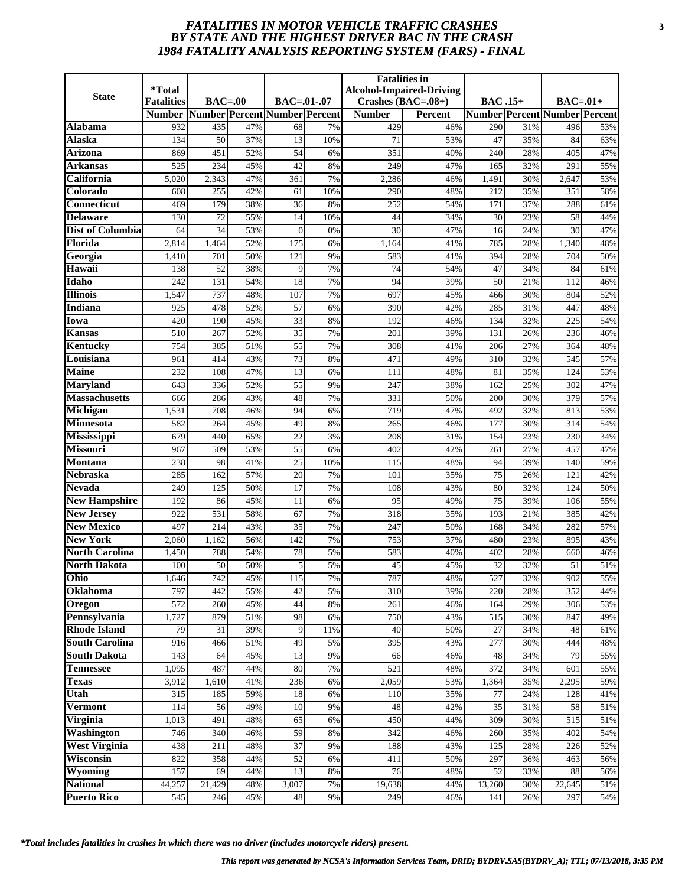# FATALITIES IN MOTOR VEHICLE TRAFFIC CRASHES BY STATE AND THE HIGHEST DRIVER BAC IN THE CRASH 1984 FATALITY ANALYSIS REPORTING SYSTEM (FARS) - FINAL

| State | *Total Fatalities | BAC=.00 | | BAC=.01-.07 | | Fatalities in Alcohol-Impaired-Driving Crashes (BAC=.08+) | | BAC .15+ | | BAC=.01+ | |
|---|---|---|---|---|---|---|---|---|---|---|---|
| | Number | Number | Percent | Number | Percent | Number | Percent | Number | Percent | Number | Percent |
| Alabama | 932 | 435 | 47% | 68 | 7% | 429 | 46% | 290 | 31% | 496 | 53% |
| Alaska | 134 | 50 | 37% | 13 | 10% | 71 | 53% | 47 | 35% | 84 | 63% |
| Arizona | 869 | 451 | 52% | 54 | 6% | 351 | 40% | 240 | 28% | 405 | 47% |
| Arkansas | 525 | 234 | 45% | 42 | 8% | 249 | 47% | 165 | 32% | 291 | 55% |
| California | 5,020 | 2,343 | 47% | 361 | 7% | 2,286 | 46% | 1,491 | 30% | 2,647 | 53% |
| Colorado | 608 | 255 | 42% | 61 | 10% | 290 | 48% | 212 | 35% | 351 | 58% |
| Connecticut | 469 | 179 | 38% | 36 | 8% | 252 | 54% | 171 | 37% | 288 | 61% |
| Delaware | 130 | 72 | 55% | 14 | 10% | 44 | 34% | 30 | 23% | 58 | 44% |
| Dist of Columbia | 64 | 34 | 53% | 0 | 0% | 30 | 47% | 16 | 24% | 30 | 47% |
| Florida | 2,814 | 1,464 | 52% | 175 | 6% | 1,164 | 41% | 785 | 28% | 1,340 | 48% |
| Georgia | 1,410 | 701 | 50% | 121 | 9% | 583 | 41% | 394 | 28% | 704 | 50% |
| Hawaii | 138 | 52 | 38% | 9 | 7% | 74 | 54% | 47 | 34% | 84 | 61% |
| Idaho | 242 | 131 | 54% | 18 | 7% | 94 | 39% | 50 | 21% | 112 | 46% |
| Illinois | 1,547 | 737 | 48% | 107 | 7% | 697 | 45% | 466 | 30% | 804 | 52% |
| Indiana | 925 | 478 | 52% | 57 | 6% | 390 | 42% | 285 | 31% | 447 | 48% |
| Iowa | 420 | 190 | 45% | 33 | 8% | 192 | 46% | 134 | 32% | 225 | 54% |
| Kansas | 510 | 267 | 52% | 35 | 7% | 201 | 39% | 131 | 26% | 236 | 46% |
| Kentucky | 754 | 385 | 51% | 55 | 7% | 308 | 41% | 206 | 27% | 364 | 48% |
| Louisiana | 961 | 414 | 43% | 73 | 8% | 471 | 49% | 310 | 32% | 545 | 57% |
| Maine | 232 | 108 | 47% | 13 | 6% | 111 | 48% | 81 | 35% | 124 | 53% |
| Maryland | 643 | 336 | 52% | 55 | 9% | 247 | 38% | 162 | 25% | 302 | 47% |
| Massachusetts | 666 | 286 | 43% | 48 | 7% | 331 | 50% | 200 | 30% | 379 | 57% |
| Michigan | 1,531 | 708 | 46% | 94 | 6% | 719 | 47% | 492 | 32% | 813 | 53% |
| Minnesota | 582 | 264 | 45% | 49 | 8% | 265 | 46% | 177 | 30% | 314 | 54% |
| Mississippi | 679 | 440 | 65% | 22 | 3% | 208 | 31% | 154 | 23% | 230 | 34% |
| Missouri | 967 | 509 | 53% | 55 | 6% | 402 | 42% | 261 | 27% | 457 | 47% |
| Montana | 238 | 98 | 41% | 25 | 10% | 115 | 48% | 94 | 39% | 140 | 59% |
| Nebraska | 285 | 162 | 57% | 20 | 7% | 101 | 35% | 75 | 26% | 121 | 42% |
| Nevada | 249 | 125 | 50% | 17 | 7% | 108 | 43% | 80 | 32% | 124 | 50% |
| New Hampshire | 192 | 86 | 45% | 11 | 6% | 95 | 49% | 75 | 39% | 106 | 55% |
| New Jersey | 922 | 531 | 58% | 67 | 7% | 318 | 35% | 193 | 21% | 385 | 42% |
| New Mexico | 497 | 214 | 43% | 35 | 7% | 247 | 50% | 168 | 34% | 282 | 57% |
| New York | 2,060 | 1,162 | 56% | 142 | 7% | 753 | 37% | 480 | 23% | 895 | 43% |
| North Carolina | 1,450 | 788 | 54% | 78 | 5% | 583 | 40% | 402 | 28% | 660 | 46% |
| North Dakota | 100 | 50 | 50% | 5 | 5% | 45 | 45% | 32 | 32% | 51 | 51% |
| Ohio | 1,646 | 742 | 45% | 115 | 7% | 787 | 48% | 527 | 32% | 902 | 55% |
| Oklahoma | 797 | 442 | 55% | 42 | 5% | 310 | 39% | 220 | 28% | 352 | 44% |
| Oregon | 572 | 260 | 45% | 44 | 8% | 261 | 46% | 164 | 29% | 306 | 53% |
| Pennsylvania | 1,727 | 879 | 51% | 98 | 6% | 750 | 43% | 515 | 30% | 847 | 49% |
| Rhode Island | 79 | 31 | 39% | 9 | 11% | 40 | 50% | 27 | 34% | 48 | 61% |
| South Carolina | 916 | 466 | 51% | 49 | 5% | 395 | 43% | 277 | 30% | 444 | 48% |
| South Dakota | 143 | 64 | 45% | 13 | 9% | 66 | 46% | 48 | 34% | 79 | 55% |
| Tennessee | 1,095 | 487 | 44% | 80 | 7% | 521 | 48% | 372 | 34% | 601 | 55% |
| Texas | 3,912 | 1,610 | 41% | 236 | 6% | 2,059 | 53% | 1,364 | 35% | 2,295 | 59% |
| Utah | 315 | 185 | 59% | 18 | 6% | 110 | 35% | 77 | 24% | 128 | 41% |
| Vermont | 114 | 56 | 49% | 10 | 9% | 48 | 42% | 35 | 31% | 58 | 51% |
| Virginia | 1,013 | 491 | 48% | 65 | 6% | 450 | 44% | 309 | 30% | 515 | 51% |
| Washington | 746 | 340 | 46% | 59 | 8% | 342 | 46% | 260 | 35% | 402 | 54% |
| West Virginia | 438 | 211 | 48% | 37 | 9% | 188 | 43% | 125 | 28% | 226 | 52% |
| Wisconsin | 822 | 358 | 44% | 52 | 6% | 411 | 50% | 297 | 36% | 463 | 56% |
| Wyoming | 157 | 69 | 44% | 13 | 8% | 76 | 48% | 52 | 33% | 88 | 56% |
| National | 44,257 | 21,429 | 48% | 3,007 | 7% | 19,638 | 44% | 13,260 | 30% | 22,645 | 51% |
| Puerto Rico | 545 | 246 | 45% | 48 | 9% | 249 | 46% | 141 | 26% | 297 | 54% |

*\*Total includes fatalities in crashes in which there was no driver (includes motorcycle riders) present.*

*This report was generated by NCSA's Information Services Team, DRID; BYDRV.SAS(BYDRV_A); TTL; 07/13/2018, 3:35 PM*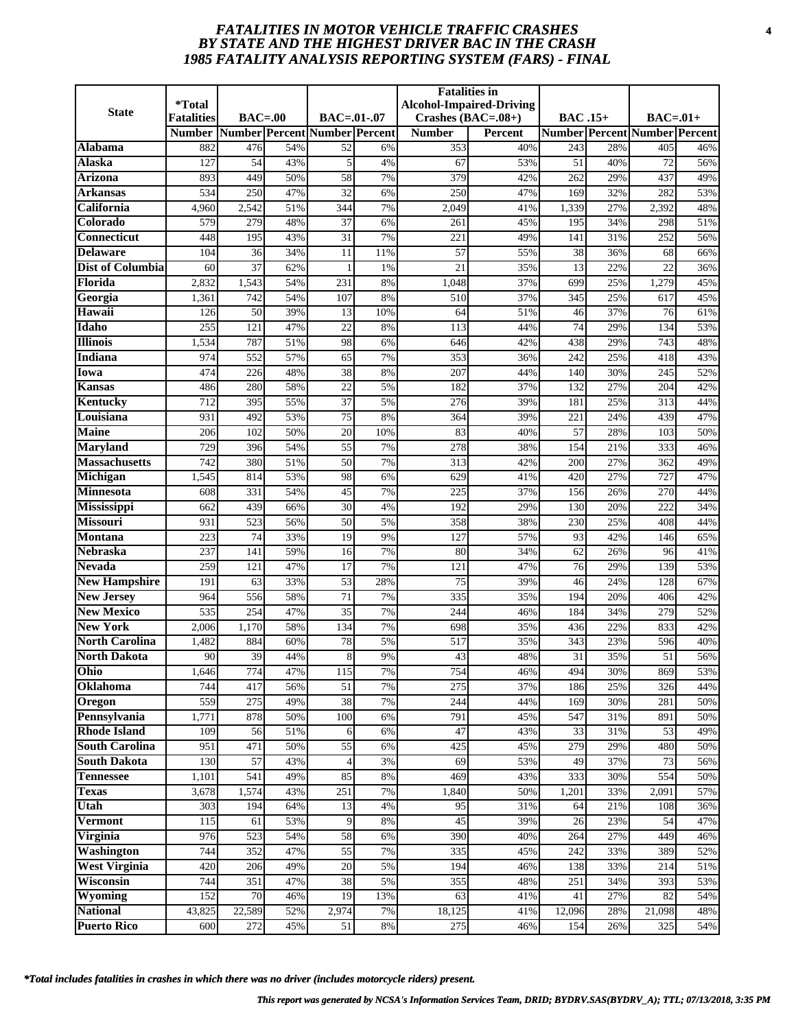# FATALITIES IN MOTOR VEHICLE TRAFFIC CRASHES BY STATE AND THE HIGHEST DRIVER BAC IN THE CRASH 1985 FATALITY ANALYSIS REPORTING SYSTEM (FARS) - FINAL

| State | *Total Fatalities | BAC=.00 | | BAC=.01-.07 | | Fatalities in Alcohol-Impaired-Driving Crashes (BAC=.08+) | | BAC .15+ | | BAC=.01+ | |
|---|---|---|---|---|---|---|---|---|---|---|---|
| | Number | Number | Percent | Number | Percent | Number | Percent | Number | Percent | Number | Percent |
| **Alabama** | 882 | 476 | 54% | 52 | 6% | 353 | 40% | 243 | 28% | 405 | 46% |
| **Alaska** | 127 | 54 | 43% | 5 | 4% | 67 | 53% | 51 | 40% | 72 | 56% |
| **Arizona** | 893 | 449 | 50% | 58 | 7% | 379 | 42% | 262 | 29% | 437 | 49% |
| **Arkansas** | 534 | 250 | 47% | 32 | 6% | 250 | 47% | 169 | 32% | 282 | 53% |
| **California** | 4,960 | 2,542 | 51% | 344 | 7% | 2,049 | 41% | 1,339 | 27% | 2,392 | 48% |
| **Colorado** | 579 | 279 | 48% | 37 | 6% | 261 | 45% | 195 | 34% | 298 | 51% |
| **Connecticut** | 448 | 195 | 43% | 31 | 7% | 221 | 49% | 141 | 31% | 252 | 56% |
| **Delaware** | 104 | 36 | 34% | 11 | 11% | 57 | 55% | 38 | 36% | 68 | 66% |
| **Dist of Columbia** | 60 | 37 | 62% | 1 | 1% | 21 | 35% | 13 | 22% | 22 | 36% |
| **Florida** | 2,832 | 1,543 | 54% | 231 | 8% | 1,048 | 37% | 699 | 25% | 1,279 | 45% |
| **Georgia** | 1,361 | 742 | 54% | 107 | 8% | 510 | 37% | 345 | 25% | 617 | 45% |
| **Hawaii** | 126 | 50 | 39% | 13 | 10% | 64 | 51% | 46 | 37% | 76 | 61% |
| **Idaho** | 255 | 121 | 47% | 22 | 8% | 113 | 44% | 74 | 29% | 134 | 53% |
| **Illinois** | 1,534 | 787 | 51% | 98 | 6% | 646 | 42% | 438 | 29% | 743 | 48% |
| **Indiana** | 974 | 552 | 57% | 65 | 7% | 353 | 36% | 242 | 25% | 418 | 43% |
| **Iowa** | 474 | 226 | 48% | 38 | 8% | 207 | 44% | 140 | 30% | 245 | 52% |
| **Kansas** | 486 | 280 | 58% | 22 | 5% | 182 | 37% | 132 | 27% | 204 | 42% |
| **Kentucky** | 712 | 395 | 55% | 37 | 5% | 276 | 39% | 181 | 25% | 313 | 44% |
| **Louisiana** | 931 | 492 | 53% | 75 | 8% | 364 | 39% | 221 | 24% | 439 | 47% |
| **Maine** | 206 | 102 | 50% | 20 | 10% | 83 | 40% | 57 | 28% | 103 | 50% |
| **Maryland** | 729 | 396 | 54% | 55 | 7% | 278 | 38% | 154 | 21% | 333 | 46% |
| **Massachusetts** | 742 | 380 | 51% | 50 | 7% | 313 | 42% | 200 | 27% | 362 | 49% |
| **Michigan** | 1,545 | 814 | 53% | 98 | 6% | 629 | 41% | 420 | 27% | 727 | 47% |
| **Minnesota** | 608 | 331 | 54% | 45 | 7% | 225 | 37% | 156 | 26% | 270 | 44% |
| **Mississippi** | 662 | 439 | 66% | 30 | 4% | 192 | 29% | 130 | 20% | 222 | 34% |
| **Missouri** | 931 | 523 | 56% | 50 | 5% | 358 | 38% | 230 | 25% | 408 | 44% |
| **Montana** | 223 | 74 | 33% | 19 | 9% | 127 | 57% | 93 | 42% | 146 | 65% |
| **Nebraska** | 237 | 141 | 59% | 16 | 7% | 80 | 34% | 62 | 26% | 96 | 41% |
| **Nevada** | 259 | 121 | 47% | 17 | 7% | 121 | 47% | 76 | 29% | 139 | 53% |
| **New Hampshire** | 191 | 63 | 33% | 53 | 28% | 75 | 39% | 46 | 24% | 128 | 67% |
| **New Jersey** | 964 | 556 | 58% | 71 | 7% | 335 | 35% | 194 | 20% | 406 | 42% |
| **New Mexico** | 535 | 254 | 47% | 35 | 7% | 244 | 46% | 184 | 34% | 279 | 52% |
| **New York** | 2,006 | 1,170 | 58% | 134 | 7% | 698 | 35% | 436 | 22% | 833 | 42% |
| **North Carolina** | 1,482 | 884 | 60% | 78 | 5% | 517 | 35% | 343 | 23% | 596 | 40% |
| **North Dakota** | 90 | 39 | 44% | 8 | 9% | 43 | 48% | 31 | 35% | 51 | 56% |
| **Ohio** | 1,646 | 774 | 47% | 115 | 7% | 754 | 46% | 494 | 30% | 869 | 53% |
| **Oklahoma** | 744 | 417 | 56% | 51 | 7% | 275 | 37% | 186 | 25% | 326 | 44% |
| **Oregon** | 559 | 275 | 49% | 38 | 7% | 244 | 44% | 169 | 30% | 281 | 50% |
| **Pennsylvania** | 1,771 | 878 | 50% | 100 | 6% | 791 | 45% | 547 | 31% | 891 | 50% |
| **Rhode Island** | 109 | 56 | 51% | 6 | 6% | 47 | 43% | 33 | 31% | 53 | 49% |
| **South Carolina** | 951 | 471 | 50% | 55 | 6% | 425 | 45% | 279 | 29% | 480 | 50% |
| **South Dakota** | 130 | 57 | 43% | 4 | 3% | 69 | 53% | 49 | 37% | 73 | 56% |
| **Tennessee** | 1,101 | 541 | 49% | 85 | 8% | 469 | 43% | 333 | 30% | 554 | 50% |
| **Texas** | 3,678 | 1,574 | 43% | 251 | 7% | 1,840 | 50% | 1,201 | 33% | 2,091 | 57% |
| **Utah** | 303 | 194 | 64% | 13 | 4% | 95 | 31% | 64 | 21% | 108 | 36% |
| **Vermont** | 115 | 61 | 53% | 9 | 8% | 45 | 39% | 26 | 23% | 54 | 47% |
| **Virginia** | 976 | 523 | 54% | 58 | 6% | 390 | 40% | 264 | 27% | 449 | 46% |
| **Washington** | 744 | 352 | 47% | 55 | 7% | 335 | 45% | 242 | 33% | 389 | 52% |
| **West Virginia** | 420 | 206 | 49% | 20 | 5% | 194 | 46% | 138 | 33% | 214 | 51% |
| **Wisconsin** | 744 | 351 | 47% | 38 | 5% | 355 | 48% | 251 | 34% | 393 | 53% |
| **Wyoming** | 152 | 70 | 46% | 19 | 13% | 63 | 41% | 41 | 27% | 82 | 54% |
| **National** | 43,825 | 22,589 | 52% | 2,974 | 7% | 18,125 | 41% | 12,096 | 28% | 21,098 | 48% |
| **Puerto Rico** | 600 | 272 | 45% | 51 | 8% | 275 | 46% | 154 | 26% | 325 | 54% |

*\*Total includes fatalities in crashes in which there was no driver (includes motorcycle riders) present.*

*This report was generated by NCSA's Information Services Team, DRID; BYDRV.SAS(BYDRV_A); TTL; 07/13/2018, 3:35 PM*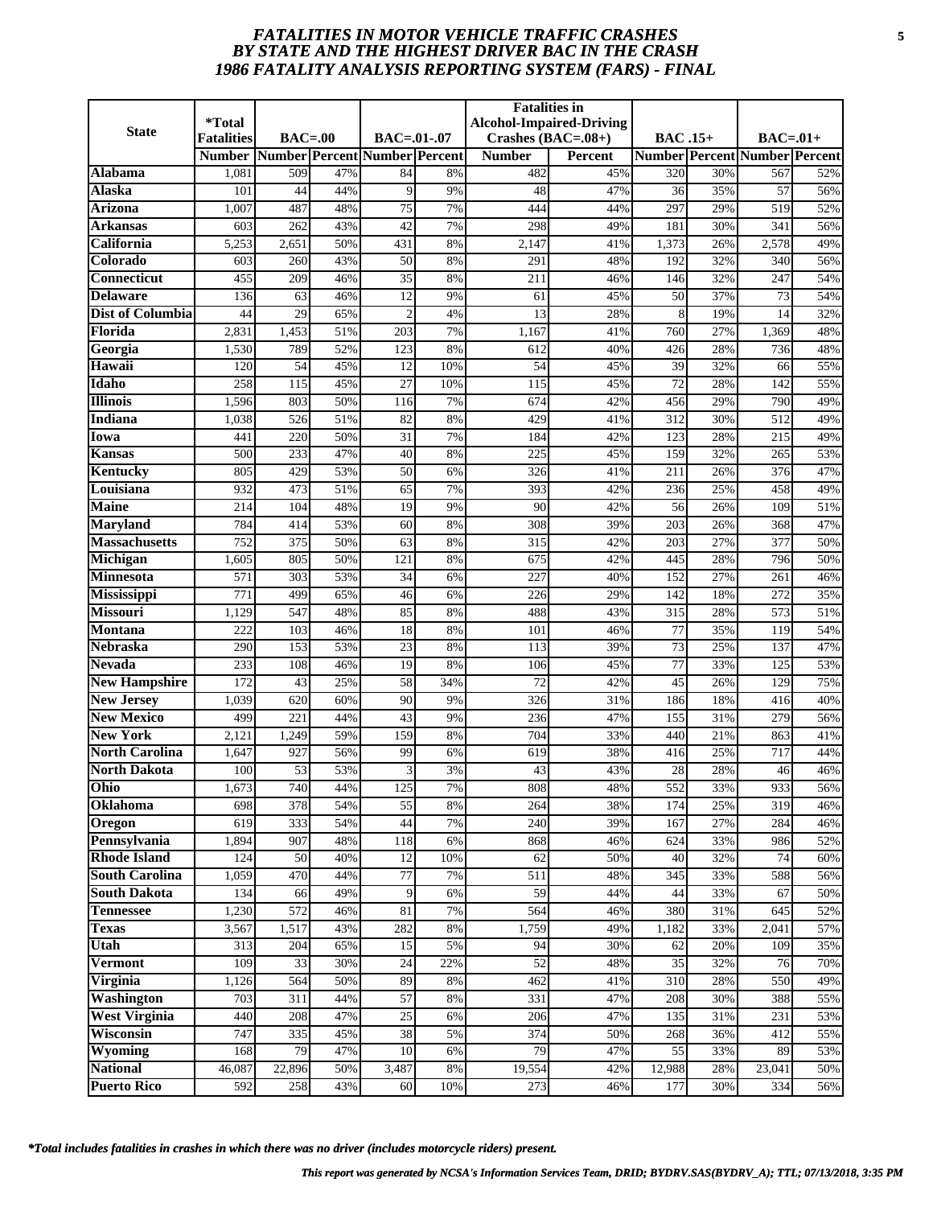# *FATALITIES IN MOTOR VEHICLE TRAFFIC CRASHES BY STATE AND THE HIGHEST DRIVER BAC IN THE CRASH 1986 FATALITY ANALYSIS REPORTING SYSTEM (FARS) - FINAL*

| State | *Total Fatalities | BAC=.00 | | BAC=.01-.07 | | Fatalities in Alcohol-Impaired-Driving Crashes (BAC=.08+) | | BAC .15+ | | BAC=.01+ | |
|---|---|---|---|---|---|---|---|---|---|---|---|
| | Number | Number | Percent | Number | Percent | Number | Percent | Number | Percent | Number | Percent |
| **Alabama** | 1,081 | 509 | 47% | 84 | 8% | 482 | 45% | 320 | 30% | 567 | 52% |
| **Alaska** | 101 | 44 | 44% | 9 | 9% | 48 | 47% | 36 | 35% | 57 | 56% |
| **Arizona** | 1,007 | 487 | 48% | 75 | 7% | 444 | 44% | 297 | 29% | 519 | 52% |
| **Arkansas** | 603 | 262 | 43% | 42 | 7% | 298 | 49% | 181 | 30% | 341 | 56% |
| **California** | 5,253 | 2,651 | 50% | 431 | 8% | 2,147 | 41% | 1,373 | 26% | 2,578 | 49% |
| **Colorado** | 603 | 260 | 43% | 50 | 8% | 291 | 48% | 192 | 32% | 340 | 56% |
| **Connecticut** | 455 | 209 | 46% | 35 | 8% | 211 | 46% | 146 | 32% | 247 | 54% |
| **Delaware** | 136 | 63 | 46% | 12 | 9% | 61 | 45% | 50 | 37% | 73 | 54% |
| **Dist of Columbia** | 44 | 29 | 65% | 2 | 4% | 13 | 28% | 8 | 19% | 14 | 32% |
| **Florida** | 2,831 | 1,453 | 51% | 203 | 7% | 1,167 | 41% | 760 | 27% | 1,369 | 48% |
| **Georgia** | 1,530 | 789 | 52% | 123 | 8% | 612 | 40% | 426 | 28% | 736 | 48% |
| **Hawaii** | 120 | 54 | 45% | 12 | 10% | 54 | 45% | 39 | 32% | 66 | 55% |
| **Idaho** | 258 | 115 | 45% | 27 | 10% | 115 | 45% | 72 | 28% | 142 | 55% |
| **Illinois** | 1,596 | 803 | 50% | 116 | 7% | 674 | 42% | 456 | 29% | 790 | 49% |
| **Indiana** | 1,038 | 526 | 51% | 82 | 8% | 429 | 41% | 312 | 30% | 512 | 49% |
| **Iowa** | 441 | 220 | 50% | 31 | 7% | 184 | 42% | 123 | 28% | 215 | 49% |
| **Kansas** | 500 | 233 | 47% | 40 | 8% | 225 | 45% | 159 | 32% | 265 | 53% |
| **Kentucky** | 805 | 429 | 53% | 50 | 6% | 326 | 41% | 211 | 26% | 376 | 47% |
| **Louisiana** | 932 | 473 | 51% | 65 | 7% | 393 | 42% | 236 | 25% | 458 | 49% |
| **Maine** | 214 | 104 | 48% | 19 | 9% | 90 | 42% | 56 | 26% | 109 | 51% |
| **Maryland** | 784 | 414 | 53% | 60 | 8% | 308 | 39% | 203 | 26% | 368 | 47% |
| **Massachusetts** | 752 | 375 | 50% | 63 | 8% | 315 | 42% | 203 | 27% | 377 | 50% |
| **Michigan** | 1,605 | 805 | 50% | 121 | 8% | 675 | 42% | 445 | 28% | 796 | 50% |
| **Minnesota** | 571 | 303 | 53% | 34 | 6% | 227 | 40% | 152 | 27% | 261 | 46% |
| **Mississippi** | 771 | 499 | 65% | 46 | 6% | 226 | 29% | 142 | 18% | 272 | 35% |
| **Missouri** | 1,129 | 547 | 48% | 85 | 8% | 488 | 43% | 315 | 28% | 573 | 51% |
| **Montana** | 222 | 103 | 46% | 18 | 8% | 101 | 46% | 77 | 35% | 119 | 54% |
| **Nebraska** | 290 | 153 | 53% | 23 | 8% | 113 | 39% | 73 | 25% | 137 | 47% |
| **Nevada** | 233 | 108 | 46% | 19 | 8% | 106 | 45% | 77 | 33% | 125 | 53% |
| **New Hampshire** | 172 | 43 | 25% | 58 | 34% | 72 | 42% | 45 | 26% | 129 | 75% |
| **New Jersey** | 1,039 | 620 | 60% | 90 | 9% | 326 | 31% | 186 | 18% | 416 | 40% |
| **New Mexico** | 499 | 221 | 44% | 43 | 9% | 236 | 47% | 155 | 31% | 279 | 56% |
| **New York** | 2,121 | 1,249 | 59% | 159 | 8% | 704 | 33% | 440 | 21% | 863 | 41% |
| **North Carolina** | 1,647 | 927 | 56% | 99 | 6% | 619 | 38% | 416 | 25% | 717 | 44% |
| **North Dakota** | 100 | 53 | 53% | 3 | 3% | 43 | 43% | 28 | 28% | 46 | 46% |
| **Ohio** | 1,673 | 740 | 44% | 125 | 7% | 808 | 48% | 552 | 33% | 933 | 56% |
| **Oklahoma** | 698 | 378 | 54% | 55 | 8% | 264 | 38% | 174 | 25% | 319 | 46% |
| **Oregon** | 619 | 333 | 54% | 44 | 7% | 240 | 39% | 167 | 27% | 284 | 46% |
| **Pennsylvania** | 1,894 | 907 | 48% | 118 | 6% | 868 | 46% | 624 | 33% | 986 | 52% |
| **Rhode Island** | 124 | 50 | 40% | 12 | 10% | 62 | 50% | 40 | 32% | 74 | 60% |
| **South Carolina** | 1,059 | 470 | 44% | 77 | 7% | 511 | 48% | 345 | 33% | 588 | 56% |
| **South Dakota** | 134 | 66 | 49% | 9 | 6% | 59 | 44% | 44 | 33% | 67 | 50% |
| **Tennessee** | 1,230 | 572 | 46% | 81 | 7% | 564 | 46% | 380 | 31% | 645 | 52% |
| **Texas** | 3,567 | 1,517 | 43% | 282 | 8% | 1,759 | 49% | 1,182 | 33% | 2,041 | 57% |
| **Utah** | 313 | 204 | 65% | 15 | 5% | 94 | 30% | 62 | 20% | 109 | 35% |
| **Vermont** | 109 | 33 | 30% | 24 | 22% | 52 | 48% | 35 | 32% | 76 | 70% |
| **Virginia** | 1,126 | 564 | 50% | 89 | 8% | 462 | 41% | 310 | 28% | 550 | 49% |
| **Washington** | 703 | 311 | 44% | 57 | 8% | 331 | 47% | 208 | 30% | 388 | 55% |
| **West Virginia** | 440 | 208 | 47% | 25 | 6% | 206 | 47% | 135 | 31% | 231 | 53% |
| **Wisconsin** | 747 | 335 | 45% | 38 | 5% | 374 | 50% | 268 | 36% | 412 | 55% |
| **Wyoming** | 168 | 79 | 47% | 10 | 6% | 79 | 47% | 55 | 33% | 89 | 53% |
| **National** | 46,087 | 22,896 | 50% | 3,487 | 8% | 19,554 | 42% | 12,988 | 28% | 23,041 | 50% |
| **Puerto Rico** | 592 | 258 | 43% | 60 | 10% | 273 | 46% | 177 | 30% | 334 | 56% |

*\*Total includes fatalities in crashes in which there was no driver (includes motorcycle riders) present.*

*This report was generated by NCSA's Information Services Team, DRID; BYDRV.SAS(BYDRV_A); TTL; 07/13/2018, 3:35 PM*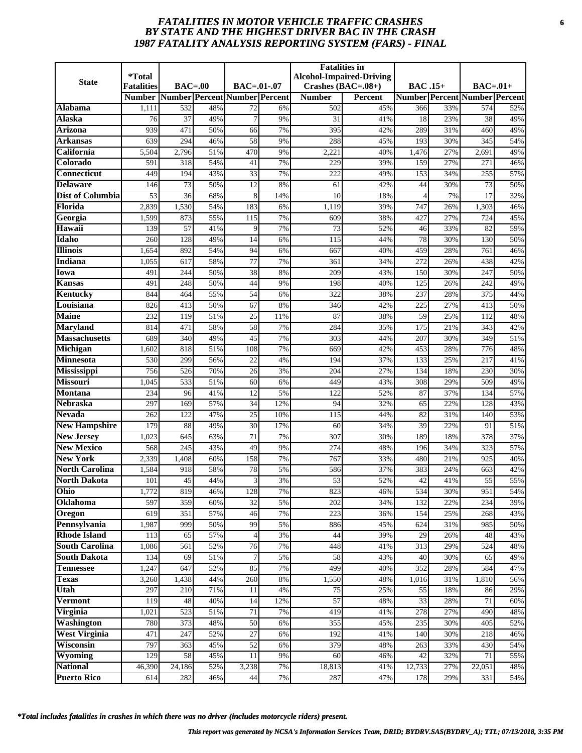# FATALITIES IN MOTOR VEHICLE TRAFFIC CRASHES BY STATE AND THE HIGHEST DRIVER BAC IN THE CRASH 1987 FATALITY ANALYSIS REPORTING SYSTEM (FARS) - FINAL

| State | *Total Fatalities | BAC=.00 | | BAC=.01-.07 | | Fatalities in Alcohol-Impaired-Driving Crashes (BAC=.08+) | | BAC .15+ | | BAC=.01+ | |
|---|---|---|---|---|---|---|---|---|---|---|---|
| | Number | Number | Percent | Number | Percent | Number | Percent | Number | Percent | Number | Percent |
| **Alabama** | 1,111 | 532 | 48% | 72 | 6% | 502 | 45% | 366 | 33% | 574 | 52% |
| **Alaska** | 76 | 37 | 49% | 7 | 9% | 31 | 41% | 18 | 23% | 38 | 49% |
| **Arizona** | 939 | 471 | 50% | 66 | 7% | 395 | 42% | 289 | 31% | 460 | 49% |
| **Arkansas** | 639 | 294 | 46% | 58 | 9% | 288 | 45% | 193 | 30% | 345 | 54% |
| **California** | 5,504 | 2,796 | 51% | 470 | 9% | 2,221 | 40% | 1,476 | 27% | 2,691 | 49% |
| **Colorado** | 591 | 318 | 54% | 41 | 7% | 229 | 39% | 159 | 27% | 271 | 46% |
| **Connecticut** | 449 | 194 | 43% | 33 | 7% | 222 | 49% | 153 | 34% | 255 | 57% |
| **Delaware** | 146 | 73 | 50% | 12 | 8% | 61 | 42% | 44 | 30% | 73 | 50% |
| **Dist of Columbia** | 53 | 36 | 68% | 8 | 14% | 10 | 18% | 4 | 7% | 17 | 32% |
| **Florida** | 2,839 | 1,530 | 54% | 183 | 6% | 1,119 | 39% | 747 | 26% | 1,303 | 46% |
| **Georgia** | 1,599 | 873 | 55% | 115 | 7% | 609 | 38% | 427 | 27% | 724 | 45% |
| **Hawaii** | 139 | 57 | 41% | 9 | 7% | 73 | 52% | 46 | 33% | 82 | 59% |
| **Idaho** | 260 | 128 | 49% | 14 | 6% | 115 | 44% | 78 | 30% | 130 | 50% |
| **Illinois** | 1,654 | 892 | 54% | 94 | 6% | 667 | 40% | 459 | 28% | 761 | 46% |
| **Indiana** | 1,055 | 617 | 58% | 77 | 7% | 361 | 34% | 272 | 26% | 438 | 42% |
| **Iowa** | 491 | 244 | 50% | 38 | 8% | 209 | 43% | 150 | 30% | 247 | 50% |
| **Kansas** | 491 | 248 | 50% | 44 | 9% | 198 | 40% | 125 | 26% | 242 | 49% |
| **Kentucky** | 844 | 464 | 55% | 54 | 6% | 322 | 38% | 237 | 28% | 375 | 44% |
| **Louisiana** | 826 | 413 | 50% | 67 | 8% | 346 | 42% | 225 | 27% | 413 | 50% |
| **Maine** | 232 | 119 | 51% | 25 | 11% | 87 | 38% | 59 | 25% | 112 | 48% |
| **Maryland** | 814 | 471 | 58% | 58 | 7% | 284 | 35% | 175 | 21% | 343 | 42% |
| **Massachusetts** | 689 | 340 | 49% | 45 | 7% | 303 | 44% | 207 | 30% | 349 | 51% |
| **Michigan** | 1,602 | 818 | 51% | 108 | 7% | 669 | 42% | 453 | 28% | 776 | 48% |
| **Minnesota** | 530 | 299 | 56% | 22 | 4% | 194 | 37% | 133 | 25% | 217 | 41% |
| **Mississippi** | 756 | 526 | 70% | 26 | 3% | 204 | 27% | 134 | 18% | 230 | 30% |
| **Missouri** | 1,045 | 533 | 51% | 60 | 6% | 449 | 43% | 308 | 29% | 509 | 49% |
| **Montana** | 234 | 96 | 41% | 12 | 5% | 122 | 52% | 87 | 37% | 134 | 57% |
| **Nebraska** | 297 | 169 | 57% | 34 | 12% | 94 | 32% | 65 | 22% | 128 | 43% |
| **Nevada** | 262 | 122 | 47% | 25 | 10% | 115 | 44% | 82 | 31% | 140 | 53% |
| **New Hampshire** | 179 | 88 | 49% | 30 | 17% | 60 | 34% | 39 | 22% | 91 | 51% |
| **New Jersey** | 1,023 | 645 | 63% | 71 | 7% | 307 | 30% | 189 | 18% | 378 | 37% |
| **New Mexico** | 568 | 245 | 43% | 49 | 9% | 274 | 48% | 196 | 34% | 323 | 57% |
| **New York** | 2,339 | 1,408 | 60% | 158 | 7% | 767 | 33% | 480 | 21% | 925 | 40% |
| **North Carolina** | 1,584 | 918 | 58% | 78 | 5% | 586 | 37% | 383 | 24% | 663 | 42% |
| **North Dakota** | 101 | 45 | 44% | 3 | 3% | 53 | 52% | 42 | 41% | 55 | 55% |
| **Ohio** | 1,772 | 819 | 46% | 128 | 7% | 823 | 46% | 534 | 30% | 951 | 54% |
| **Oklahoma** | 597 | 359 | 60% | 32 | 5% | 202 | 34% | 132 | 22% | 234 | 39% |
| **Oregon** | 619 | 351 | 57% | 46 | 7% | 223 | 36% | 154 | 25% | 268 | 43% |
| **Pennsylvania** | 1,987 | 999 | 50% | 99 | 5% | 886 | 45% | 624 | 31% | 985 | 50% |
| **Rhode Island** | 113 | 65 | 57% | 4 | 3% | 44 | 39% | 29 | 26% | 48 | 43% |
| **South Carolina** | 1,086 | 561 | 52% | 76 | 7% | 448 | 41% | 313 | 29% | 524 | 48% |
| **South Dakota** | 134 | 69 | 51% | 7 | 5% | 58 | 43% | 40 | 30% | 65 | 49% |
| **Tennessee** | 1,247 | 647 | 52% | 85 | 7% | 499 | 40% | 352 | 28% | 584 | 47% |
| **Texas** | 3,260 | 1,438 | 44% | 260 | 8% | 1,550 | 48% | 1,016 | 31% | 1,810 | 56% |
| **Utah** | 297 | 210 | 71% | 11 | 4% | 75 | 25% | 55 | 18% | 86 | 29% |
| **Vermont** | 119 | 48 | 40% | 14 | 12% | 57 | 48% | 33 | 28% | 71 | 60% |
| **Virginia** | 1,021 | 523 | 51% | 71 | 7% | 419 | 41% | 278 | 27% | 490 | 48% |
| **Washington** | 780 | 373 | 48% | 50 | 6% | 355 | 45% | 235 | 30% | 405 | 52% |
| **West Virginia** | 471 | 247 | 52% | 27 | 6% | 192 | 41% | 140 | 30% | 218 | 46% |
| **Wisconsin** | 797 | 363 | 45% | 52 | 6% | 379 | 48% | 263 | 33% | 430 | 54% |
| **Wyoming** | 129 | 58 | 45% | 11 | 9% | 60 | 46% | 42 | 32% | 71 | 55% |
| **National** | 46,390 | 24,186 | 52% | 3,238 | 7% | 18,813 | 41% | 12,733 | 27% | 22,051 | 48% |
| **Puerto Rico** | 614 | 282 | 46% | 44 | 7% | 287 | 47% | 178 | 29% | 331 | 54% |

*\*Total includes fatalities in crashes in which there was no driver (includes motorcycle riders) present.*

*This report was generated by NCSA's Information Services Team, DRID; BYDRV.SAS(BYDRV_A); TTL; 07/13/2018, 3:35 PM*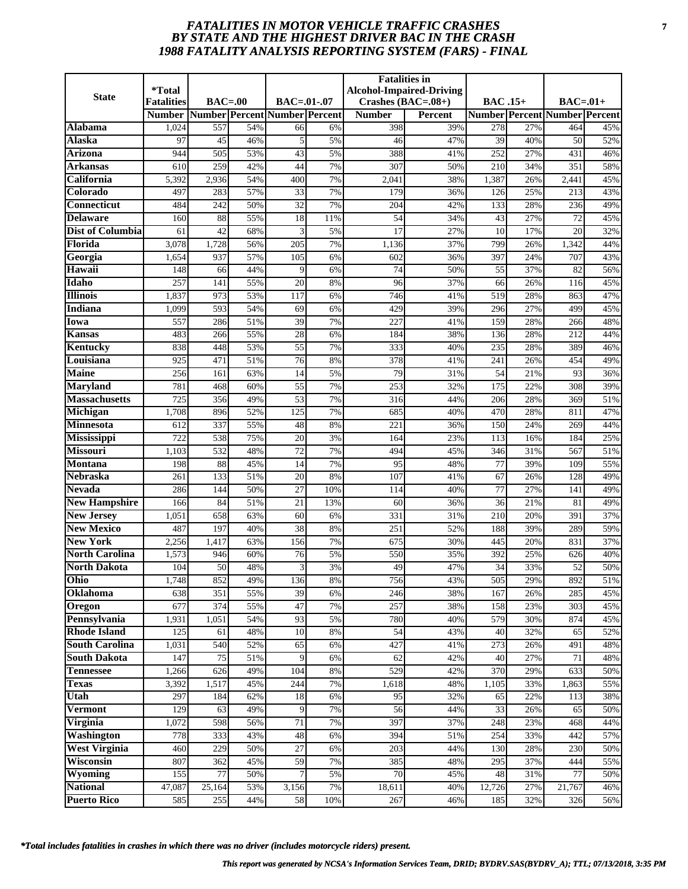# *FATALITIES IN MOTOR VEHICLE TRAFFIC CRASHES BY STATE AND THE HIGHEST DRIVER BAC IN THE CRASH 1988 FATALITY ANALYSIS REPORTING SYSTEM (FARS) - FINAL*

| State | *Total Fatalities | BAC=.00 | | BAC=.01-.07 | | Fatalities in Alcohol-Impaired-Driving Crashes (BAC=.08+) | | BAC .15+ | | BAC=.01+ | |
|---|---|---|---|---|---|---|---|---|---|---|---|
| | Number | Number | Percent | Number | Percent | Number | Percent | Number | Percent | Number | Percent |
| **Alabama** | 1,024 | 557 | 54% | 66 | 6% | 398 | 39% | 278 | 27% | 464 | 45% |
| **Alaska** | 97 | 45 | 46% | 5 | 5% | 46 | 47% | 39 | 40% | 50 | 52% |
| **Arizona** | 944 | 505 | 53% | 43 | 5% | 388 | 41% | 252 | 27% | 431 | 46% |
| **Arkansas** | 610 | 259 | 42% | 44 | 7% | 307 | 50% | 210 | 34% | 351 | 58% |
| **California** | 5,392 | 2,936 | 54% | 400 | 7% | 2,041 | 38% | 1,387 | 26% | 2,441 | 45% |
| **Colorado** | 497 | 283 | 57% | 33 | 7% | 179 | 36% | 126 | 25% | 213 | 43% |
| **Connecticut** | 484 | 242 | 50% | 32 | 7% | 204 | 42% | 133 | 28% | 236 | 49% |
| **Delaware** | 160 | 88 | 55% | 18 | 11% | 54 | 34% | 43 | 27% | 72 | 45% |
| **Dist of Columbia** | 61 | 42 | 68% | 3 | 5% | 17 | 27% | 10 | 17% | 20 | 32% |
| **Florida** | 3,078 | 1,728 | 56% | 205 | 7% | 1,136 | 37% | 799 | 26% | 1,342 | 44% |
| **Georgia** | 1,654 | 937 | 57% | 105 | 6% | 602 | 36% | 397 | 24% | 707 | 43% |
| **Hawaii** | 148 | 66 | 44% | 9 | 6% | 74 | 50% | 55 | 37% | 82 | 56% |
| **Idaho** | 257 | 141 | 55% | 20 | 8% | 96 | 37% | 66 | 26% | 116 | 45% |
| **Illinois** | 1,837 | 973 | 53% | 117 | 6% | 746 | 41% | 519 | 28% | 863 | 47% |
| **Indiana** | 1,099 | 593 | 54% | 69 | 6% | 429 | 39% | 296 | 27% | 499 | 45% |
| **Iowa** | 557 | 286 | 51% | 39 | 7% | 227 | 41% | 159 | 28% | 266 | 48% |
| **Kansas** | 483 | 266 | 55% | 28 | 6% | 184 | 38% | 136 | 28% | 212 | 44% |
| **Kentucky** | 838 | 448 | 53% | 55 | 7% | 333 | 40% | 235 | 28% | 389 | 46% |
| **Louisiana** | 925 | 471 | 51% | 76 | 8% | 378 | 41% | 241 | 26% | 454 | 49% |
| **Maine** | 256 | 161 | 63% | 14 | 5% | 79 | 31% | 54 | 21% | 93 | 36% |
| **Maryland** | 781 | 468 | 60% | 55 | 7% | 253 | 32% | 175 | 22% | 308 | 39% |
| **Massachusetts** | 725 | 356 | 49% | 53 | 7% | 316 | 44% | 206 | 28% | 369 | 51% |
| **Michigan** | 1,708 | 896 | 52% | 125 | 7% | 685 | 40% | 470 | 28% | 811 | 47% |
| **Minnesota** | 612 | 337 | 55% | 48 | 8% | 221 | 36% | 150 | 24% | 269 | 44% |
| **Mississippi** | 722 | 538 | 75% | 20 | 3% | 164 | 23% | 113 | 16% | 184 | 25% |
| **Missouri** | 1,103 | 532 | 48% | 72 | 7% | 494 | 45% | 346 | 31% | 567 | 51% |
| **Montana** | 198 | 88 | 45% | 14 | 7% | 95 | 48% | 77 | 39% | 109 | 55% |
| **Nebraska** | 261 | 133 | 51% | 20 | 8% | 107 | 41% | 67 | 26% | 128 | 49% |
| **Nevada** | 286 | 144 | 50% | 27 | 10% | 114 | 40% | 77 | 27% | 141 | 49% |
| **New Hampshire** | 166 | 84 | 51% | 21 | 13% | 60 | 36% | 36 | 21% | 81 | 49% |
| **New Jersey** | 1,051 | 658 | 63% | 60 | 6% | 331 | 31% | 210 | 20% | 391 | 37% |
| **New Mexico** | 487 | 197 | 40% | 38 | 8% | 251 | 52% | 188 | 39% | 289 | 59% |
| **New York** | 2,256 | 1,417 | 63% | 156 | 7% | 675 | 30% | 445 | 20% | 831 | 37% |
| **North Carolina** | 1,573 | 946 | 60% | 76 | 5% | 550 | 35% | 392 | 25% | 626 | 40% |
| **North Dakota** | 104 | 50 | 48% | 3 | 3% | 49 | 47% | 34 | 33% | 52 | 50% |
| **Ohio** | 1,748 | 852 | 49% | 136 | 8% | 756 | 43% | 505 | 29% | 892 | 51% |
| **Oklahoma** | 638 | 351 | 55% | 39 | 6% | 246 | 38% | 167 | 26% | 285 | 45% |
| **Oregon** | 677 | 374 | 55% | 47 | 7% | 257 | 38% | 158 | 23% | 303 | 45% |
| **Pennsylvania** | 1,931 | 1,051 | 54% | 93 | 5% | 780 | 40% | 579 | 30% | 874 | 45% |
| **Rhode Island** | 125 | 61 | 48% | 10 | 8% | 54 | 43% | 40 | 32% | 65 | 52% |
| **South Carolina** | 1,031 | 540 | 52% | 65 | 6% | 427 | 41% | 273 | 26% | 491 | 48% |
| **South Dakota** | 147 | 75 | 51% | 9 | 6% | 62 | 42% | 40 | 27% | 71 | 48% |
| **Tennessee** | 1,266 | 626 | 49% | 104 | 8% | 529 | 42% | 370 | 29% | 633 | 50% |
| **Texas** | 3,392 | 1,517 | 45% | 244 | 7% | 1,618 | 48% | 1,105 | 33% | 1,863 | 55% |
| **Utah** | 297 | 184 | 62% | 18 | 6% | 95 | 32% | 65 | 22% | 113 | 38% |
| **Vermont** | 129 | 63 | 49% | 9 | 7% | 56 | 44% | 33 | 26% | 65 | 50% |
| **Virginia** | 1,072 | 598 | 56% | 71 | 7% | 397 | 37% | 248 | 23% | 468 | 44% |
| **Washington** | 778 | 333 | 43% | 48 | 6% | 394 | 51% | 254 | 33% | 442 | 57% |
| **West Virginia** | 460 | 229 | 50% | 27 | 6% | 203 | 44% | 130 | 28% | 230 | 50% |
| **Wisconsin** | 807 | 362 | 45% | 59 | 7% | 385 | 48% | 295 | 37% | 444 | 55% |
| **Wyoming** | 155 | 77 | 50% | 7 | 5% | 70 | 45% | 48 | 31% | 77 | 50% |
| **National** | 47,087 | 25,164 | 53% | 3,156 | 7% | 18,611 | 40% | 12,726 | 27% | 21,767 | 46% |
| **Puerto Rico** | 585 | 255 | 44% | 58 | 10% | 267 | 46% | 185 | 32% | 326 | 56% |

***Total includes fatalities in crashes in which there was no driver (includes motorcycle riders) present.***

***This report was generated by NCSA's Information Services Team, DRID; BYDRV.SAS(BYDRV_A); TTL; 07/13/2018, 3:35 PM***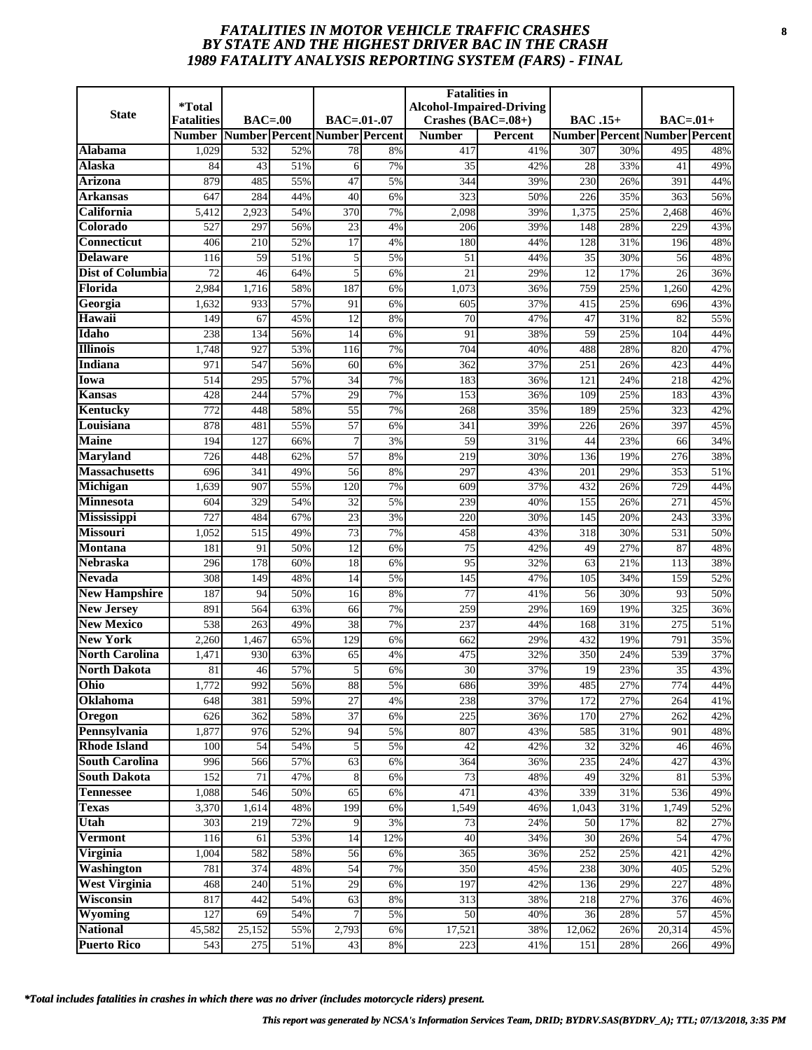# *FATALITIES IN MOTOR VEHICLE TRAFFIC CRASHES BY STATE AND THE HIGHEST DRIVER BAC IN THE CRASH 1989 FATALITY ANALYSIS REPORTING SYSTEM (FARS) - FINAL*

| State | *Total Fatalities | BAC=.00 | | BAC=.01-.07 | | Fatalities in Alcohol-Impaired-Driving Crashes (BAC=.08+) | | BAC .15+ | | BAC=.01+ | |
|---|---|---|---|---|---|---|---|---|---|---|---|
| | Number | Number | Percent | Number | Percent | Number | Percent | Number | Percent | Number | Percent |
| **Alabama** | 1,029 | 532 | 52% | 78 | 8% | 417 | 41% | 307 | 30% | 495 | 48% |
| **Alaska** | 84 | 43 | 51% | 6 | 7% | 35 | 42% | 28 | 33% | 41 | 49% |
| **Arizona** | 879 | 485 | 55% | 47 | 5% | 344 | 39% | 230 | 26% | 391 | 44% |
| **Arkansas** | 647 | 284 | 44% | 40 | 6% | 323 | 50% | 226 | 35% | 363 | 56% |
| **California** | 5,412 | 2,923 | 54% | 370 | 7% | 2,098 | 39% | 1,375 | 25% | 2,468 | 46% |
| **Colorado** | 527 | 297 | 56% | 23 | 4% | 206 | 39% | 148 | 28% | 229 | 43% |
| **Connecticut** | 406 | 210 | 52% | 17 | 4% | 180 | 44% | 128 | 31% | 196 | 48% |
| **Delaware** | 116 | 59 | 51% | 5 | 5% | 51 | 44% | 35 | 30% | 56 | 48% |
| **Dist of Columbia** | 72 | 46 | 64% | 5 | 6% | 21 | 29% | 12 | 17% | 26 | 36% |
| **Florida** | 2,984 | 1,716 | 58% | 187 | 6% | 1,073 | 36% | 759 | 25% | 1,260 | 42% |
| **Georgia** | 1,632 | 933 | 57% | 91 | 6% | 605 | 37% | 415 | 25% | 696 | 43% |
| **Hawaii** | 149 | 67 | 45% | 12 | 8% | 70 | 47% | 47 | 31% | 82 | 55% |
| **Idaho** | 238 | 134 | 56% | 14 | 6% | 91 | 38% | 59 | 25% | 104 | 44% |
| **Illinois** | 1,748 | 927 | 53% | 116 | 7% | 704 | 40% | 488 | 28% | 820 | 47% |
| **Indiana** | 971 | 547 | 56% | 60 | 6% | 362 | 37% | 251 | 26% | 423 | 44% |
| **Iowa** | 514 | 295 | 57% | 34 | 7% | 183 | 36% | 121 | 24% | 218 | 42% |
| **Kansas** | 428 | 244 | 57% | 29 | 7% | 153 | 36% | 109 | 25% | 183 | 43% |
| **Kentucky** | 772 | 448 | 58% | 55 | 7% | 268 | 35% | 189 | 25% | 323 | 42% |
| **Louisiana** | 878 | 481 | 55% | 57 | 6% | 341 | 39% | 226 | 26% | 397 | 45% |
| **Maine** | 194 | 127 | 66% | 7 | 3% | 59 | 31% | 44 | 23% | 66 | 34% |
| **Maryland** | 726 | 448 | 62% | 57 | 8% | 219 | 30% | 136 | 19% | 276 | 38% |
| **Massachusetts** | 696 | 341 | 49% | 56 | 8% | 297 | 43% | 201 | 29% | 353 | 51% |
| **Michigan** | 1,639 | 907 | 55% | 120 | 7% | 609 | 37% | 432 | 26% | 729 | 44% |
| **Minnesota** | 604 | 329 | 54% | 32 | 5% | 239 | 40% | 155 | 26% | 271 | 45% |
| **Mississippi** | 727 | 484 | 67% | 23 | 3% | 220 | 30% | 145 | 20% | 243 | 33% |
| **Missouri** | 1,052 | 515 | 49% | 73 | 7% | 458 | 43% | 318 | 30% | 531 | 50% |
| **Montana** | 181 | 91 | 50% | 12 | 6% | 75 | 42% | 49 | 27% | 87 | 48% |
| **Nebraska** | 296 | 178 | 60% | 18 | 6% | 95 | 32% | 63 | 21% | 113 | 38% |
| **Nevada** | 308 | 149 | 48% | 14 | 5% | 145 | 47% | 105 | 34% | 159 | 52% |
| **New Hampshire** | 187 | 94 | 50% | 16 | 8% | 77 | 41% | 56 | 30% | 93 | 50% |
| **New Jersey** | 891 | 564 | 63% | 66 | 7% | 259 | 29% | 169 | 19% | 325 | 36% |
| **New Mexico** | 538 | 263 | 49% | 38 | 7% | 237 | 44% | 168 | 31% | 275 | 51% |
| **New York** | 2,260 | 1,467 | 65% | 129 | 6% | 662 | 29% | 432 | 19% | 791 | 35% |
| **North Carolina** | 1,471 | 930 | 63% | 65 | 4% | 475 | 32% | 350 | 24% | 539 | 37% |
| **North Dakota** | 81 | 46 | 57% | 5 | 6% | 30 | 37% | 19 | 23% | 35 | 43% |
| **Ohio** | 1,772 | 992 | 56% | 88 | 5% | 686 | 39% | 485 | 27% | 774 | 44% |
| **Oklahoma** | 648 | 381 | 59% | 27 | 4% | 238 | 37% | 172 | 27% | 264 | 41% |
| **Oregon** | 626 | 362 | 58% | 37 | 6% | 225 | 36% | 170 | 27% | 262 | 42% |
| **Pennsylvania** | 1,877 | 976 | 52% | 94 | 5% | 807 | 43% | 585 | 31% | 901 | 48% |
| **Rhode Island** | 100 | 54 | 54% | 5 | 5% | 42 | 42% | 32 | 32% | 46 | 46% |
| **South Carolina** | 996 | 566 | 57% | 63 | 6% | 364 | 36% | 235 | 24% | 427 | 43% |
| **South Dakota** | 152 | 71 | 47% | 8 | 6% | 73 | 48% | 49 | 32% | 81 | 53% |
| **Tennessee** | 1,088 | 546 | 50% | 65 | 6% | 471 | 43% | 339 | 31% | 536 | 49% |
| **Texas** | 3,370 | 1,614 | 48% | 199 | 6% | 1,549 | 46% | 1,043 | 31% | 1,749 | 52% |
| **Utah** | 303 | 219 | 72% | 9 | 3% | 73 | 24% | 50 | 17% | 82 | 27% |
| **Vermont** | 116 | 61 | 53% | 14 | 12% | 40 | 34% | 30 | 26% | 54 | 47% |
| **Virginia** | 1,004 | 582 | 58% | 56 | 6% | 365 | 36% | 252 | 25% | 421 | 42% |
| **Washington** | 781 | 374 | 48% | 54 | 7% | 350 | 45% | 238 | 30% | 405 | 52% |
| **West Virginia** | 468 | 240 | 51% | 29 | 6% | 197 | 42% | 136 | 29% | 227 | 48% |
| **Wisconsin** | 817 | 442 | 54% | 63 | 8% | 313 | 38% | 218 | 27% | 376 | 46% |
| **Wyoming** | 127 | 69 | 54% | 7 | 5% | 50 | 40% | 36 | 28% | 57 | 45% |
| **National** | 45,582 | 25,152 | 55% | 2,793 | 6% | 17,521 | 38% | 12,062 | 26% | 20,314 | 45% |
| **Puerto Rico** | 543 | 275 | 51% | 43 | 8% | 223 | 41% | 151 | 28% | 266 | 49% |

*\*Total includes fatalities in crashes in which there was no driver (includes motorcycle riders) present.*

*This report was generated by NCSA's Information Services Team, DRID; BYDRV.SAS(BYDRV_A); TTL; 07/13/2018, 3:35 PM*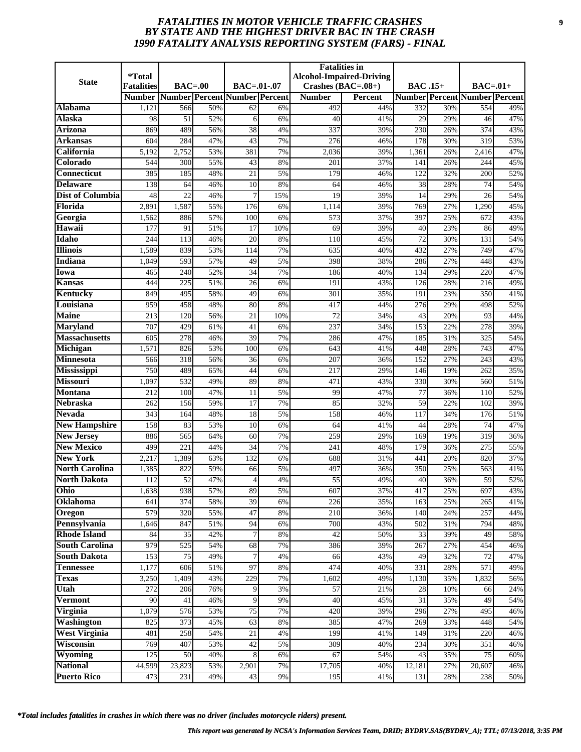# FATALITIES IN MOTOR VEHICLE TRAFFIC CRASHES BY STATE AND THE HIGHEST DRIVER BAC IN THE CRASH 1990 FATALITY ANALYSIS REPORTING SYSTEM (FARS) - FINAL

| State | *Total Fatalities | BAC=.00 | | BAC=.01-.07 | | Fatalities in Alcohol-Impaired-Driving Crashes (BAC=.08+) | | BAC .15+ | | BAC=.01+ | |
|---|---|---|---|---|---|---|---|---|---|---|---|
| | Number | Number | Percent | Number | Percent | Number | Percent | Number | Percent | Number | Percent |
| Alabama | 1,121 | 566 | 50% | 62 | 6% | 492 | 44% | 332 | 30% | 554 | 49% |
| Alaska | 98 | 51 | 52% | 6 | 6% | 40 | 41% | 29 | 29% | 46 | 47% |
| Arizona | 869 | 489 | 56% | 38 | 4% | 337 | 39% | 230 | 26% | 374 | 43% |
| Arkansas | 604 | 284 | 47% | 43 | 7% | 276 | 46% | 178 | 30% | 319 | 53% |
| California | 5,192 | 2,752 | 53% | 381 | 7% | 2,036 | 39% | 1,361 | 26% | 2,416 | 47% |
| Colorado | 544 | 300 | 55% | 43 | 8% | 201 | 37% | 141 | 26% | 244 | 45% |
| Connecticut | 385 | 185 | 48% | 21 | 5% | 179 | 46% | 122 | 32% | 200 | 52% |
| Delaware | 138 | 64 | 46% | 10 | 8% | 64 | 46% | 38 | 28% | 74 | 54% |
| Dist of Columbia | 48 | 22 | 46% | 7 | 15% | 19 | 39% | 14 | 29% | 26 | 54% |
| Florida | 2,891 | 1,587 | 55% | 176 | 6% | 1,114 | 39% | 769 | 27% | 1,290 | 45% |
| Georgia | 1,562 | 886 | 57% | 100 | 6% | 573 | 37% | 397 | 25% | 672 | 43% |
| Hawaii | 177 | 91 | 51% | 17 | 10% | 69 | 39% | 40 | 23% | 86 | 49% |
| Idaho | 244 | 113 | 46% | 20 | 8% | 110 | 45% | 72 | 30% | 131 | 54% |
| Illinois | 1,589 | 839 | 53% | 114 | 7% | 635 | 40% | 432 | 27% | 749 | 47% |
| Indiana | 1,049 | 593 | 57% | 49 | 5% | 398 | 38% | 286 | 27% | 448 | 43% |
| Iowa | 465 | 240 | 52% | 34 | 7% | 186 | 40% | 134 | 29% | 220 | 47% |
| Kansas | 444 | 225 | 51% | 26 | 6% | 191 | 43% | 126 | 28% | 216 | 49% |
| Kentucky | 849 | 495 | 58% | 49 | 6% | 301 | 35% | 191 | 23% | 350 | 41% |
| Louisiana | 959 | 458 | 48% | 80 | 8% | 417 | 44% | 276 | 29% | 498 | 52% |
| Maine | 213 | 120 | 56% | 21 | 10% | 72 | 34% | 43 | 20% | 93 | 44% |
| Maryland | 707 | 429 | 61% | 41 | 6% | 237 | 34% | 153 | 22% | 278 | 39% |
| Massachusetts | 605 | 278 | 46% | 39 | 7% | 286 | 47% | 185 | 31% | 325 | 54% |
| Michigan | 1,571 | 826 | 53% | 100 | 6% | 643 | 41% | 448 | 28% | 743 | 47% |
| Minnesota | 566 | 318 | 56% | 36 | 6% | 207 | 36% | 152 | 27% | 243 | 43% |
| Mississippi | 750 | 489 | 65% | 44 | 6% | 217 | 29% | 146 | 19% | 262 | 35% |
| Missouri | 1,097 | 532 | 49% | 89 | 8% | 471 | 43% | 330 | 30% | 560 | 51% |
| Montana | 212 | 100 | 47% | 11 | 5% | 99 | 47% | 77 | 36% | 110 | 52% |
| Nebraska | 262 | 156 | 59% | 17 | 7% | 85 | 32% | 59 | 22% | 102 | 39% |
| Nevada | 343 | 164 | 48% | 18 | 5% | 158 | 46% | 117 | 34% | 176 | 51% |
| New Hampshire | 158 | 83 | 53% | 10 | 6% | 64 | 41% | 44 | 28% | 74 | 47% |
| New Jersey | 886 | 565 | 64% | 60 | 7% | 259 | 29% | 169 | 19% | 319 | 36% |
| New Mexico | 499 | 221 | 44% | 34 | 7% | 241 | 48% | 179 | 36% | 275 | 55% |
| New York | 2,217 | 1,389 | 63% | 132 | 6% | 688 | 31% | 441 | 20% | 820 | 37% |
| North Carolina | 1,385 | 822 | 59% | 66 | 5% | 497 | 36% | 350 | 25% | 563 | 41% |
| North Dakota | 112 | 52 | 47% | 4 | 4% | 55 | 49% | 40 | 36% | 59 | 52% |
| Ohio | 1,638 | 938 | 57% | 89 | 5% | 607 | 37% | 417 | 25% | 697 | 43% |
| Oklahoma | 641 | 374 | 58% | 39 | 6% | 226 | 35% | 163 | 25% | 265 | 41% |
| Oregon | 579 | 320 | 55% | 47 | 8% | 210 | 36% | 140 | 24% | 257 | 44% |
| Pennsylvania | 1,646 | 847 | 51% | 94 | 6% | 700 | 43% | 502 | 31% | 794 | 48% |
| Rhode Island | 84 | 35 | 42% | 7 | 8% | 42 | 50% | 33 | 39% | 49 | 58% |
| South Carolina | 979 | 525 | 54% | 68 | 7% | 386 | 39% | 267 | 27% | 454 | 46% |
| South Dakota | 153 | 75 | 49% | 7 | 4% | 66 | 43% | 49 | 32% | 72 | 47% |
| Tennessee | 1,177 | 606 | 51% | 97 | 8% | 474 | 40% | 331 | 28% | 571 | 49% |
| Texas | 3,250 | 1,409 | 43% | 229 | 7% | 1,602 | 49% | 1,130 | 35% | 1,832 | 56% |
| Utah | 272 | 206 | 76% | 9 | 3% | 57 | 21% | 28 | 10% | 66 | 24% |
| Vermont | 90 | 41 | 46% | 9 | 9% | 40 | 45% | 31 | 35% | 49 | 54% |
| Virginia | 1,079 | 576 | 53% | 75 | 7% | 420 | 39% | 296 | 27% | 495 | 46% |
| Washington | 825 | 373 | 45% | 63 | 8% | 385 | 47% | 269 | 33% | 448 | 54% |
| West Virginia | 481 | 258 | 54% | 21 | 4% | 199 | 41% | 149 | 31% | 220 | 46% |
| Wisconsin | 769 | 407 | 53% | 42 | 5% | 309 | 40% | 234 | 30% | 351 | 46% |
| Wyoming | 125 | 50 | 40% | 8 | 6% | 67 | 54% | 43 | 35% | 75 | 60% |
| National | 44,599 | 23,823 | 53% | 2,901 | 7% | 17,705 | 40% | 12,181 | 27% | 20,607 | 46% |
| Puerto Rico | 473 | 231 | 49% | 43 | 9% | 195 | 41% | 131 | 28% | 238 | 50% |

*\*Total includes fatalities in crashes in which there was no driver (includes motorcycle riders) present.*

*This report was generated by NCSA's Information Services Team, DRID; BYDRV.SAS(BYDRV_A); TTL; 07/13/2018, 3:35 PM*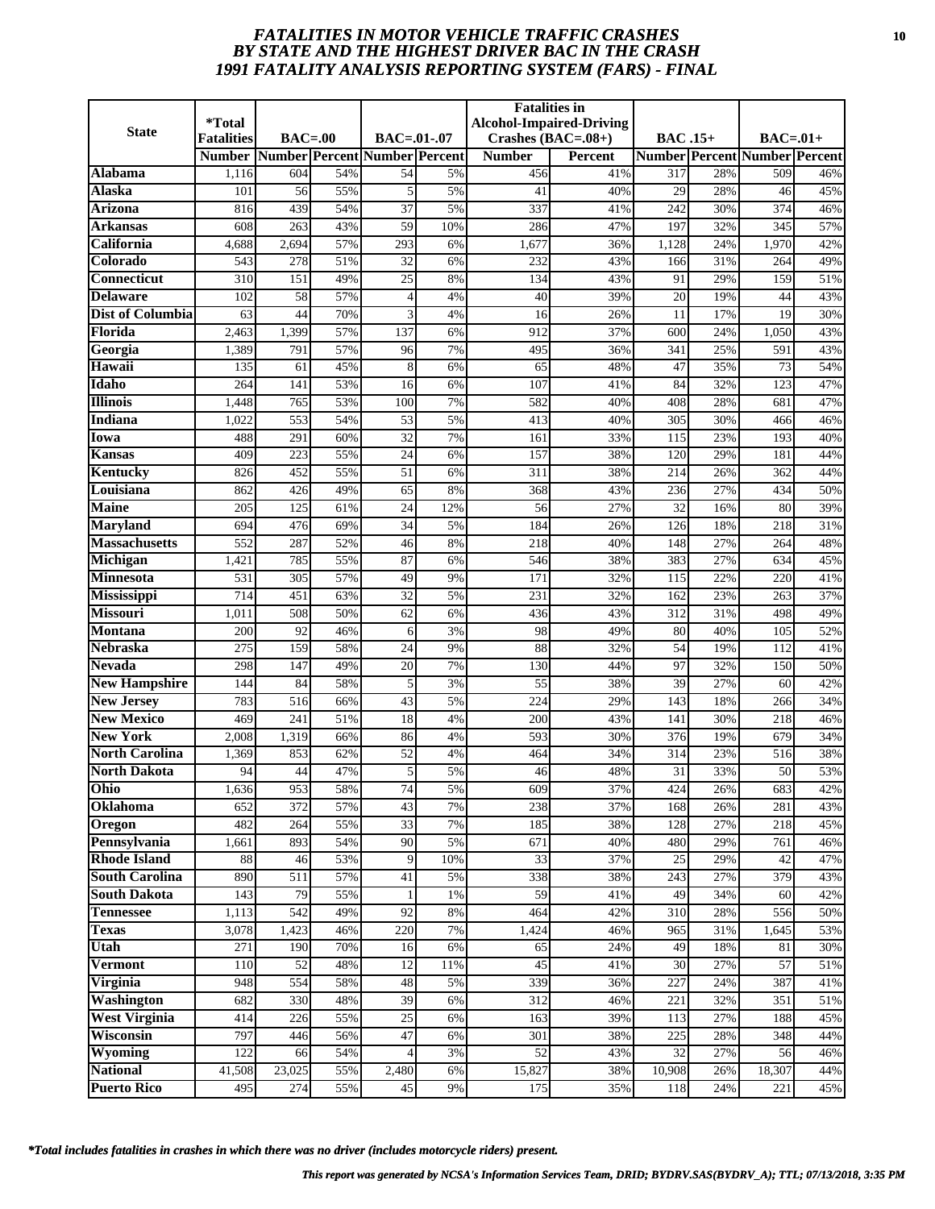# *FATALITIES IN MOTOR VEHICLE TRAFFIC CRASHES BY STATE AND THE HIGHEST DRIVER BAC IN THE CRASH 1991 FATALITY ANALYSIS REPORTING SYSTEM (FARS) - FINAL*

| State | *Total Fatalities | BAC=.00 | | BAC=.01-.07 | | Fatalities in Alcohol-Impaired-Driving Crashes (BAC=.08+) | | BAC .15+ | | BAC=.01+ | |
|---|---|---|---|---|---|---|---|---|---|---|---|
| | Number | Number | Percent | Number | Percent | Number | Percent | Number | Percent | Number | Percent |
| Alabama | 1,116 | 604 | 54% | 54 | 5% | 456 | 41% | 317 | 28% | 509 | 46% |
| Alaska | 101 | 56 | 55% | 5 | 5% | 41 | 40% | 29 | 28% | 46 | 45% |
| Arizona | 816 | 439 | 54% | 37 | 5% | 337 | 41% | 242 | 30% | 374 | 46% |
| Arkansas | 608 | 263 | 43% | 59 | 10% | 286 | 47% | 197 | 32% | 345 | 57% |
| California | 4,688 | 2,694 | 57% | 293 | 6% | 1,677 | 36% | 1,128 | 24% | 1,970 | 42% |
| Colorado | 543 | 278 | 51% | 32 | 6% | 232 | 43% | 166 | 31% | 264 | 49% |
| Connecticut | 310 | 151 | 49% | 25 | 8% | 134 | 43% | 91 | 29% | 159 | 51% |
| Delaware | 102 | 58 | 57% | 4 | 4% | 40 | 39% | 20 | 19% | 44 | 43% |
| Dist of Columbia | 63 | 44 | 70% | 3 | 4% | 16 | 26% | 11 | 17% | 19 | 30% |
| Florida | 2,463 | 1,399 | 57% | 137 | 6% | 912 | 37% | 600 | 24% | 1,050 | 43% |
| Georgia | 1,389 | 791 | 57% | 96 | 7% | 495 | 36% | 341 | 25% | 591 | 43% |
| Hawaii | 135 | 61 | 45% | 8 | 6% | 65 | 48% | 47 | 35% | 73 | 54% |
| Idaho | 264 | 141 | 53% | 16 | 6% | 107 | 41% | 84 | 32% | 123 | 47% |
| Illinois | 1,448 | 765 | 53% | 100 | 7% | 582 | 40% | 408 | 28% | 681 | 47% |
| Indiana | 1,022 | 553 | 54% | 53 | 5% | 413 | 40% | 305 | 30% | 466 | 46% |
| Iowa | 488 | 291 | 60% | 32 | 7% | 161 | 33% | 115 | 23% | 193 | 40% |
| Kansas | 409 | 223 | 55% | 24 | 6% | 157 | 38% | 120 | 29% | 181 | 44% |
| Kentucky | 826 | 452 | 55% | 51 | 6% | 311 | 38% | 214 | 26% | 362 | 44% |
| Louisiana | 862 | 426 | 49% | 65 | 8% | 368 | 43% | 236 | 27% | 434 | 50% |
| Maine | 205 | 125 | 61% | 24 | 12% | 56 | 27% | 32 | 16% | 80 | 39% |
| Maryland | 694 | 476 | 69% | 34 | 5% | 184 | 26% | 126 | 18% | 218 | 31% |
| Massachusetts | 552 | 287 | 52% | 46 | 8% | 218 | 40% | 148 | 27% | 264 | 48% |
| Michigan | 1,421 | 785 | 55% | 87 | 6% | 546 | 38% | 383 | 27% | 634 | 45% |
| Minnesota | 531 | 305 | 57% | 49 | 9% | 171 | 32% | 115 | 22% | 220 | 41% |
| Mississippi | 714 | 451 | 63% | 32 | 5% | 231 | 32% | 162 | 23% | 263 | 37% |
| Missouri | 1,011 | 508 | 50% | 62 | 6% | 436 | 43% | 312 | 31% | 498 | 49% |
| Montana | 200 | 92 | 46% | 6 | 3% | 98 | 49% | 80 | 40% | 105 | 52% |
| Nebraska | 275 | 159 | 58% | 24 | 9% | 88 | 32% | 54 | 19% | 112 | 41% |
| Nevada | 298 | 147 | 49% | 20 | 7% | 130 | 44% | 97 | 32% | 150 | 50% |
| New Hampshire | 144 | 84 | 58% | 5 | 3% | 55 | 38% | 39 | 27% | 60 | 42% |
| New Jersey | 783 | 516 | 66% | 43 | 5% | 224 | 29% | 143 | 18% | 266 | 34% |
| New Mexico | 469 | 241 | 51% | 18 | 4% | 200 | 43% | 141 | 30% | 218 | 46% |
| New York | 2,008 | 1,319 | 66% | 86 | 4% | 593 | 30% | 376 | 19% | 679 | 34% |
| North Carolina | 1,369 | 853 | 62% | 52 | 4% | 464 | 34% | 314 | 23% | 516 | 38% |
| North Dakota | 94 | 44 | 47% | 5 | 5% | 46 | 48% | 31 | 33% | 50 | 53% |
| Ohio | 1,636 | 953 | 58% | 74 | 5% | 609 | 37% | 424 | 26% | 683 | 42% |
| Oklahoma | 652 | 372 | 57% | 43 | 7% | 238 | 37% | 168 | 26% | 281 | 43% |
| Oregon | 482 | 264 | 55% | 33 | 7% | 185 | 38% | 128 | 27% | 218 | 45% |
| Pennsylvania | 1,661 | 893 | 54% | 90 | 5% | 671 | 40% | 480 | 29% | 761 | 46% |
| Rhode Island | 88 | 46 | 53% | 9 | 10% | 33 | 37% | 25 | 29% | 42 | 47% |
| South Carolina | 890 | 511 | 57% | 41 | 5% | 338 | 38% | 243 | 27% | 379 | 43% |
| South Dakota | 143 | 79 | 55% | 1 | 1% | 59 | 41% | 49 | 34% | 60 | 42% |
| Tennessee | 1,113 | 542 | 49% | 92 | 8% | 464 | 42% | 310 | 28% | 556 | 50% |
| Texas | 3,078 | 1,423 | 46% | 220 | 7% | 1,424 | 46% | 965 | 31% | 1,645 | 53% |
| Utah | 271 | 190 | 70% | 16 | 6% | 65 | 24% | 49 | 18% | 81 | 30% |
| Vermont | 110 | 52 | 48% | 12 | 11% | 45 | 41% | 30 | 27% | 57 | 51% |
| Virginia | 948 | 554 | 58% | 48 | 5% | 339 | 36% | 227 | 24% | 387 | 41% |
| Washington | 682 | 330 | 48% | 39 | 6% | 312 | 46% | 221 | 32% | 351 | 51% |
| West Virginia | 414 | 226 | 55% | 25 | 6% | 163 | 39% | 113 | 27% | 188 | 45% |
| Wisconsin | 797 | 446 | 56% | 47 | 6% | 301 | 38% | 225 | 28% | 348 | 44% |
| Wyoming | 122 | 66 | 54% | 4 | 3% | 52 | 43% | 32 | 27% | 56 | 46% |
| National | 41,508 | 23,025 | 55% | 2,480 | 6% | 15,827 | 38% | 10,908 | 26% | 18,307 | 44% |
| Puerto Rico | 495 | 274 | 55% | 45 | 9% | 175 | 35% | 118 | 24% | 221 | 45% |

*\*Total includes fatalities in crashes in which there was no driver (includes motorcycle riders) present.*

*This report was generated by NCSA's Information Services Team, DRID; BYDRV.SAS(BYDRV_A); TTL; 07/13/2018, 3:35 PM*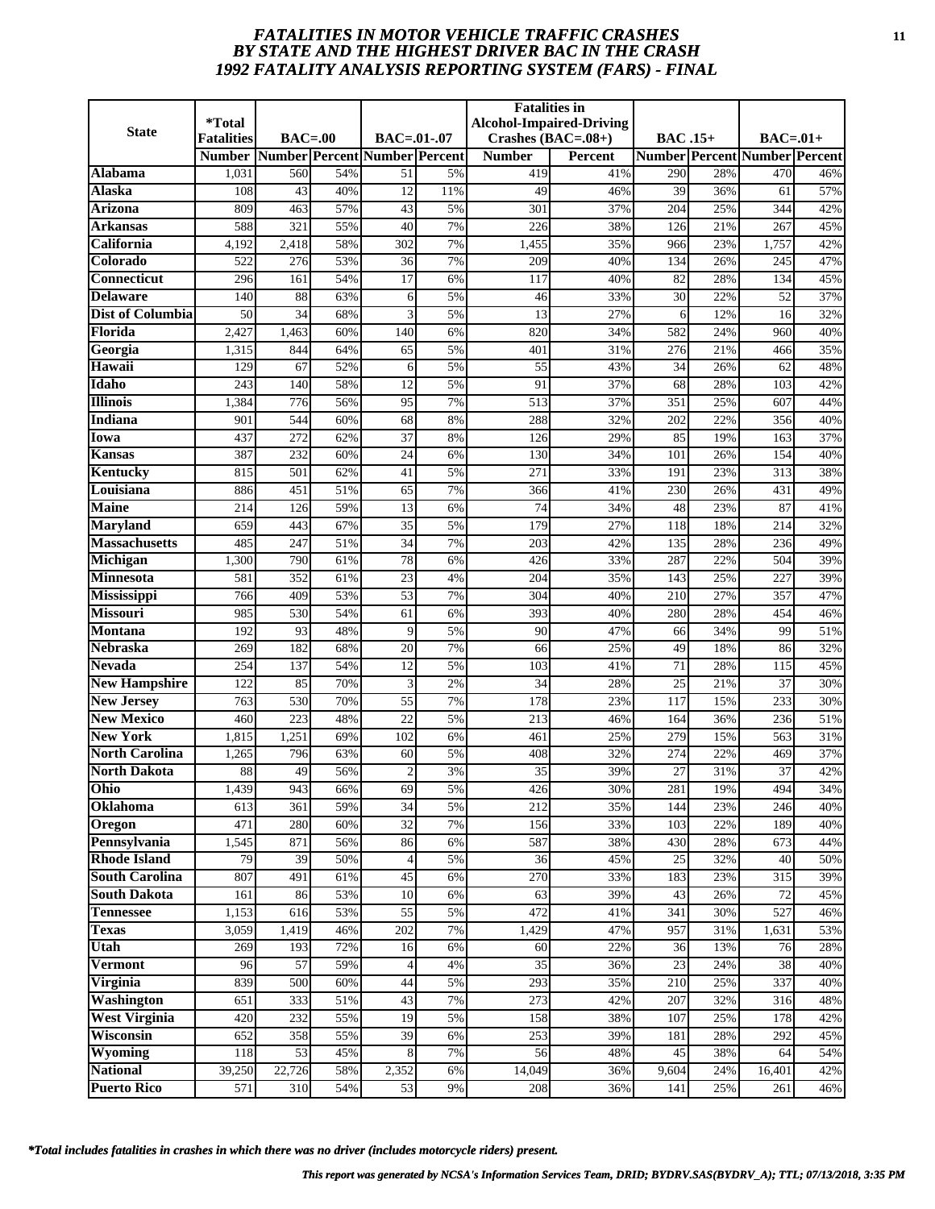# FATALITIES IN MOTOR VEHICLE TRAFFIC CRASHES BY STATE AND THE HIGHEST DRIVER BAC IN THE CRASH 1992 FATALITY ANALYSIS REPORTING SYSTEM (FARS) - FINAL

| State | *Total Fatalities | BAC=.00 | | BAC=.01-.07 | | Fatalities in Alcohol-Impaired-Driving Crashes (BAC=.08+) | | BAC .15+ | | BAC=.01+ | |
|---|---|---|---|---|---|---|---|---|---|---|---|
| | Number | Number | Percent | Number | Percent | Number | Percent | Number | Percent | Number | Percent |
| **Alabama** | 1,031 | 560 | 54% | 51 | 5% | 419 | 41% | 290 | 28% | 470 | 46% |
| **Alaska** | 108 | 43 | 40% | 12 | 11% | 49 | 46% | 39 | 36% | 61 | 57% |
| **Arizona** | 809 | 463 | 57% | 43 | 5% | 301 | 37% | 204 | 25% | 344 | 42% |
| **Arkansas** | 588 | 321 | 55% | 40 | 7% | 226 | 38% | 126 | 21% | 267 | 45% |
| **California** | 4,192 | 2,418 | 58% | 302 | 7% | 1,455 | 35% | 966 | 23% | 1,757 | 42% |
| **Colorado** | 522 | 276 | 53% | 36 | 7% | 209 | 40% | 134 | 26% | 245 | 47% |
| **Connecticut** | 296 | 161 | 54% | 17 | 6% | 117 | 40% | 82 | 28% | 134 | 45% |
| **Delaware** | 140 | 88 | 63% | 6 | 5% | 46 | 33% | 30 | 22% | 52 | 37% |
| **Dist of Columbia** | 50 | 34 | 68% | 3 | 5% | 13 | 27% | 6 | 12% | 16 | 32% |
| **Florida** | 2,427 | 1,463 | 60% | 140 | 6% | 820 | 34% | 582 | 24% | 960 | 40% |
| **Georgia** | 1,315 | 844 | 64% | 65 | 5% | 401 | 31% | 276 | 21% | 466 | 35% |
| **Hawaii** | 129 | 67 | 52% | 6 | 5% | 55 | 43% | 34 | 26% | 62 | 48% |
| **Idaho** | 243 | 140 | 58% | 12 | 5% | 91 | 37% | 68 | 28% | 103 | 42% |
| **Illinois** | 1,384 | 776 | 56% | 95 | 7% | 513 | 37% | 351 | 25% | 607 | 44% |
| **Indiana** | 901 | 544 | 60% | 68 | 8% | 288 | 32% | 202 | 22% | 356 | 40% |
| **Iowa** | 437 | 272 | 62% | 37 | 8% | 126 | 29% | 85 | 19% | 163 | 37% |
| **Kansas** | 387 | 232 | 60% | 24 | 6% | 130 | 34% | 101 | 26% | 154 | 40% |
| **Kentucky** | 815 | 501 | 62% | 41 | 5% | 271 | 33% | 191 | 23% | 313 | 38% |
| **Louisiana** | 886 | 451 | 51% | 65 | 7% | 366 | 41% | 230 | 26% | 431 | 49% |
| **Maine** | 214 | 126 | 59% | 13 | 6% | 74 | 34% | 48 | 23% | 87 | 41% |
| **Maryland** | 659 | 443 | 67% | 35 | 5% | 179 | 27% | 118 | 18% | 214 | 32% |
| **Massachusetts** | 485 | 247 | 51% | 34 | 7% | 203 | 42% | 135 | 28% | 236 | 49% |
| **Michigan** | 1,300 | 790 | 61% | 78 | 6% | 426 | 33% | 287 | 22% | 504 | 39% |
| **Minnesota** | 581 | 352 | 61% | 23 | 4% | 204 | 35% | 143 | 25% | 227 | 39% |
| **Mississippi** | 766 | 409 | 53% | 53 | 7% | 304 | 40% | 210 | 27% | 357 | 47% |
| **Missouri** | 985 | 530 | 54% | 61 | 6% | 393 | 40% | 280 | 28% | 454 | 46% |
| **Montana** | 192 | 93 | 48% | 9 | 5% | 90 | 47% | 66 | 34% | 99 | 51% |
| **Nebraska** | 269 | 182 | 68% | 20 | 7% | 66 | 25% | 49 | 18% | 86 | 32% |
| **Nevada** | 254 | 137 | 54% | 12 | 5% | 103 | 41% | 71 | 28% | 115 | 45% |
| **New Hampshire** | 122 | 85 | 70% | 3 | 2% | 34 | 28% | 25 | 21% | 37 | 30% |
| **New Jersey** | 763 | 530 | 70% | 55 | 7% | 178 | 23% | 117 | 15% | 233 | 30% |
| **New Mexico** | 460 | 223 | 48% | 22 | 5% | 213 | 46% | 164 | 36% | 236 | 51% |
| **New York** | 1,815 | 1,251 | 69% | 102 | 6% | 461 | 25% | 279 | 15% | 563 | 31% |
| **North Carolina** | 1,265 | 796 | 63% | 60 | 5% | 408 | 32% | 274 | 22% | 469 | 37% |
| **North Dakota** | 88 | 49 | 56% | 2 | 3% | 35 | 39% | 27 | 31% | 37 | 42% |
| **Ohio** | 1,439 | 943 | 66% | 69 | 5% | 426 | 30% | 281 | 19% | 494 | 34% |
| **Oklahoma** | 613 | 361 | 59% | 34 | 5% | 212 | 35% | 144 | 23% | 246 | 40% |
| **Oregon** | 471 | 280 | 60% | 32 | 7% | 156 | 33% | 103 | 22% | 189 | 40% |
| **Pennsylvania** | 1,545 | 871 | 56% | 86 | 6% | 587 | 38% | 430 | 28% | 673 | 44% |
| **Rhode Island** | 79 | 39 | 50% | 4 | 5% | 36 | 45% | 25 | 32% | 40 | 50% |
| **South Carolina** | 807 | 491 | 61% | 45 | 6% | 270 | 33% | 183 | 23% | 315 | 39% |
| **South Dakota** | 161 | 86 | 53% | 10 | 6% | 63 | 39% | 43 | 26% | 72 | 45% |
| **Tennessee** | 1,153 | 616 | 53% | 55 | 5% | 472 | 41% | 341 | 30% | 527 | 46% |
| **Texas** | 3,059 | 1,419 | 46% | 202 | 7% | 1,429 | 47% | 957 | 31% | 1,631 | 53% |
| **Utah** | 269 | 193 | 72% | 16 | 6% | 60 | 22% | 36 | 13% | 76 | 28% |
| **Vermont** | 96 | 57 | 59% | 4 | 4% | 35 | 36% | 23 | 24% | 38 | 40% |
| **Virginia** | 839 | 500 | 60% | 44 | 5% | 293 | 35% | 210 | 25% | 337 | 40% |
| **Washington** | 651 | 333 | 51% | 43 | 7% | 273 | 42% | 207 | 32% | 316 | 48% |
| **West Virginia** | 420 | 232 | 55% | 19 | 5% | 158 | 38% | 107 | 25% | 178 | 42% |
| **Wisconsin** | 652 | 358 | 55% | 39 | 6% | 253 | 39% | 181 | 28% | 292 | 45% |
| **Wyoming** | 118 | 53 | 45% | 8 | 7% | 56 | 48% | 45 | 38% | 64 | 54% |
| **National** | 39,250 | 22,726 | 58% | 2,352 | 6% | 14,049 | 36% | 9,604 | 24% | 16,401 | 42% |
| **Puerto Rico** | 571 | 310 | 54% | 53 | 9% | 208 | 36% | 141 | 25% | 261 | 46% |

*\*Total includes fatalities in crashes in which there was no driver (includes motorcycle riders) present.*

*This report was generated by NCSA's Information Services Team, DRID; BYDRV.SAS(BYDRV_A); TTL; 07/13/2018, 3:35 PM*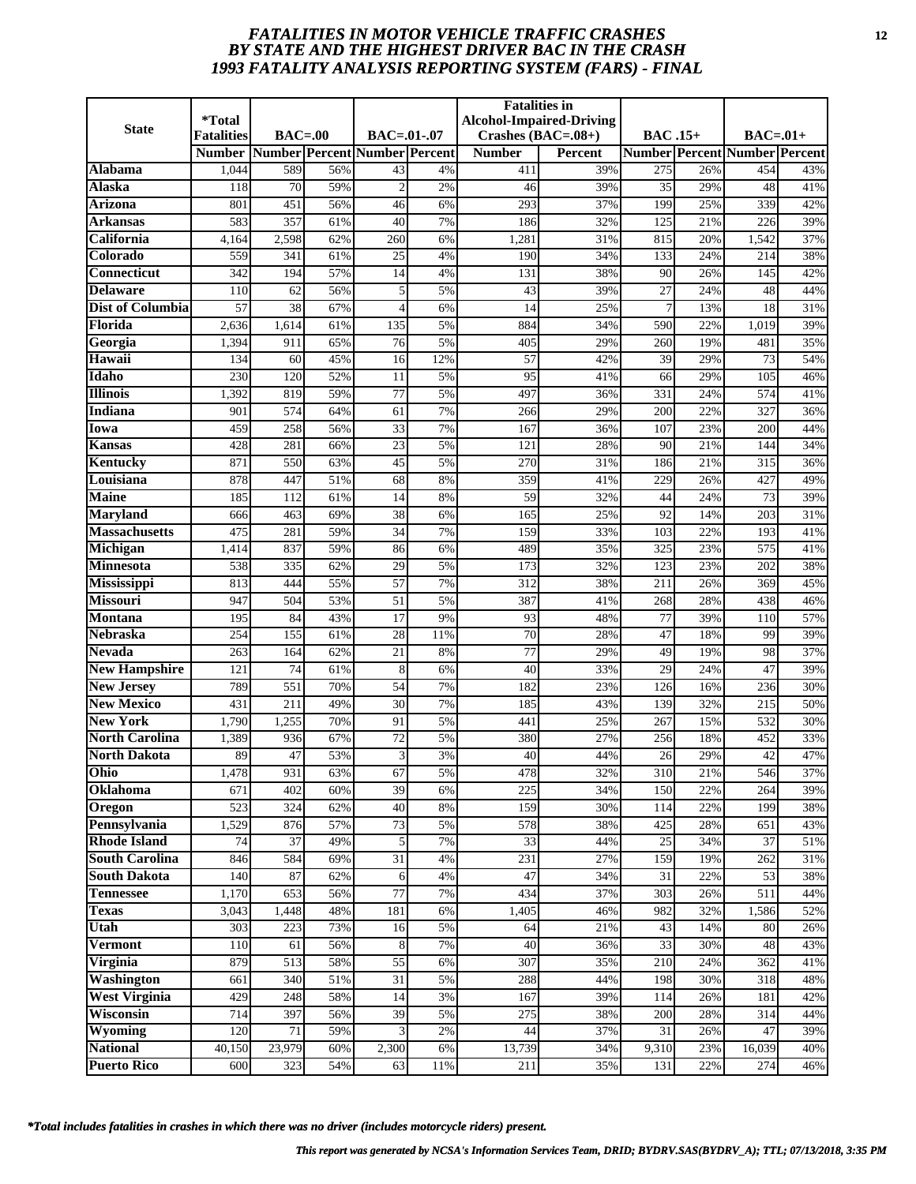# *FATALITIES IN MOTOR VEHICLE TRAFFIC CRASHES BY STATE AND THE HIGHEST DRIVER BAC IN THE CRASH 1993 FATALITY ANALYSIS REPORTING SYSTEM (FARS) - FINAL*

| State | *Total Fatalities | BAC=.00 | | BAC=.01-.07 | | Fatalities in Alcohol-Impaired-Driving Crashes (BAC=.08+) | | BAC .15+ | | BAC=.01+ | |
|---|---|---|---|---|---|---|---|---|---|---|---|
| | Number | Number | Percent | Number | Percent | Number | Percent | Number | Percent | Number | Percent |
| **Alabama** | 1,044 | 589 | 56% | 43 | 4% | 411 | 39% | 275 | 26% | 454 | 43% |
| **Alaska** | 118 | 70 | 59% | 2 | 2% | 46 | 39% | 35 | 29% | 48 | 41% |
| **Arizona** | 801 | 451 | 56% | 46 | 6% | 293 | 37% | 199 | 25% | 339 | 42% |
| **Arkansas** | 583 | 357 | 61% | 40 | 7% | 186 | 32% | 125 | 21% | 226 | 39% |
| **California** | 4,164 | 2,598 | 62% | 260 | 6% | 1,281 | 31% | 815 | 20% | 1,542 | 37% |
| **Colorado** | 559 | 341 | 61% | 25 | 4% | 190 | 34% | 133 | 24% | 214 | 38% |
| **Connecticut** | 342 | 194 | 57% | 14 | 4% | 131 | 38% | 90 | 26% | 145 | 42% |
| **Delaware** | 110 | 62 | 56% | 5 | 5% | 43 | 39% | 27 | 24% | 48 | 44% |
| **Dist of Columbia** | 57 | 38 | 67% | 4 | 6% | 14 | 25% | 7 | 13% | 18 | 31% |
| **Florida** | 2,636 | 1,614 | 61% | 135 | 5% | 884 | 34% | 590 | 22% | 1,019 | 39% |
| **Georgia** | 1,394 | 911 | 65% | 76 | 5% | 405 | 29% | 260 | 19% | 481 | 35% |
| **Hawaii** | 134 | 60 | 45% | 16 | 12% | 57 | 42% | 39 | 29% | 73 | 54% |
| **Idaho** | 230 | 120 | 52% | 11 | 5% | 95 | 41% | 66 | 29% | 105 | 46% |
| **Illinois** | 1,392 | 819 | 59% | 77 | 5% | 497 | 36% | 331 | 24% | 574 | 41% |
| **Indiana** | 901 | 574 | 64% | 61 | 7% | 266 | 29% | 200 | 22% | 327 | 36% |
| **Iowa** | 459 | 258 | 56% | 33 | 7% | 167 | 36% | 107 | 23% | 200 | 44% |
| **Kansas** | 428 | 281 | 66% | 23 | 5% | 121 | 28% | 90 | 21% | 144 | 34% |
| **Kentucky** | 871 | 550 | 63% | 45 | 5% | 270 | 31% | 186 | 21% | 315 | 36% |
| **Louisiana** | 878 | 447 | 51% | 68 | 8% | 359 | 41% | 229 | 26% | 427 | 49% |
| **Maine** | 185 | 112 | 61% | 14 | 8% | 59 | 32% | 44 | 24% | 73 | 39% |
| **Maryland** | 666 | 463 | 69% | 38 | 6% | 165 | 25% | 92 | 14% | 203 | 31% |
| **Massachusetts** | 475 | 281 | 59% | 34 | 7% | 159 | 33% | 103 | 22% | 193 | 41% |
| **Michigan** | 1,414 | 837 | 59% | 86 | 6% | 489 | 35% | 325 | 23% | 575 | 41% |
| **Minnesota** | 538 | 335 | 62% | 29 | 5% | 173 | 32% | 123 | 23% | 202 | 38% |
| **Mississippi** | 813 | 444 | 55% | 57 | 7% | 312 | 38% | 211 | 26% | 369 | 45% |
| **Missouri** | 947 | 504 | 53% | 51 | 5% | 387 | 41% | 268 | 28% | 438 | 46% |
| **Montana** | 195 | 84 | 43% | 17 | 9% | 93 | 48% | 77 | 39% | 110 | 57% |
| **Nebraska** | 254 | 155 | 61% | 28 | 11% | 70 | 28% | 47 | 18% | 99 | 39% |
| **Nevada** | 263 | 164 | 62% | 21 | 8% | 77 | 29% | 49 | 19% | 98 | 37% |
| **New Hampshire** | 121 | 74 | 61% | 8 | 6% | 40 | 33% | 29 | 24% | 47 | 39% |
| **New Jersey** | 789 | 551 | 70% | 54 | 7% | 182 | 23% | 126 | 16% | 236 | 30% |
| **New Mexico** | 431 | 211 | 49% | 30 | 7% | 185 | 43% | 139 | 32% | 215 | 50% |
| **New York** | 1,790 | 1,255 | 70% | 91 | 5% | 441 | 25% | 267 | 15% | 532 | 30% |
| **North Carolina** | 1,389 | 936 | 67% | 72 | 5% | 380 | 27% | 256 | 18% | 452 | 33% |
| **North Dakota** | 89 | 47 | 53% | 3 | 3% | 40 | 44% | 26 | 29% | 42 | 47% |
| **Ohio** | 1,478 | 931 | 63% | 67 | 5% | 478 | 32% | 310 | 21% | 546 | 37% |
| **Oklahoma** | 671 | 402 | 60% | 39 | 6% | 225 | 34% | 150 | 22% | 264 | 39% |
| **Oregon** | 523 | 324 | 62% | 40 | 8% | 159 | 30% | 114 | 22% | 199 | 38% |
| **Pennsylvania** | 1,529 | 876 | 57% | 73 | 5% | 578 | 38% | 425 | 28% | 651 | 43% |
| **Rhode Island** | 74 | 37 | 49% | 5 | 7% | 33 | 44% | 25 | 34% | 37 | 51% |
| **South Carolina** | 846 | 584 | 69% | 31 | 4% | 231 | 27% | 159 | 19% | 262 | 31% |
| **South Dakota** | 140 | 87 | 62% | 6 | 4% | 47 | 34% | 31 | 22% | 53 | 38% |
| **Tennessee** | 1,170 | 653 | 56% | 77 | 7% | 434 | 37% | 303 | 26% | 511 | 44% |
| **Texas** | 3,043 | 1,448 | 48% | 181 | 6% | 1,405 | 46% | 982 | 32% | 1,586 | 52% |
| **Utah** | 303 | 223 | 73% | 16 | 5% | 64 | 21% | 43 | 14% | 80 | 26% |
| **Vermont** | 110 | 61 | 56% | 8 | 7% | 40 | 36% | 33 | 30% | 48 | 43% |
| **Virginia** | 879 | 513 | 58% | 55 | 6% | 307 | 35% | 210 | 24% | 362 | 41% |
| **Washington** | 661 | 340 | 51% | 31 | 5% | 288 | 44% | 198 | 30% | 318 | 48% |
| **West Virginia** | 429 | 248 | 58% | 14 | 3% | 167 | 39% | 114 | 26% | 181 | 42% |
| **Wisconsin** | 714 | 397 | 56% | 39 | 5% | 275 | 38% | 200 | 28% | 314 | 44% |
| **Wyoming** | 120 | 71 | 59% | 3 | 2% | 44 | 37% | 31 | 26% | 47 | 39% |
| **National** | 40,150 | 23,979 | 60% | 2,300 | 6% | 13,739 | 34% | 9,310 | 23% | 16,039 | 40% |
| **Puerto Rico** | 600 | 323 | 54% | 63 | 11% | 211 | 35% | 131 | 22% | 274 | 46% |

*\*Total includes fatalities in crashes in which there was no driver (includes motorcycle riders) present.*

*This report was generated by NCSA's Information Services Team, DRID; BYDRV.SAS(BYDRV_A); TTL; 07/13/2018, 3:35 PM*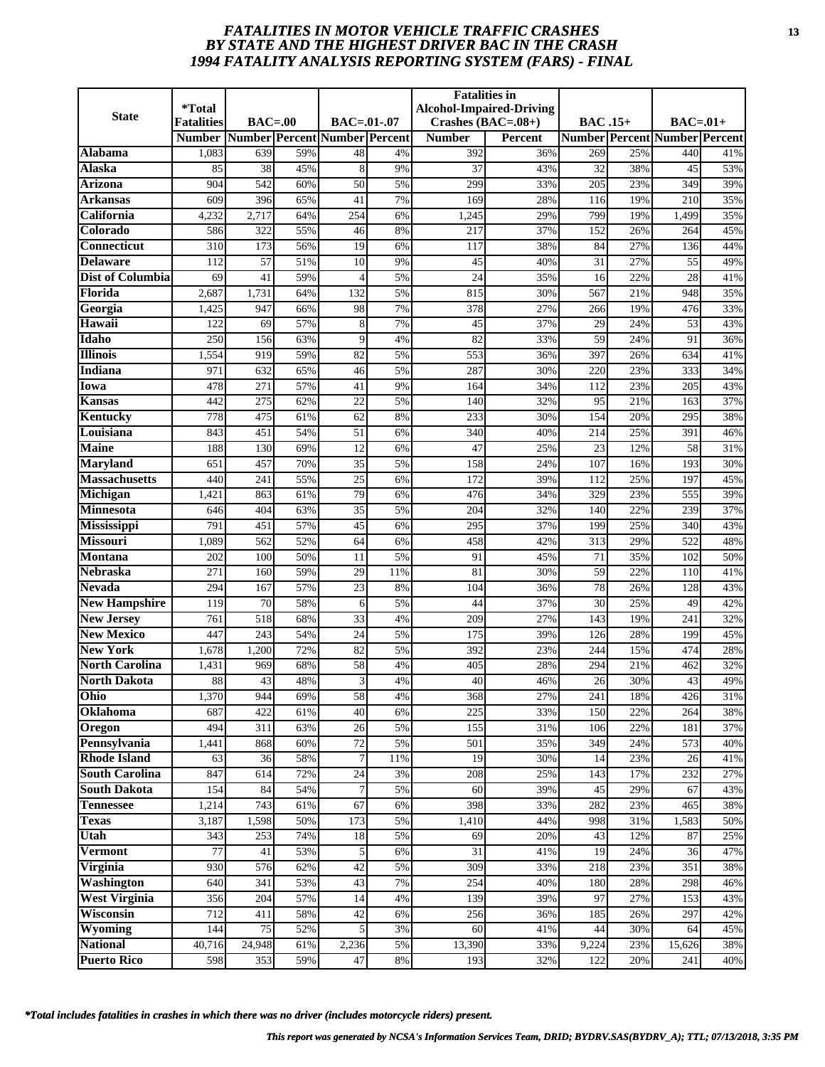# *FATALITIES IN MOTOR VEHICLE TRAFFIC CRASHES BY STATE AND THE HIGHEST DRIVER BAC IN THE CRASH 1994 FATALITY ANALYSIS REPORTING SYSTEM (FARS) - FINAL*

| State | *Total Fatalities | BAC=.00 | | BAC=.01-.07 | | Fatalities in Alcohol-Impaired-Driving Crashes (BAC=.08+) | | BAC .15+ | | BAC=.01+ | |
|---|---|---|---|---|---|---|---|---|---|---|---|
| | Number | Number | Percent | Number | Percent | Number | Percent | Number | Percent | Number | Percent |
| Alabama | 1,083 | 639 | 59% | 48 | 4% | 392 | 36% | 269 | 25% | 440 | 41% |
| Alaska | 85 | 38 | 45% | 8 | 9% | 37 | 43% | 32 | 38% | 45 | 53% |
| Arizona | 904 | 542 | 60% | 50 | 5% | 299 | 33% | 205 | 23% | 349 | 39% |
| Arkansas | 609 | 396 | 65% | 41 | 7% | 169 | 28% | 116 | 19% | 210 | 35% |
| California | 4,232 | 2,717 | 64% | 254 | 6% | 1,245 | 29% | 799 | 19% | 1,499 | 35% |
| Colorado | 586 | 322 | 55% | 46 | 8% | 217 | 37% | 152 | 26% | 264 | 45% |
| Connecticut | 310 | 173 | 56% | 19 | 6% | 117 | 38% | 84 | 27% | 136 | 44% |
| Delaware | 112 | 57 | 51% | 10 | 9% | 45 | 40% | 31 | 27% | 55 | 49% |
| Dist of Columbia | 69 | 41 | 59% | 4 | 5% | 24 | 35% | 16 | 22% | 28 | 41% |
| Florida | 2,687 | 1,731 | 64% | 132 | 5% | 815 | 30% | 567 | 21% | 948 | 35% |
| Georgia | 1,425 | 947 | 66% | 98 | 7% | 378 | 27% | 266 | 19% | 476 | 33% |
| Hawaii | 122 | 69 | 57% | 8 | 7% | 45 | 37% | 29 | 24% | 53 | 43% |
| Idaho | 250 | 156 | 63% | 9 | 4% | 82 | 33% | 59 | 24% | 91 | 36% |
| Illinois | 1,554 | 919 | 59% | 82 | 5% | 553 | 36% | 397 | 26% | 634 | 41% |
| Indiana | 971 | 632 | 65% | 46 | 5% | 287 | 30% | 220 | 23% | 333 | 34% |
| Iowa | 478 | 271 | 57% | 41 | 9% | 164 | 34% | 112 | 23% | 205 | 43% |
| Kansas | 442 | 275 | 62% | 22 | 5% | 140 | 32% | 95 | 21% | 163 | 37% |
| Kentucky | 778 | 475 | 61% | 62 | 8% | 233 | 30% | 154 | 20% | 295 | 38% |
| Louisiana | 843 | 451 | 54% | 51 | 6% | 340 | 40% | 214 | 25% | 391 | 46% |
| Maine | 188 | 130 | 69% | 12 | 6% | 47 | 25% | 23 | 12% | 58 | 31% |
| Maryland | 651 | 457 | 70% | 35 | 5% | 158 | 24% | 107 | 16% | 193 | 30% |
| Massachusetts | 440 | 241 | 55% | 25 | 6% | 172 | 39% | 112 | 25% | 197 | 45% |
| Michigan | 1,421 | 863 | 61% | 79 | 6% | 476 | 34% | 329 | 23% | 555 | 39% |
| Minnesota | 646 | 404 | 63% | 35 | 5% | 204 | 32% | 140 | 22% | 239 | 37% |
| Mississippi | 791 | 451 | 57% | 45 | 6% | 295 | 37% | 199 | 25% | 340 | 43% |
| Missouri | 1,089 | 562 | 52% | 64 | 6% | 458 | 42% | 313 | 29% | 522 | 48% |
| Montana | 202 | 100 | 50% | 11 | 5% | 91 | 45% | 71 | 35% | 102 | 50% |
| Nebraska | 271 | 160 | 59% | 29 | 11% | 81 | 30% | 59 | 22% | 110 | 41% |
| Nevada | 294 | 167 | 57% | 23 | 8% | 104 | 36% | 78 | 26% | 128 | 43% |
| New Hampshire | 119 | 70 | 58% | 6 | 5% | 44 | 37% | 30 | 25% | 49 | 42% |
| New Jersey | 761 | 518 | 68% | 33 | 4% | 209 | 27% | 143 | 19% | 241 | 32% |
| New Mexico | 447 | 243 | 54% | 24 | 5% | 175 | 39% | 126 | 28% | 199 | 45% |
| New York | 1,678 | 1,200 | 72% | 82 | 5% | 392 | 23% | 244 | 15% | 474 | 28% |
| North Carolina | 1,431 | 969 | 68% | 58 | 4% | 405 | 28% | 294 | 21% | 462 | 32% |
| North Dakota | 88 | 43 | 48% | 3 | 4% | 40 | 46% | 26 | 30% | 43 | 49% |
| Ohio | 1,370 | 944 | 69% | 58 | 4% | 368 | 27% | 241 | 18% | 426 | 31% |
| Oklahoma | 687 | 422 | 61% | 40 | 6% | 225 | 33% | 150 | 22% | 264 | 38% |
| Oregon | 494 | 311 | 63% | 26 | 5% | 155 | 31% | 106 | 22% | 181 | 37% |
| Pennsylvania | 1,441 | 868 | 60% | 72 | 5% | 501 | 35% | 349 | 24% | 573 | 40% |
| Rhode Island | 63 | 36 | 58% | 7 | 11% | 19 | 30% | 14 | 23% | 26 | 41% |
| South Carolina | 847 | 614 | 72% | 24 | 3% | 208 | 25% | 143 | 17% | 232 | 27% |
| South Dakota | 154 | 84 | 54% | 7 | 5% | 60 | 39% | 45 | 29% | 67 | 43% |
| Tennessee | 1,214 | 743 | 61% | 67 | 6% | 398 | 33% | 282 | 23% | 465 | 38% |
| Texas | 3,187 | 1,598 | 50% | 173 | 5% | 1,410 | 44% | 998 | 31% | 1,583 | 50% |
| Utah | 343 | 253 | 74% | 18 | 5% | 69 | 20% | 43 | 12% | 87 | 25% |
| Vermont | 77 | 41 | 53% | 5 | 6% | 31 | 41% | 19 | 24% | 36 | 47% |
| Virginia | 930 | 576 | 62% | 42 | 5% | 309 | 33% | 218 | 23% | 351 | 38% |
| Washington | 640 | 341 | 53% | 43 | 7% | 254 | 40% | 180 | 28% | 298 | 46% |
| West Virginia | 356 | 204 | 57% | 14 | 4% | 139 | 39% | 97 | 27% | 153 | 43% |
| Wisconsin | 712 | 411 | 58% | 42 | 6% | 256 | 36% | 185 | 26% | 297 | 42% |
| Wyoming | 144 | 75 | 52% | 5 | 3% | 60 | 41% | 44 | 30% | 64 | 45% |
| National | 40,716 | 24,948 | 61% | 2,236 | 5% | 13,390 | 33% | 9,224 | 23% | 15,626 | 38% |
| Puerto Rico | 598 | 353 | 59% | 47 | 8% | 193 | 32% | 122 | 20% | 241 | 40% |

*\*Total includes fatalities in crashes in which there was no driver (includes motorcycle riders) present.*

*This report was generated by NCSA's Information Services Team, DRID; BYDRV.SAS(BYDRV_A); TTL; 07/13/2018, 3:35 PM*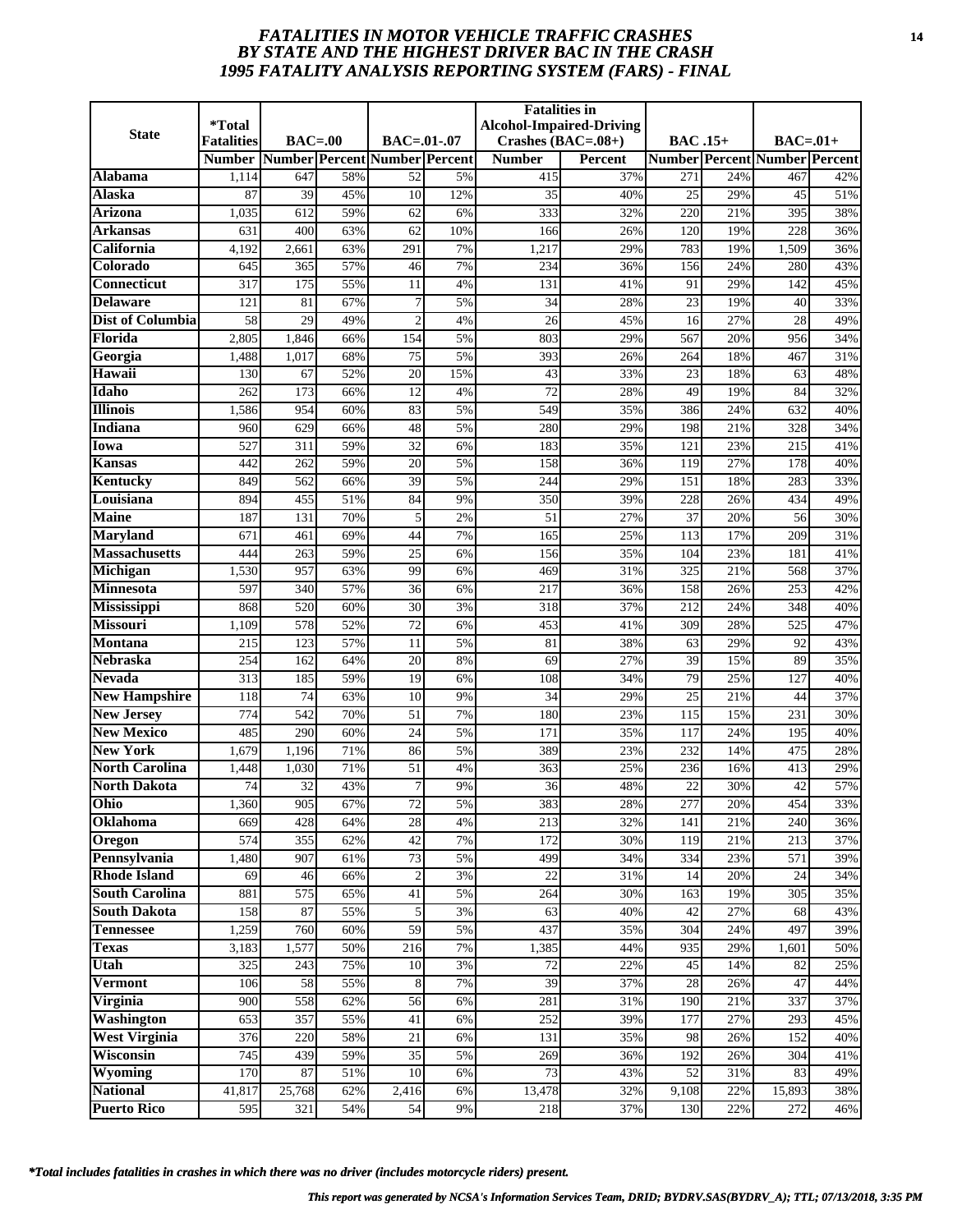# *FATALITIES IN MOTOR VEHICLE TRAFFIC CRASHES BY STATE AND THE HIGHEST DRIVER BAC IN THE CRASH 1995 FATALITY ANALYSIS REPORTING SYSTEM (FARS) - FINAL*

| State | *Total Fatalities | BAC=.00 | | BAC=.01-.07 | | Fatalities in Alcohol-Impaired-Driving Crashes (BAC=.08+) | | BAC .15+ | | BAC=.01+ | |
|---|---|---|---|---|---|---|---|---|---|---|---|
| | Number | Number | Percent | Number | Percent | Number | Percent | Number | Percent | Number | Percent |
| **Alabama** | 1,114 | 647 | 58% | 52 | 5% | 415 | 37% | 271 | 24% | 467 | 42% |
| **Alaska** | 87 | 39 | 45% | 10 | 12% | 35 | 40% | 25 | 29% | 45 | 51% |
| **Arizona** | 1,035 | 612 | 59% | 62 | 6% | 333 | 32% | 220 | 21% | 395 | 38% |
| **Arkansas** | 631 | 400 | 63% | 62 | 10% | 166 | 26% | 120 | 19% | 228 | 36% |
| **California** | 4,192 | 2,661 | 63% | 291 | 7% | 1,217 | 29% | 783 | 19% | 1,509 | 36% |
| **Colorado** | 645 | 365 | 57% | 46 | 7% | 234 | 36% | 156 | 24% | 280 | 43% |
| **Connecticut** | 317 | 175 | 55% | 11 | 4% | 131 | 41% | 91 | 29% | 142 | 45% |
| **Delaware** | 121 | 81 | 67% | 7 | 5% | 34 | 28% | 23 | 19% | 40 | 33% |
| **Dist of Columbia** | 58 | 29 | 49% | 2 | 4% | 26 | 45% | 16 | 27% | 28 | 49% |
| **Florida** | 2,805 | 1,846 | 66% | 154 | 5% | 803 | 29% | 567 | 20% | 956 | 34% |
| **Georgia** | 1,488 | 1,017 | 68% | 75 | 5% | 393 | 26% | 264 | 18% | 467 | 31% |
| **Hawaii** | 130 | 67 | 52% | 20 | 15% | 43 | 33% | 23 | 18% | 63 | 48% |
| **Idaho** | 262 | 173 | 66% | 12 | 4% | 72 | 28% | 49 | 19% | 84 | 32% |
| **Illinois** | 1,586 | 954 | 60% | 83 | 5% | 549 | 35% | 386 | 24% | 632 | 40% |
| **Indiana** | 960 | 629 | 66% | 48 | 5% | 280 | 29% | 198 | 21% | 328 | 34% |
| **Iowa** | 527 | 311 | 59% | 32 | 6% | 183 | 35% | 121 | 23% | 215 | 41% |
| **Kansas** | 442 | 262 | 59% | 20 | 5% | 158 | 36% | 119 | 27% | 178 | 40% |
| **Kentucky** | 849 | 562 | 66% | 39 | 5% | 244 | 29% | 151 | 18% | 283 | 33% |
| **Louisiana** | 894 | 455 | 51% | 84 | 9% | 350 | 39% | 228 | 26% | 434 | 49% |
| **Maine** | 187 | 131 | 70% | 5 | 2% | 51 | 27% | 37 | 20% | 56 | 30% |
| **Maryland** | 671 | 461 | 69% | 44 | 7% | 165 | 25% | 113 | 17% | 209 | 31% |
| **Massachusetts** | 444 | 263 | 59% | 25 | 6% | 156 | 35% | 104 | 23% | 181 | 41% |
| **Michigan** | 1,530 | 957 | 63% | 99 | 6% | 469 | 31% | 325 | 21% | 568 | 37% |
| **Minnesota** | 597 | 340 | 57% | 36 | 6% | 217 | 36% | 158 | 26% | 253 | 42% |
| **Mississippi** | 868 | 520 | 60% | 30 | 3% | 318 | 37% | 212 | 24% | 348 | 40% |
| **Missouri** | 1,109 | 578 | 52% | 72 | 6% | 453 | 41% | 309 | 28% | 525 | 47% |
| **Montana** | 215 | 123 | 57% | 11 | 5% | 81 | 38% | 63 | 29% | 92 | 43% |
| **Nebraska** | 254 | 162 | 64% | 20 | 8% | 69 | 27% | 39 | 15% | 89 | 35% |
| **Nevada** | 313 | 185 | 59% | 19 | 6% | 108 | 34% | 79 | 25% | 127 | 40% |
| **New Hampshire** | 118 | 74 | 63% | 10 | 9% | 34 | 29% | 25 | 21% | 44 | 37% |
| **New Jersey** | 774 | 542 | 70% | 51 | 7% | 180 | 23% | 115 | 15% | 231 | 30% |
| **New Mexico** | 485 | 290 | 60% | 24 | 5% | 171 | 35% | 117 | 24% | 195 | 40% |
| **New York** | 1,679 | 1,196 | 71% | 86 | 5% | 389 | 23% | 232 | 14% | 475 | 28% |
| **North Carolina** | 1,448 | 1,030 | 71% | 51 | 4% | 363 | 25% | 236 | 16% | 413 | 29% |
| **North Dakota** | 74 | 32 | 43% | 7 | 9% | 36 | 48% | 22 | 30% | 42 | 57% |
| **Ohio** | 1,360 | 905 | 67% | 72 | 5% | 383 | 28% | 277 | 20% | 454 | 33% |
| **Oklahoma** | 669 | 428 | 64% | 28 | 4% | 213 | 32% | 141 | 21% | 240 | 36% |
| **Oregon** | 574 | 355 | 62% | 42 | 7% | 172 | 30% | 119 | 21% | 213 | 37% |
| **Pennsylvania** | 1,480 | 907 | 61% | 73 | 5% | 499 | 34% | 334 | 23% | 571 | 39% |
| **Rhode Island** | 69 | 46 | 66% | 2 | 3% | 22 | 31% | 14 | 20% | 24 | 34% |
| **South Carolina** | 881 | 575 | 65% | 41 | 5% | 264 | 30% | 163 | 19% | 305 | 35% |
| **South Dakota** | 158 | 87 | 55% | 5 | 3% | 63 | 40% | 42 | 27% | 68 | 43% |
| **Tennessee** | 1,259 | 760 | 60% | 59 | 5% | 437 | 35% | 304 | 24% | 497 | 39% |
| **Texas** | 3,183 | 1,577 | 50% | 216 | 7% | 1,385 | 44% | 935 | 29% | 1,601 | 50% |
| **Utah** | 325 | 243 | 75% | 10 | 3% | 72 | 22% | 45 | 14% | 82 | 25% |
| **Vermont** | 106 | 58 | 55% | 8 | 7% | 39 | 37% | 28 | 26% | 47 | 44% |
| **Virginia** | 900 | 558 | 62% | 56 | 6% | 281 | 31% | 190 | 21% | 337 | 37% |
| **Washington** | 653 | 357 | 55% | 41 | 6% | 252 | 39% | 177 | 27% | 293 | 45% |
| **West Virginia** | 376 | 220 | 58% | 21 | 6% | 131 | 35% | 98 | 26% | 152 | 40% |
| **Wisconsin** | 745 | 439 | 59% | 35 | 5% | 269 | 36% | 192 | 26% | 304 | 41% |
| **Wyoming** | 170 | 87 | 51% | 10 | 6% | 73 | 43% | 52 | 31% | 83 | 49% |
| **National** | 41,817 | 25,768 | 62% | 2,416 | 6% | 13,478 | 32% | 9,108 | 22% | 15,893 | 38% |
| **Puerto Rico** | 595 | 321 | 54% | 54 | 9% | 218 | 37% | 130 | 22% | 272 | 46% |

***Total includes fatalities in crashes in which there was no driver (includes motorcycle riders) present.***

*This report was generated by NCSA's Information Services Team, DRID; BYDRV.SAS(BYDRV_A); TTL; 07/13/2018, 3:35 PM*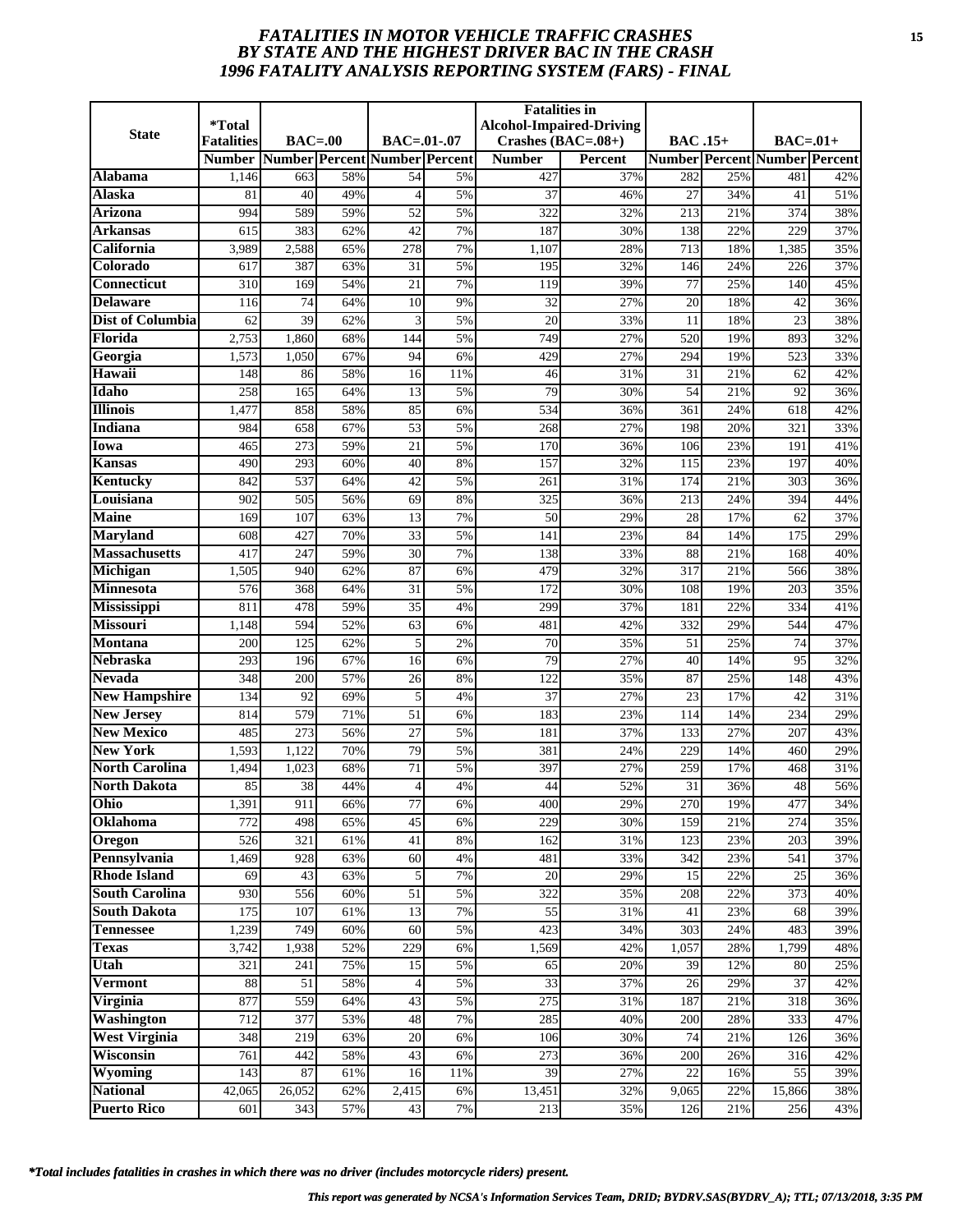# FATALITIES IN MOTOR VEHICLE TRAFFIC CRASHES BY STATE AND THE HIGHEST DRIVER BAC IN THE CRASH
# 1996 FATALITY ANALYSIS REPORTING SYSTEM (FARS) - FINAL

| State | *Total Fatalities | BAC=.00 | | BAC=.01-.07 | | Fatalities in Alcohol-Impaired-Driving Crashes (BAC=.08+) | | BAC .15+ | | BAC=.01+ | |
|---|---|---|---|---|---|---|---|---|---|---|---|
| | Number | Number | Percent | Number | Percent | Number | Percent | Number | Percent | Number | Percent |
| Alabama | 1,146 | 663 | 58% | 54 | 5% | 427 | 37% | 282 | 25% | 481 | 42% |
| Alaska | 81 | 40 | 49% | 4 | 5% | 37 | 46% | 27 | 34% | 41 | 51% |
| Arizona | 994 | 589 | 59% | 52 | 5% | 322 | 32% | 213 | 21% | 374 | 38% |
| Arkansas | 615 | 383 | 62% | 42 | 7% | 187 | 30% | 138 | 22% | 229 | 37% |
| California | 3,989 | 2,588 | 65% | 278 | 7% | 1,107 | 28% | 713 | 18% | 1,385 | 35% |
| Colorado | 617 | 387 | 63% | 31 | 5% | 195 | 32% | 146 | 24% | 226 | 37% |
| Connecticut | 310 | 169 | 54% | 21 | 7% | 119 | 39% | 77 | 25% | 140 | 45% |
| Delaware | 116 | 74 | 64% | 10 | 9% | 32 | 27% | 20 | 18% | 42 | 36% |
| Dist of Columbia | 62 | 39 | 62% | 3 | 5% | 20 | 33% | 11 | 18% | 23 | 38% |
| Florida | 2,753 | 1,860 | 68% | 144 | 5% | 749 | 27% | 520 | 19% | 893 | 32% |
| Georgia | 1,573 | 1,050 | 67% | 94 | 6% | 429 | 27% | 294 | 19% | 523 | 33% |
| Hawaii | 148 | 86 | 58% | 16 | 11% | 46 | 31% | 31 | 21% | 62 | 42% |
| Idaho | 258 | 165 | 64% | 13 | 5% | 79 | 30% | 54 | 21% | 92 | 36% |
| Illinois | 1,477 | 858 | 58% | 85 | 6% | 534 | 36% | 361 | 24% | 618 | 42% |
| Indiana | 984 | 658 | 67% | 53 | 5% | 268 | 27% | 198 | 20% | 321 | 33% |
| Iowa | 465 | 273 | 59% | 21 | 5% | 170 | 36% | 106 | 23% | 191 | 41% |
| Kansas | 490 | 293 | 60% | 40 | 8% | 157 | 32% | 115 | 23% | 197 | 40% |
| Kentucky | 842 | 537 | 64% | 42 | 5% | 261 | 31% | 174 | 21% | 303 | 36% |
| Louisiana | 902 | 505 | 56% | 69 | 8% | 325 | 36% | 213 | 24% | 394 | 44% |
| Maine | 169 | 107 | 63% | 13 | 7% | 50 | 29% | 28 | 17% | 62 | 37% |
| Maryland | 608 | 427 | 70% | 33 | 5% | 141 | 23% | 84 | 14% | 175 | 29% |
| Massachusetts | 417 | 247 | 59% | 30 | 7% | 138 | 33% | 88 | 21% | 168 | 40% |
| Michigan | 1,505 | 940 | 62% | 87 | 6% | 479 | 32% | 317 | 21% | 566 | 38% |
| Minnesota | 576 | 368 | 64% | 31 | 5% | 172 | 30% | 108 | 19% | 203 | 35% |
| Mississippi | 811 | 478 | 59% | 35 | 4% | 299 | 37% | 181 | 22% | 334 | 41% |
| Missouri | 1,148 | 594 | 52% | 63 | 6% | 481 | 42% | 332 | 29% | 544 | 47% |
| Montana | 200 | 125 | 62% | 5 | 2% | 70 | 35% | 51 | 25% | 74 | 37% |
| Nebraska | 293 | 196 | 67% | 16 | 6% | 79 | 27% | 40 | 14% | 95 | 32% |
| Nevada | 348 | 200 | 57% | 26 | 8% | 122 | 35% | 87 | 25% | 148 | 43% |
| New Hampshire | 134 | 92 | 69% | 5 | 4% | 37 | 27% | 23 | 17% | 42 | 31% |
| New Jersey | 814 | 579 | 71% | 51 | 6% | 183 | 23% | 114 | 14% | 234 | 29% |
| New Mexico | 485 | 273 | 56% | 27 | 5% | 181 | 37% | 133 | 27% | 207 | 43% |
| New York | 1,593 | 1,122 | 70% | 79 | 5% | 381 | 24% | 229 | 14% | 460 | 29% |
| North Carolina | 1,494 | 1,023 | 68% | 71 | 5% | 397 | 27% | 259 | 17% | 468 | 31% |
| North Dakota | 85 | 38 | 44% | 4 | 4% | 44 | 52% | 31 | 36% | 48 | 56% |
| Ohio | 1,391 | 911 | 66% | 77 | 6% | 400 | 29% | 270 | 19% | 477 | 34% |
| Oklahoma | 772 | 498 | 65% | 45 | 6% | 229 | 30% | 159 | 21% | 274 | 35% |
| Oregon | 526 | 321 | 61% | 41 | 8% | 162 | 31% | 123 | 23% | 203 | 39% |
| Pennsylvania | 1,469 | 928 | 63% | 60 | 4% | 481 | 33% | 342 | 23% | 541 | 37% |
| Rhode Island | 69 | 43 | 63% | 5 | 7% | 20 | 29% | 15 | 22% | 25 | 36% |
| South Carolina | 930 | 556 | 60% | 51 | 5% | 322 | 35% | 208 | 22% | 373 | 40% |
| South Dakota | 175 | 107 | 61% | 13 | 7% | 55 | 31% | 41 | 23% | 68 | 39% |
| Tennessee | 1,239 | 749 | 60% | 60 | 5% | 423 | 34% | 303 | 24% | 483 | 39% |
| Texas | 3,742 | 1,938 | 52% | 229 | 6% | 1,569 | 42% | 1,057 | 28% | 1,799 | 48% |
| Utah | 321 | 241 | 75% | 15 | 5% | 65 | 20% | 39 | 12% | 80 | 25% |
| Vermont | 88 | 51 | 58% | 4 | 5% | 33 | 37% | 26 | 29% | 37 | 42% |
| Virginia | 877 | 559 | 64% | 43 | 5% | 275 | 31% | 187 | 21% | 318 | 36% |
| Washington | 712 | 377 | 53% | 48 | 7% | 285 | 40% | 200 | 28% | 333 | 47% |
| West Virginia | 348 | 219 | 63% | 20 | 6% | 106 | 30% | 74 | 21% | 126 | 36% |
| Wisconsin | 761 | 442 | 58% | 43 | 6% | 273 | 36% | 200 | 26% | 316 | 42% |
| Wyoming | 143 | 87 | 61% | 16 | 11% | 39 | 27% | 22 | 16% | 55 | 39% |
| National | 42,065 | 26,052 | 62% | 2,415 | 6% | 13,451 | 32% | 9,065 | 22% | 15,866 | 38% |
| Puerto Rico | 601 | 343 | 57% | 43 | 7% | 213 | 35% | 126 | 21% | 256 | 43% |

*\*Total includes fatalities in crashes in which there was no driver (includes motorcycle riders) present.*

*This report was generated by NCSA's Information Services Team, DRID; BYDRV.SAS(BYDRV_A); TTL; 07/13/2018, 3:35 PM*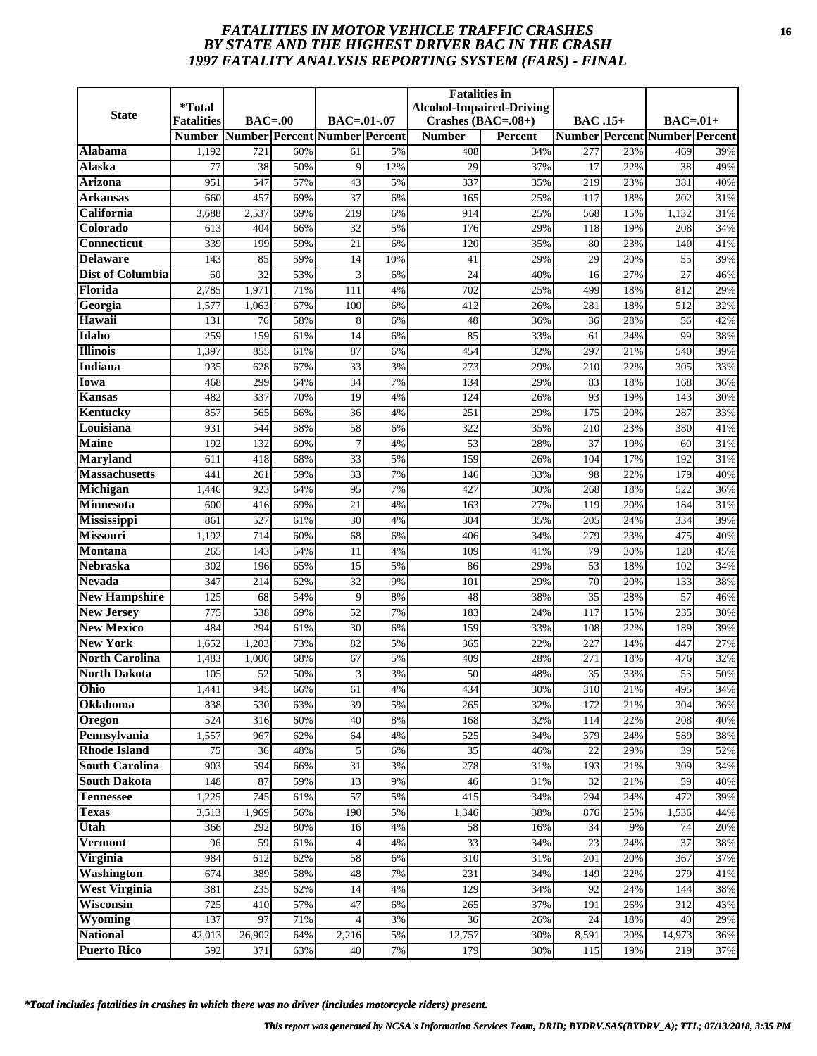# *FATALITIES IN MOTOR VEHICLE TRAFFIC CRASHES BY STATE AND THE HIGHEST DRIVER BAC IN THE CRASH 1997 FATALITY ANALYSIS REPORTING SYSTEM (FARS) - FINAL*

| State | *Total Fatalities | BAC=.00 | | BAC=.01-.07 | | Fatalities in Alcohol-Impaired-Driving Crashes (BAC=.08+) | | BAC .15+ | | BAC=.01+ | |
|---|---|---|---|---|---|---|---|---|---|---|---|
| | Number | Number | Percent | Number | Percent | Number | Percent | Number | Percent | Number | Percent |
| Alabama | 1,192 | 721 | 60% | 61 | 5% | 408 | 34% | 277 | 23% | 469 | 39% |
| Alaska | 77 | 38 | 50% | 9 | 12% | 29 | 37% | 17 | 22% | 38 | 49% |
| Arizona | 951 | 547 | 57% | 43 | 5% | 337 | 35% | 219 | 23% | 381 | 40% |
| Arkansas | 660 | 457 | 69% | 37 | 6% | 165 | 25% | 117 | 18% | 202 | 31% |
| California | 3,688 | 2,537 | 69% | 219 | 6% | 914 | 25% | 568 | 15% | 1,132 | 31% |
| Colorado | 613 | 404 | 66% | 32 | 5% | 176 | 29% | 118 | 19% | 208 | 34% |
| Connecticut | 339 | 199 | 59% | 21 | 6% | 120 | 35% | 80 | 23% | 140 | 41% |
| Delaware | 143 | 85 | 59% | 14 | 10% | 41 | 29% | 29 | 20% | 55 | 39% |
| Dist of Columbia | 60 | 32 | 53% | 3 | 6% | 24 | 40% | 16 | 27% | 27 | 46% |
| Florida | 2,785 | 1,971 | 71% | 111 | 4% | 702 | 25% | 499 | 18% | 812 | 29% |
| Georgia | 1,577 | 1,063 | 67% | 100 | 6% | 412 | 26% | 281 | 18% | 512 | 32% |
| Hawaii | 131 | 76 | 58% | 8 | 6% | 48 | 36% | 36 | 28% | 56 | 42% |
| Idaho | 259 | 159 | 61% | 14 | 6% | 85 | 33% | 61 | 24% | 99 | 38% |
| Illinois | 1,397 | 855 | 61% | 87 | 6% | 454 | 32% | 297 | 21% | 540 | 39% |
| Indiana | 935 | 628 | 67% | 33 | 3% | 273 | 29% | 210 | 22% | 305 | 33% |
| Iowa | 468 | 299 | 64% | 34 | 7% | 134 | 29% | 83 | 18% | 168 | 36% |
| Kansas | 482 | 337 | 70% | 19 | 4% | 124 | 26% | 93 | 19% | 143 | 30% |
| Kentucky | 857 | 565 | 66% | 36 | 4% | 251 | 29% | 175 | 20% | 287 | 33% |
| Louisiana | 931 | 544 | 58% | 58 | 6% | 322 | 35% | 210 | 23% | 380 | 41% |
| Maine | 192 | 132 | 69% | 7 | 4% | 53 | 28% | 37 | 19% | 60 | 31% |
| Maryland | 611 | 418 | 68% | 33 | 5% | 159 | 26% | 104 | 17% | 192 | 31% |
| Massachusetts | 441 | 261 | 59% | 33 | 7% | 146 | 33% | 98 | 22% | 179 | 40% |
| Michigan | 1,446 | 923 | 64% | 95 | 7% | 427 | 30% | 268 | 18% | 522 | 36% |
| Minnesota | 600 | 416 | 69% | 21 | 4% | 163 | 27% | 119 | 20% | 184 | 31% |
| Mississippi | 861 | 527 | 61% | 30 | 4% | 304 | 35% | 205 | 24% | 334 | 39% |
| Missouri | 1,192 | 714 | 60% | 68 | 6% | 406 | 34% | 279 | 23% | 475 | 40% |
| Montana | 265 | 143 | 54% | 11 | 4% | 109 | 41% | 79 | 30% | 120 | 45% |
| Nebraska | 302 | 196 | 65% | 15 | 5% | 86 | 29% | 53 | 18% | 102 | 34% |
| Nevada | 347 | 214 | 62% | 32 | 9% | 101 | 29% | 70 | 20% | 133 | 38% |
| New Hampshire | 125 | 68 | 54% | 9 | 8% | 48 | 38% | 35 | 28% | 57 | 46% |
| New Jersey | 775 | 538 | 69% | 52 | 7% | 183 | 24% | 117 | 15% | 235 | 30% |
| New Mexico | 484 | 294 | 61% | 30 | 6% | 159 | 33% | 108 | 22% | 189 | 39% |
| New York | 1,652 | 1,203 | 73% | 82 | 5% | 365 | 22% | 227 | 14% | 447 | 27% |
| North Carolina | 1,483 | 1,006 | 68% | 67 | 5% | 409 | 28% | 271 | 18% | 476 | 32% |
| North Dakota | 105 | 52 | 50% | 3 | 3% | 50 | 48% | 35 | 33% | 53 | 50% |
| Ohio | 1,441 | 945 | 66% | 61 | 4% | 434 | 30% | 310 | 21% | 495 | 34% |
| Oklahoma | 838 | 530 | 63% | 39 | 5% | 265 | 32% | 172 | 21% | 304 | 36% |
| Oregon | 524 | 316 | 60% | 40 | 8% | 168 | 32% | 114 | 22% | 208 | 40% |
| Pennsylvania | 1,557 | 967 | 62% | 64 | 4% | 525 | 34% | 379 | 24% | 589 | 38% |
| Rhode Island | 75 | 36 | 48% | 5 | 6% | 35 | 46% | 22 | 29% | 39 | 52% |
| South Carolina | 903 | 594 | 66% | 31 | 3% | 278 | 31% | 193 | 21% | 309 | 34% |
| South Dakota | 148 | 87 | 59% | 13 | 9% | 46 | 31% | 32 | 21% | 59 | 40% |
| Tennessee | 1,225 | 745 | 61% | 57 | 5% | 415 | 34% | 294 | 24% | 472 | 39% |
| Texas | 3,513 | 1,969 | 56% | 190 | 5% | 1,346 | 38% | 876 | 25% | 1,536 | 44% |
| Utah | 366 | 292 | 80% | 16 | 4% | 58 | 16% | 34 | 9% | 74 | 20% |
| Vermont | 96 | 59 | 61% | 4 | 4% | 33 | 34% | 23 | 24% | 37 | 38% |
| Virginia | 984 | 612 | 62% | 58 | 6% | 310 | 31% | 201 | 20% | 367 | 37% |
| Washington | 674 | 389 | 58% | 48 | 7% | 231 | 34% | 149 | 22% | 279 | 41% |
| West Virginia | 381 | 235 | 62% | 14 | 4% | 129 | 34% | 92 | 24% | 144 | 38% |
| Wisconsin | 725 | 410 | 57% | 47 | 6% | 265 | 37% | 191 | 26% | 312 | 43% |
| Wyoming | 137 | 97 | 71% | 4 | 3% | 36 | 26% | 24 | 18% | 40 | 29% |
| National | 42,013 | 26,902 | 64% | 2,216 | 5% | 12,757 | 30% | 8,591 | 20% | 14,973 | 36% |
| Puerto Rico | 592 | 371 | 63% | 40 | 7% | 179 | 30% | 115 | 19% | 219 | 37% |

*\*Total includes fatalities in crashes in which there was no driver (includes motorcycle riders) present.*

*This report was generated by NCSA's Information Services Team, DRID; BYDRV.SAS(BYDRV_A); TTL; 07/13/2018, 3:35 PM*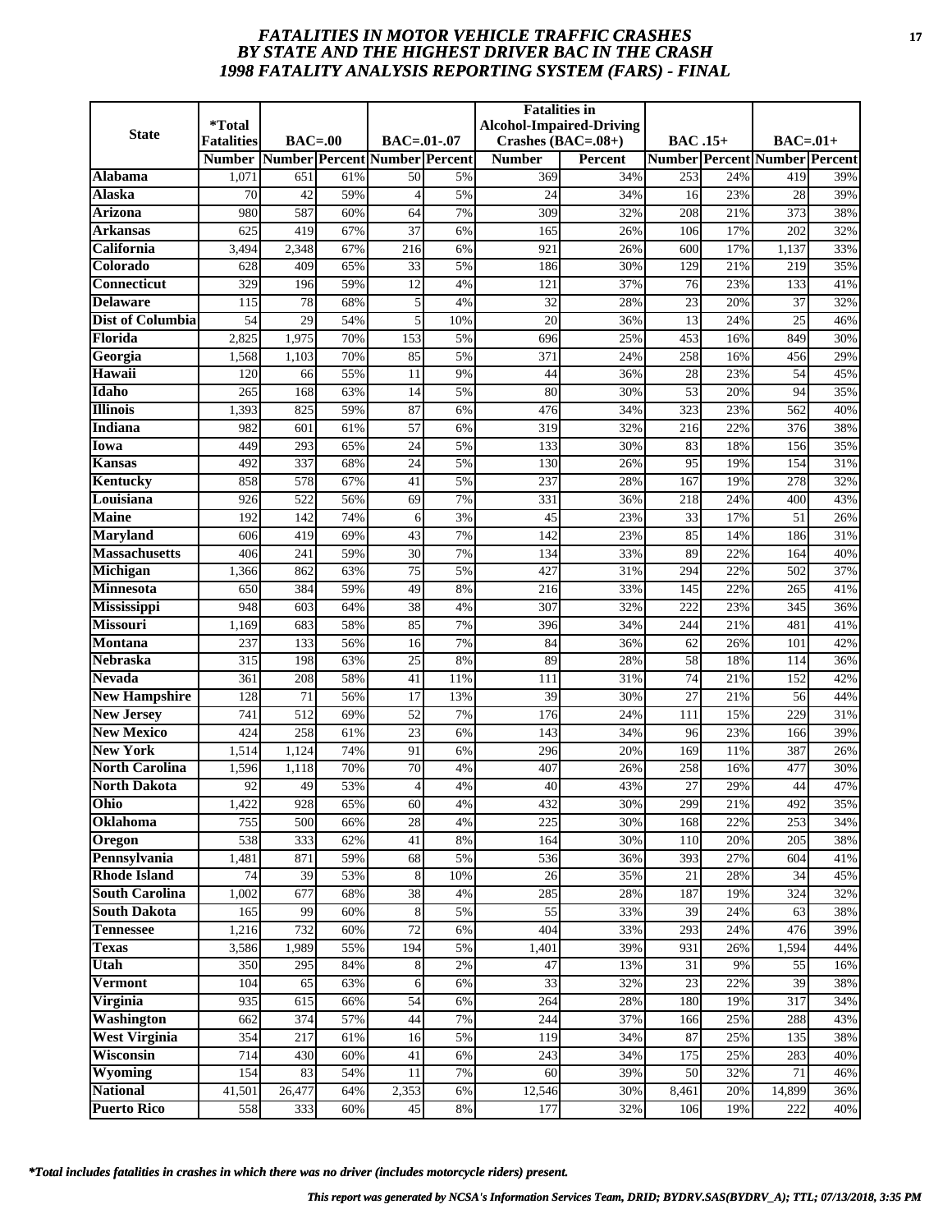# *FATALITIES IN MOTOR VEHICLE TRAFFIC CRASHES BY STATE AND THE HIGHEST DRIVER BAC IN THE CRASH 1998 FATALITY ANALYSIS REPORTING SYSTEM (FARS) - FINAL*

| State | *Total Fatalities | BAC=.00 | | BAC=.01-.07 | | Fatalities in Alcohol-Impaired-Driving Crashes (BAC=.08+) | | BAC .15+ | | BAC=.01+ | |
|---|---|---|---|---|---|---|---|---|---|---|---|
| | Number | Number | Percent | Number | Percent | Number | Percent | Number | Percent | Number | Percent |
| Alabama | 1,071 | 651 | 61% | 50 | 5% | 369 | 34% | 253 | 24% | 419 | 39% |
| Alaska | 70 | 42 | 59% | 4 | 5% | 24 | 34% | 16 | 23% | 28 | 39% |
| Arizona | 980 | 587 | 60% | 64 | 7% | 309 | 32% | 208 | 21% | 373 | 38% |
| Arkansas | 625 | 419 | 67% | 37 | 6% | 165 | 26% | 106 | 17% | 202 | 32% |
| California | 3,494 | 2,348 | 67% | 216 | 6% | 921 | 26% | 600 | 17% | 1,137 | 33% |
| Colorado | 628 | 409 | 65% | 33 | 5% | 186 | 30% | 129 | 21% | 219 | 35% |
| Connecticut | 329 | 196 | 59% | 12 | 4% | 121 | 37% | 76 | 23% | 133 | 41% |
| Delaware | 115 | 78 | 68% | 5 | 4% | 32 | 28% | 23 | 20% | 37 | 32% |
| Dist of Columbia | 54 | 29 | 54% | 5 | 10% | 20 | 36% | 13 | 24% | 25 | 46% |
| Florida | 2,825 | 1,975 | 70% | 153 | 5% | 696 | 25% | 453 | 16% | 849 | 30% |
| Georgia | 1,568 | 1,103 | 70% | 85 | 5% | 371 | 24% | 258 | 16% | 456 | 29% |
| Hawaii | 120 | 66 | 55% | 11 | 9% | 44 | 36% | 28 | 23% | 54 | 45% |
| Idaho | 265 | 168 | 63% | 14 | 5% | 80 | 30% | 53 | 20% | 94 | 35% |
| Illinois | 1,393 | 825 | 59% | 87 | 6% | 476 | 34% | 323 | 23% | 562 | 40% |
| Indiana | 982 | 601 | 61% | 57 | 6% | 319 | 32% | 216 | 22% | 376 | 38% |
| Iowa | 449 | 293 | 65% | 24 | 5% | 133 | 30% | 83 | 18% | 156 | 35% |
| Kansas | 492 | 337 | 68% | 24 | 5% | 130 | 26% | 95 | 19% | 154 | 31% |
| Kentucky | 858 | 578 | 67% | 41 | 5% | 237 | 28% | 167 | 19% | 278 | 32% |
| Louisiana | 926 | 522 | 56% | 69 | 7% | 331 | 36% | 218 | 24% | 400 | 43% |
| Maine | 192 | 142 | 74% | 6 | 3% | 45 | 23% | 33 | 17% | 51 | 26% |
| Maryland | 606 | 419 | 69% | 43 | 7% | 142 | 23% | 85 | 14% | 186 | 31% |
| Massachusetts | 406 | 241 | 59% | 30 | 7% | 134 | 33% | 89 | 22% | 164 | 40% |
| Michigan | 1,366 | 862 | 63% | 75 | 5% | 427 | 31% | 294 | 22% | 502 | 37% |
| Minnesota | 650 | 384 | 59% | 49 | 8% | 216 | 33% | 145 | 22% | 265 | 41% |
| Mississippi | 948 | 603 | 64% | 38 | 4% | 307 | 32% | 222 | 23% | 345 | 36% |
| Missouri | 1,169 | 683 | 58% | 85 | 7% | 396 | 34% | 244 | 21% | 481 | 41% |
| Montana | 237 | 133 | 56% | 16 | 7% | 84 | 36% | 62 | 26% | 101 | 42% |
| Nebraska | 315 | 198 | 63% | 25 | 8% | 89 | 28% | 58 | 18% | 114 | 36% |
| Nevada | 361 | 208 | 58% | 41 | 11% | 111 | 31% | 74 | 21% | 152 | 42% |
| New Hampshire | 128 | 71 | 56% | 17 | 13% | 39 | 30% | 27 | 21% | 56 | 44% |
| New Jersey | 741 | 512 | 69% | 52 | 7% | 176 | 24% | 111 | 15% | 229 | 31% |
| New Mexico | 424 | 258 | 61% | 23 | 6% | 143 | 34% | 96 | 23% | 166 | 39% |
| New York | 1,514 | 1,124 | 74% | 91 | 6% | 296 | 20% | 169 | 11% | 387 | 26% |
| North Carolina | 1,596 | 1,118 | 70% | 70 | 4% | 407 | 26% | 258 | 16% | 477 | 30% |
| North Dakota | 92 | 49 | 53% | 4 | 4% | 40 | 43% | 27 | 29% | 44 | 47% |
| Ohio | 1,422 | 928 | 65% | 60 | 4% | 432 | 30% | 299 | 21% | 492 | 35% |
| Oklahoma | 755 | 500 | 66% | 28 | 4% | 225 | 30% | 168 | 22% | 253 | 34% |
| Oregon | 538 | 333 | 62% | 41 | 8% | 164 | 30% | 110 | 20% | 205 | 38% |
| Pennsylvania | 1,481 | 871 | 59% | 68 | 5% | 536 | 36% | 393 | 27% | 604 | 41% |
| Rhode Island | 74 | 39 | 53% | 8 | 10% | 26 | 35% | 21 | 28% | 34 | 45% |
| South Carolina | 1,002 | 677 | 68% | 38 | 4% | 285 | 28% | 187 | 19% | 324 | 32% |
| South Dakota | 165 | 99 | 60% | 8 | 5% | 55 | 33% | 39 | 24% | 63 | 38% |
| Tennessee | 1,216 | 732 | 60% | 72 | 6% | 404 | 33% | 293 | 24% | 476 | 39% |
| Texas | 3,586 | 1,989 | 55% | 194 | 5% | 1,401 | 39% | 931 | 26% | 1,594 | 44% |
| Utah | 350 | 295 | 84% | 8 | 2% | 47 | 13% | 31 | 9% | 55 | 16% |
| Vermont | 104 | 65 | 63% | 6 | 6% | 33 | 32% | 23 | 22% | 39 | 38% |
| Virginia | 935 | 615 | 66% | 54 | 6% | 264 | 28% | 180 | 19% | 317 | 34% |
| Washington | 662 | 374 | 57% | 44 | 7% | 244 | 37% | 166 | 25% | 288 | 43% |
| West Virginia | 354 | 217 | 61% | 16 | 5% | 119 | 34% | 87 | 25% | 135 | 38% |
| Wisconsin | 714 | 430 | 60% | 41 | 6% | 243 | 34% | 175 | 25% | 283 | 40% |
| Wyoming | 154 | 83 | 54% | 11 | 7% | 60 | 39% | 50 | 32% | 71 | 46% |
| National | 41,501 | 26,477 | 64% | 2,353 | 6% | 12,546 | 30% | 8,461 | 20% | 14,899 | 36% |
| Puerto Rico | 558 | 333 | 60% | 45 | 8% | 177 | 32% | 106 | 19% | 222 | 40% |

*\*Total includes fatalities in crashes in which there was no driver (includes motorcycle riders) present.*

*This report was generated by NCSA's Information Services Team, DRID; BYDRV.SAS(BYDRV_A); TTL; 07/13/2018, 3:35 PM*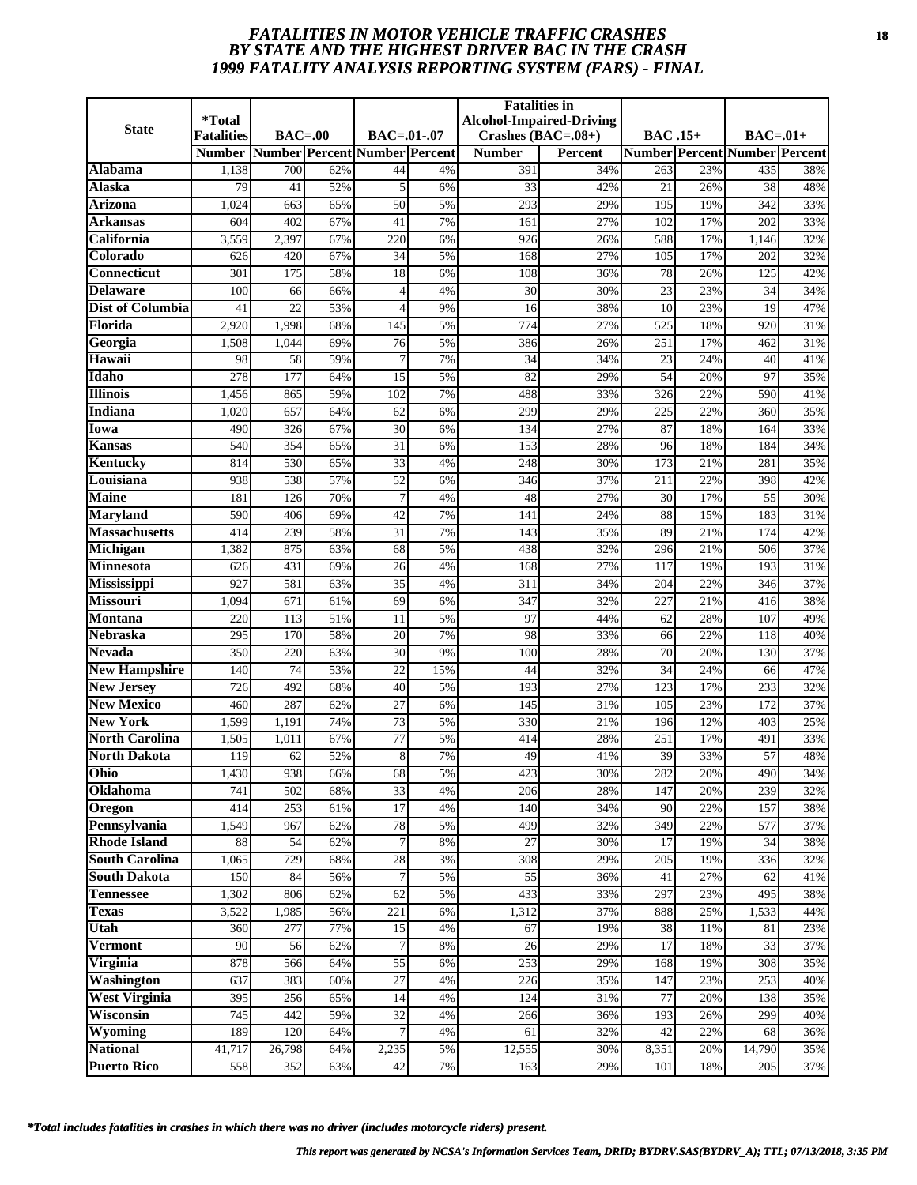# *FATALITIES IN MOTOR VEHICLE TRAFFIC CRASHES BY STATE AND THE HIGHEST DRIVER BAC IN THE CRASH 1999 FATALITY ANALYSIS REPORTING SYSTEM (FARS) - FINAL*

| State | *Total Fatalities | BAC=.00 | | BAC=.01-.07 | | Fatalities in Alcohol-Impaired-Driving Crashes (BAC=.08+) | | BAC .15+ | | BAC=.01+ | |
|---|---|---|---|---|---|---|---|---|---|---|---|
| | Number | Number | Percent | Number | Percent | Number | Percent | Number | Percent | Number | Percent |
| Alabama | 1,138 | 700 | 62% | 44 | 4% | 391 | 34% | 263 | 23% | 435 | 38% |
| Alaska | 79 | 41 | 52% | 5 | 6% | 33 | 42% | 21 | 26% | 38 | 48% |
| Arizona | 1,024 | 663 | 65% | 50 | 5% | 293 | 29% | 195 | 19% | 342 | 33% |
| Arkansas | 604 | 402 | 67% | 41 | 7% | 161 | 27% | 102 | 17% | 202 | 33% |
| California | 3,559 | 2,397 | 67% | 220 | 6% | 926 | 26% | 588 | 17% | 1,146 | 32% |
| Colorado | 626 | 420 | 67% | 34 | 5% | 168 | 27% | 105 | 17% | 202 | 32% |
| Connecticut | 301 | 175 | 58% | 18 | 6% | 108 | 36% | 78 | 26% | 125 | 42% |
| Delaware | 100 | 66 | 66% | 4 | 4% | 30 | 30% | 23 | 23% | 34 | 34% |
| Dist of Columbia | 41 | 22 | 53% | 4 | 9% | 16 | 38% | 10 | 23% | 19 | 47% |
| Florida | 2,920 | 1,998 | 68% | 145 | 5% | 774 | 27% | 525 | 18% | 920 | 31% |
| Georgia | 1,508 | 1,044 | 69% | 76 | 5% | 386 | 26% | 251 | 17% | 462 | 31% |
| Hawaii | 98 | 58 | 59% | 7 | 7% | 34 | 34% | 23 | 24% | 40 | 41% |
| Idaho | 278 | 177 | 64% | 15 | 5% | 82 | 29% | 54 | 20% | 97 | 35% |
| Illinois | 1,456 | 865 | 59% | 102 | 7% | 488 | 33% | 326 | 22% | 590 | 41% |
| Indiana | 1,020 | 657 | 64% | 62 | 6% | 299 | 29% | 225 | 22% | 360 | 35% |
| Iowa | 490 | 326 | 67% | 30 | 6% | 134 | 27% | 87 | 18% | 164 | 33% |
| Kansas | 540 | 354 | 65% | 31 | 6% | 153 | 28% | 96 | 18% | 184 | 34% |
| Kentucky | 814 | 530 | 65% | 33 | 4% | 248 | 30% | 173 | 21% | 281 | 35% |
| Louisiana | 938 | 538 | 57% | 52 | 6% | 346 | 37% | 211 | 22% | 398 | 42% |
| Maine | 181 | 126 | 70% | 7 | 4% | 48 | 27% | 30 | 17% | 55 | 30% |
| Maryland | 590 | 406 | 69% | 42 | 7% | 141 | 24% | 88 | 15% | 183 | 31% |
| Massachusetts | 414 | 239 | 58% | 31 | 7% | 143 | 35% | 89 | 21% | 174 | 42% |
| Michigan | 1,382 | 875 | 63% | 68 | 5% | 438 | 32% | 296 | 21% | 506 | 37% |
| Minnesota | 626 | 431 | 69% | 26 | 4% | 168 | 27% | 117 | 19% | 193 | 31% |
| Mississippi | 927 | 581 | 63% | 35 | 4% | 311 | 34% | 204 | 22% | 346 | 37% |
| Missouri | 1,094 | 671 | 61% | 69 | 6% | 347 | 32% | 227 | 21% | 416 | 38% |
| Montana | 220 | 113 | 51% | 11 | 5% | 97 | 44% | 62 | 28% | 107 | 49% |
| Nebraska | 295 | 170 | 58% | 20 | 7% | 98 | 33% | 66 | 22% | 118 | 40% |
| Nevada | 350 | 220 | 63% | 30 | 9% | 100 | 28% | 70 | 20% | 130 | 37% |
| New Hampshire | 140 | 74 | 53% | 22 | 15% | 44 | 32% | 34 | 24% | 66 | 47% |
| New Jersey | 726 | 492 | 68% | 40 | 5% | 193 | 27% | 123 | 17% | 233 | 32% |
| New Mexico | 460 | 287 | 62% | 27 | 6% | 145 | 31% | 105 | 23% | 172 | 37% |
| New York | 1,599 | 1,191 | 74% | 73 | 5% | 330 | 21% | 196 | 12% | 403 | 25% |
| North Carolina | 1,505 | 1,011 | 67% | 77 | 5% | 414 | 28% | 251 | 17% | 491 | 33% |
| North Dakota | 119 | 62 | 52% | 8 | 7% | 49 | 41% | 39 | 33% | 57 | 48% |
| Ohio | 1,430 | 938 | 66% | 68 | 5% | 423 | 30% | 282 | 20% | 490 | 34% |
| Oklahoma | 741 | 502 | 68% | 33 | 4% | 206 | 28% | 147 | 20% | 239 | 32% |
| Oregon | 414 | 253 | 61% | 17 | 4% | 140 | 34% | 90 | 22% | 157 | 38% |
| Pennsylvania | 1,549 | 967 | 62% | 78 | 5% | 499 | 32% | 349 | 22% | 577 | 37% |
| Rhode Island | 88 | 54 | 62% | 7 | 8% | 27 | 30% | 17 | 19% | 34 | 38% |
| South Carolina | 1,065 | 729 | 68% | 28 | 3% | 308 | 29% | 205 | 19% | 336 | 32% |
| South Dakota | 150 | 84 | 56% | 7 | 5% | 55 | 36% | 41 | 27% | 62 | 41% |
| Tennessee | 1,302 | 806 | 62% | 62 | 5% | 433 | 33% | 297 | 23% | 495 | 38% |
| Texas | 3,522 | 1,985 | 56% | 221 | 6% | 1,312 | 37% | 888 | 25% | 1,533 | 44% |
| Utah | 360 | 277 | 77% | 15 | 4% | 67 | 19% | 38 | 11% | 81 | 23% |
| Vermont | 90 | 56 | 62% | 7 | 8% | 26 | 29% | 17 | 18% | 33 | 37% |
| Virginia | 878 | 566 | 64% | 55 | 6% | 253 | 29% | 168 | 19% | 308 | 35% |
| Washington | 637 | 383 | 60% | 27 | 4% | 226 | 35% | 147 | 23% | 253 | 40% |
| West Virginia | 395 | 256 | 65% | 14 | 4% | 124 | 31% | 77 | 20% | 138 | 35% |
| Wisconsin | 745 | 442 | 59% | 32 | 4% | 266 | 36% | 193 | 26% | 299 | 40% |
| Wyoming | 189 | 120 | 64% | 7 | 4% | 61 | 32% | 42 | 22% | 68 | 36% |
| National | 41,717 | 26,798 | 64% | 2,235 | 5% | 12,555 | 30% | 8,351 | 20% | 14,790 | 35% |
| Puerto Rico | 558 | 352 | 63% | 42 | 7% | 163 | 29% | 101 | 18% | 205 | 37% |

*\*Total includes fatalities in crashes in which there was no driver (includes motorcycle riders) present.*

*This report was generated by NCSA's Information Services Team, DRID; BYDRV.SAS(BYDRV_A); TTL; 07/13/2018, 3:35 PM*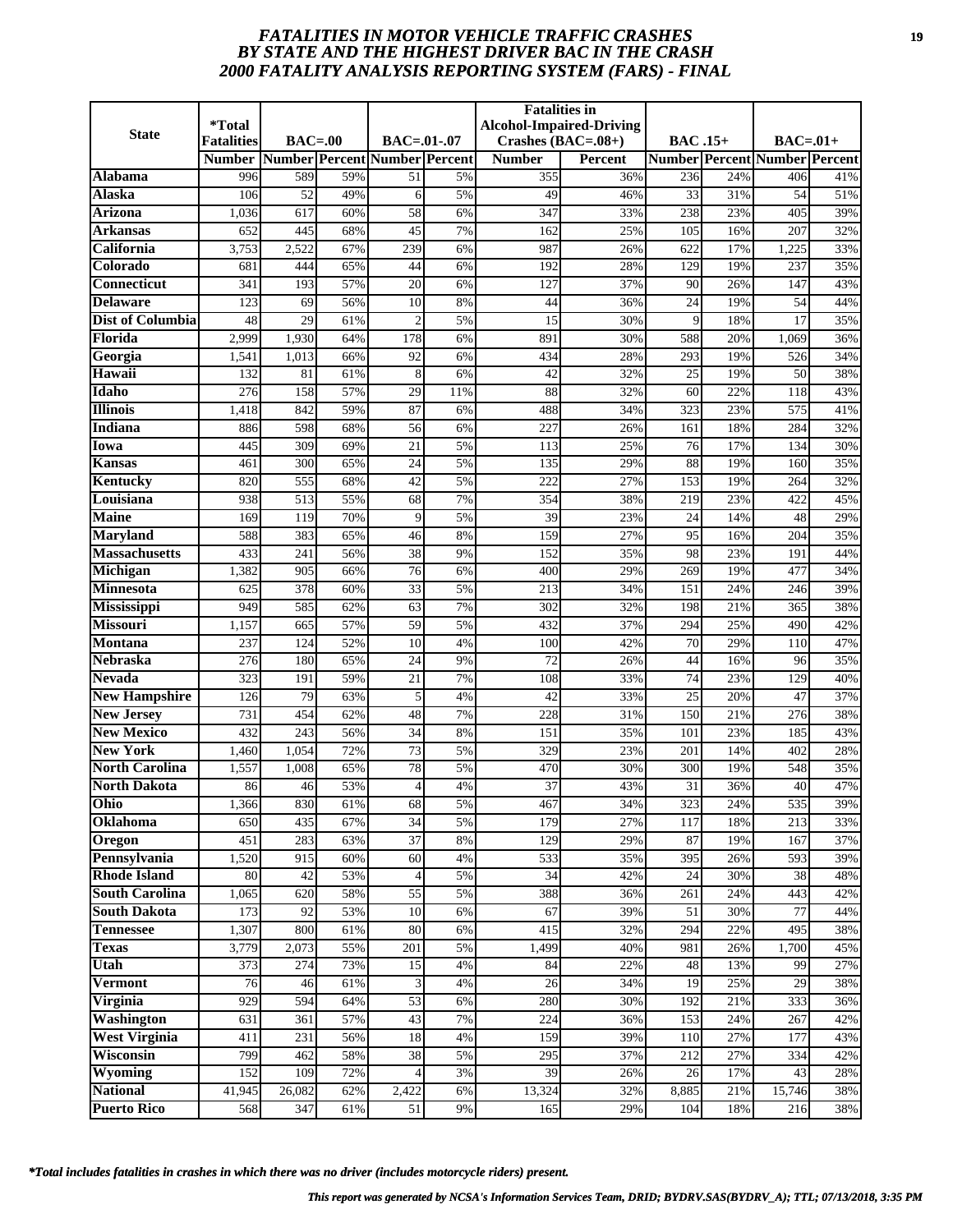# FATALITIES IN MOTOR VEHICLE TRAFFIC CRASHES BY STATE AND THE HIGHEST DRIVER BAC IN THE CRASH 2000 FATALITY ANALYSIS REPORTING SYSTEM (FARS) - FINAL

| State | *Total Fatalities | BAC=.00 | | BAC=.01-.07 | | Fatalities in Alcohol-Impaired-Driving Crashes (BAC=.08+) | | BAC .15+ | | BAC=.01+ | |
|---|---|---|---|---|---|---|---|---|---|---|---|
| | Number | Number | Percent | Number | Percent | Number | Percent | Number | Percent | Number | Percent |
| Alabama | 996 | 589 | 59% | 51 | 5% | 355 | 36% | 236 | 24% | 406 | 41% |
| Alaska | 106 | 52 | 49% | 6 | 5% | 49 | 46% | 33 | 31% | 54 | 51% |
| Arizona | 1,036 | 617 | 60% | 58 | 6% | 347 | 33% | 238 | 23% | 405 | 39% |
| Arkansas | 652 | 445 | 68% | 45 | 7% | 162 | 25% | 105 | 16% | 207 | 32% |
| California | 3,753 | 2,522 | 67% | 239 | 6% | 987 | 26% | 622 | 17% | 1,225 | 33% |
| Colorado | 681 | 444 | 65% | 44 | 6% | 192 | 28% | 129 | 19% | 237 | 35% |
| Connecticut | 341 | 193 | 57% | 20 | 6% | 127 | 37% | 90 | 26% | 147 | 43% |
| Delaware | 123 | 69 | 56% | 10 | 8% | 44 | 36% | 24 | 19% | 54 | 44% |
| Dist of Columbia | 48 | 29 | 61% | 2 | 5% | 15 | 30% | 9 | 18% | 17 | 35% |
| Florida | 2,999 | 1,930 | 64% | 178 | 6% | 891 | 30% | 588 | 20% | 1,069 | 36% |
| Georgia | 1,541 | 1,013 | 66% | 92 | 6% | 434 | 28% | 293 | 19% | 526 | 34% |
| Hawaii | 132 | 81 | 61% | 8 | 6% | 42 | 32% | 25 | 19% | 50 | 38% |
| Idaho | 276 | 158 | 57% | 29 | 11% | 88 | 32% | 60 | 22% | 118 | 43% |
| Illinois | 1,418 | 842 | 59% | 87 | 6% | 488 | 34% | 323 | 23% | 575 | 41% |
| Indiana | 886 | 598 | 68% | 56 | 6% | 227 | 26% | 161 | 18% | 284 | 32% |
| Iowa | 445 | 309 | 69% | 21 | 5% | 113 | 25% | 76 | 17% | 134 | 30% |
| Kansas | 461 | 300 | 65% | 24 | 5% | 135 | 29% | 88 | 19% | 160 | 35% |
| Kentucky | 820 | 555 | 68% | 42 | 5% | 222 | 27% | 153 | 19% | 264 | 32% |
| Louisiana | 938 | 513 | 55% | 68 | 7% | 354 | 38% | 219 | 23% | 422 | 45% |
| Maine | 169 | 119 | 70% | 9 | 5% | 39 | 23% | 24 | 14% | 48 | 29% |
| Maryland | 588 | 383 | 65% | 46 | 8% | 159 | 27% | 95 | 16% | 204 | 35% |
| Massachusetts | 433 | 241 | 56% | 38 | 9% | 152 | 35% | 98 | 23% | 191 | 44% |
| Michigan | 1,382 | 905 | 66% | 76 | 6% | 400 | 29% | 269 | 19% | 477 | 34% |
| Minnesota | 625 | 378 | 60% | 33 | 5% | 213 | 34% | 151 | 24% | 246 | 39% |
| Mississippi | 949 | 585 | 62% | 63 | 7% | 302 | 32% | 198 | 21% | 365 | 38% |
| Missouri | 1,157 | 665 | 57% | 59 | 5% | 432 | 37% | 294 | 25% | 490 | 42% |
| Montana | 237 | 124 | 52% | 10 | 4% | 100 | 42% | 70 | 29% | 110 | 47% |
| Nebraska | 276 | 180 | 65% | 24 | 9% | 72 | 26% | 44 | 16% | 96 | 35% |
| Nevada | 323 | 191 | 59% | 21 | 7% | 108 | 33% | 74 | 23% | 129 | 40% |
| New Hampshire | 126 | 79 | 63% | 5 | 4% | 42 | 33% | 25 | 20% | 47 | 37% |
| New Jersey | 731 | 454 | 62% | 48 | 7% | 228 | 31% | 150 | 21% | 276 | 38% |
| New Mexico | 432 | 243 | 56% | 34 | 8% | 151 | 35% | 101 | 23% | 185 | 43% |
| New York | 1,460 | 1,054 | 72% | 73 | 5% | 329 | 23% | 201 | 14% | 402 | 28% |
| North Carolina | 1,557 | 1,008 | 65% | 78 | 5% | 470 | 30% | 300 | 19% | 548 | 35% |
| North Dakota | 86 | 46 | 53% | 4 | 4% | 37 | 43% | 31 | 36% | 40 | 47% |
| Ohio | 1,366 | 830 | 61% | 68 | 5% | 467 | 34% | 323 | 24% | 535 | 39% |
| Oklahoma | 650 | 435 | 67% | 34 | 5% | 179 | 27% | 117 | 18% | 213 | 33% |
| Oregon | 451 | 283 | 63% | 37 | 8% | 129 | 29% | 87 | 19% | 167 | 37% |
| Pennsylvania | 1,520 | 915 | 60% | 60 | 4% | 533 | 35% | 395 | 26% | 593 | 39% |
| Rhode Island | 80 | 42 | 53% | 4 | 5% | 34 | 42% | 24 | 30% | 38 | 48% |
| South Carolina | 1,065 | 620 | 58% | 55 | 5% | 388 | 36% | 261 | 24% | 443 | 42% |
| South Dakota | 173 | 92 | 53% | 10 | 6% | 67 | 39% | 51 | 30% | 77 | 44% |
| Tennessee | 1,307 | 800 | 61% | 80 | 6% | 415 | 32% | 294 | 22% | 495 | 38% |
| Texas | 3,779 | 2,073 | 55% | 201 | 5% | 1,499 | 40% | 981 | 26% | 1,700 | 45% |
| Utah | 373 | 274 | 73% | 15 | 4% | 84 | 22% | 48 | 13% | 99 | 27% |
| Vermont | 76 | 46 | 61% | 3 | 4% | 26 | 34% | 19 | 25% | 29 | 38% |
| Virginia | 929 | 594 | 64% | 53 | 6% | 280 | 30% | 192 | 21% | 333 | 36% |
| Washington | 631 | 361 | 57% | 43 | 7% | 224 | 36% | 153 | 24% | 267 | 42% |
| West Virginia | 411 | 231 | 56% | 18 | 4% | 159 | 39% | 110 | 27% | 177 | 43% |
| Wisconsin | 799 | 462 | 58% | 38 | 5% | 295 | 37% | 212 | 27% | 334 | 42% |
| Wyoming | 152 | 109 | 72% | 4 | 3% | 39 | 26% | 26 | 17% | 43 | 28% |
| National | 41,945 | 26,082 | 62% | 2,422 | 6% | 13,324 | 32% | 8,885 | 21% | 15,746 | 38% |
| Puerto Rico | 568 | 347 | 61% | 51 | 9% | 165 | 29% | 104 | 18% | 216 | 38% |

*\*Total includes fatalities in crashes in which there was no driver (includes motorcycle riders) present.*

*This report was generated by NCSA's Information Services Team, DRID; BYDRV.SAS(BYDRV_A); TTL; 07/13/2018, 3:35 PM*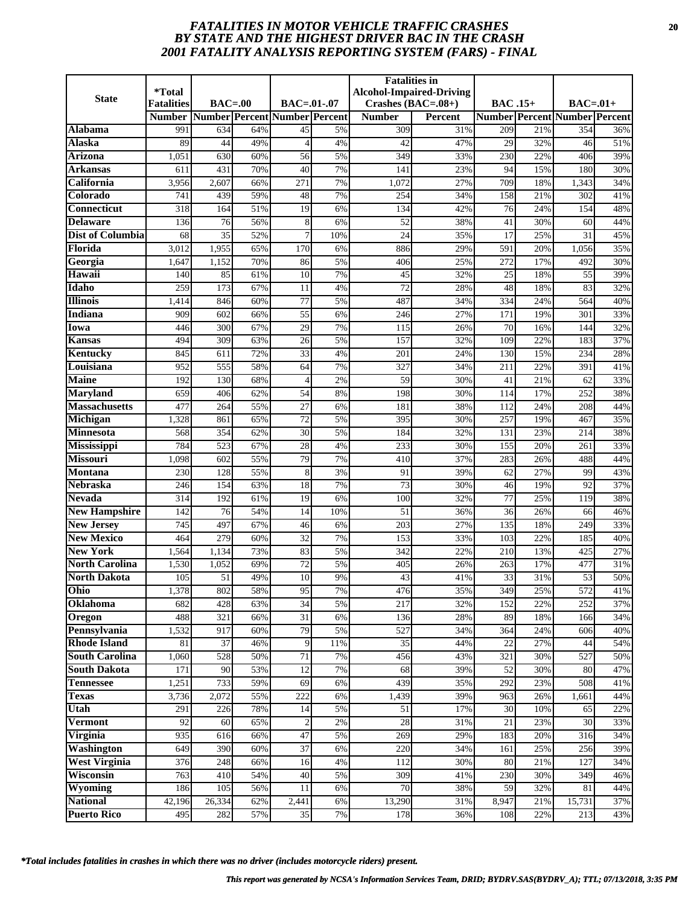# *FATALITIES IN MOTOR VEHICLE TRAFFIC CRASHES BY STATE AND THE HIGHEST DRIVER BAC IN THE CRASH 2001 FATALITY ANALYSIS REPORTING SYSTEM (FARS) - FINAL*

| State | *Total Fatalities | BAC=.00 | | BAC=.01-.07 | | Fatalities in Alcohol-Impaired-Driving Crashes (BAC=.08+) | | BAC .15+ | | BAC=.01+ | |
|---|---|---|---|---|---|---|---|---|---|---|---|
| | Number | Number | Percent | Number | Percent | Number | Percent | Number | Percent | Number | Percent |
| **Alabama** | 991 | 634 | 64% | 45 | 5% | 309 | 31% | 209 | 21% | 354 | 36% |
| **Alaska** | 89 | 44 | 49% | 4 | 4% | 42 | 47% | 29 | 32% | 46 | 51% |
| **Arizona** | 1,051 | 630 | 60% | 56 | 5% | 349 | 33% | 230 | 22% | 406 | 39% |
| **Arkansas** | 611 | 431 | 70% | 40 | 7% | 141 | 23% | 94 | 15% | 180 | 30% |
| **California** | 3,956 | 2,607 | 66% | 271 | 7% | 1,072 | 27% | 709 | 18% | 1,343 | 34% |
| **Colorado** | 741 | 439 | 59% | 48 | 7% | 254 | 34% | 158 | 21% | 302 | 41% |
| **Connecticut** | 318 | 164 | 51% | 19 | 6% | 134 | 42% | 76 | 24% | 154 | 48% |
| **Delaware** | 136 | 76 | 56% | 8 | 6% | 52 | 38% | 41 | 30% | 60 | 44% |
| **Dist of Columbia** | 68 | 35 | 52% | 7 | 10% | 24 | 35% | 17 | 25% | 31 | 45% |
| **Florida** | 3,012 | 1,955 | 65% | 170 | 6% | 886 | 29% | 591 | 20% | 1,056 | 35% |
| **Georgia** | 1,647 | 1,152 | 70% | 86 | 5% | 406 | 25% | 272 | 17% | 492 | 30% |
| **Hawaii** | 140 | 85 | 61% | 10 | 7% | 45 | 32% | 25 | 18% | 55 | 39% |
| **Idaho** | 259 | 173 | 67% | 11 | 4% | 72 | 28% | 48 | 18% | 83 | 32% |
| **Illinois** | 1,414 | 846 | 60% | 77 | 5% | 487 | 34% | 334 | 24% | 564 | 40% |
| **Indiana** | 909 | 602 | 66% | 55 | 6% | 246 | 27% | 171 | 19% | 301 | 33% |
| **Iowa** | 446 | 300 | 67% | 29 | 7% | 115 | 26% | 70 | 16% | 144 | 32% |
| **Kansas** | 494 | 309 | 63% | 26 | 5% | 157 | 32% | 109 | 22% | 183 | 37% |
| **Kentucky** | 845 | 611 | 72% | 33 | 4% | 201 | 24% | 130 | 15% | 234 | 28% |
| **Louisiana** | 952 | 555 | 58% | 64 | 7% | 327 | 34% | 211 | 22% | 391 | 41% |
| **Maine** | 192 | 130 | 68% | 4 | 2% | 59 | 30% | 41 | 21% | 62 | 33% |
| **Maryland** | 659 | 406 | 62% | 54 | 8% | 198 | 30% | 114 | 17% | 252 | 38% |
| **Massachusetts** | 477 | 264 | 55% | 27 | 6% | 181 | 38% | 112 | 24% | 208 | 44% |
| **Michigan** | 1,328 | 861 | 65% | 72 | 5% | 395 | 30% | 257 | 19% | 467 | 35% |
| **Minnesota** | 568 | 354 | 62% | 30 | 5% | 184 | 32% | 131 | 23% | 214 | 38% |
| **Mississippi** | 784 | 523 | 67% | 28 | 4% | 233 | 30% | 155 | 20% | 261 | 33% |
| **Missouri** | 1,098 | 602 | 55% | 79 | 7% | 410 | 37% | 283 | 26% | 488 | 44% |
| **Montana** | 230 | 128 | 55% | 8 | 3% | 91 | 39% | 62 | 27% | 99 | 43% |
| **Nebraska** | 246 | 154 | 63% | 18 | 7% | 73 | 30% | 46 | 19% | 92 | 37% |
| **Nevada** | 314 | 192 | 61% | 19 | 6% | 100 | 32% | 77 | 25% | 119 | 38% |
| **New Hampshire** | 142 | 76 | 54% | 14 | 10% | 51 | 36% | 36 | 26% | 66 | 46% |
| **New Jersey** | 745 | 497 | 67% | 46 | 6% | 203 | 27% | 135 | 18% | 249 | 33% |
| **New Mexico** | 464 | 279 | 60% | 32 | 7% | 153 | 33% | 103 | 22% | 185 | 40% |
| **New York** | 1,564 | 1,134 | 73% | 83 | 5% | 342 | 22% | 210 | 13% | 425 | 27% |
| **North Carolina** | 1,530 | 1,052 | 69% | 72 | 5% | 405 | 26% | 263 | 17% | 477 | 31% |
| **North Dakota** | 105 | 51 | 49% | 10 | 9% | 43 | 41% | 33 | 31% | 53 | 50% |
| **Ohio** | 1,378 | 802 | 58% | 95 | 7% | 476 | 35% | 349 | 25% | 572 | 41% |
| **Oklahoma** | 682 | 428 | 63% | 34 | 5% | 217 | 32% | 152 | 22% | 252 | 37% |
| **Oregon** | 488 | 321 | 66% | 31 | 6% | 136 | 28% | 89 | 18% | 166 | 34% |
| **Pennsylvania** | 1,532 | 917 | 60% | 79 | 5% | 527 | 34% | 364 | 24% | 606 | 40% |
| **Rhode Island** | 81 | 37 | 46% | 9 | 11% | 35 | 44% | 22 | 27% | 44 | 54% |
| **South Carolina** | 1,060 | 528 | 50% | 71 | 7% | 456 | 43% | 321 | 30% | 527 | 50% |
| **South Dakota** | 171 | 90 | 53% | 12 | 7% | 68 | 39% | 52 | 30% | 80 | 47% |
| **Tennessee** | 1,251 | 733 | 59% | 69 | 6% | 439 | 35% | 292 | 23% | 508 | 41% |
| **Texas** | 3,736 | 2,072 | 55% | 222 | 6% | 1,439 | 39% | 963 | 26% | 1,661 | 44% |
| **Utah** | 291 | 226 | 78% | 14 | 5% | 51 | 17% | 30 | 10% | 65 | 22% |
| **Vermont** | 92 | 60 | 65% | 2 | 2% | 28 | 31% | 21 | 23% | 30 | 33% |
| **Virginia** | 935 | 616 | 66% | 47 | 5% | 269 | 29% | 183 | 20% | 316 | 34% |
| **Washington** | 649 | 390 | 60% | 37 | 6% | 220 | 34% | 161 | 25% | 256 | 39% |
| **West Virginia** | 376 | 248 | 66% | 16 | 4% | 112 | 30% | 80 | 21% | 127 | 34% |
| **Wisconsin** | 763 | 410 | 54% | 40 | 5% | 309 | 41% | 230 | 30% | 349 | 46% |
| **Wyoming** | 186 | 105 | 56% | 11 | 6% | 70 | 38% | 59 | 32% | 81 | 44% |
| **National** | 42,196 | 26,334 | 62% | 2,441 | 6% | 13,290 | 31% | 8,947 | 21% | 15,731 | 37% |
| **Puerto Rico** | 495 | 282 | 57% | 35 | 7% | 178 | 36% | 108 | 22% | 213 | 43% |

***Total includes fatalities in crashes in which there was no driver (includes motorcycle riders) present.***

***This report was generated by NCSA's Information Services Team, DRID; BYDRV.SAS(BYDRV_A); TTL; 07/13/2018, 3:35 PM***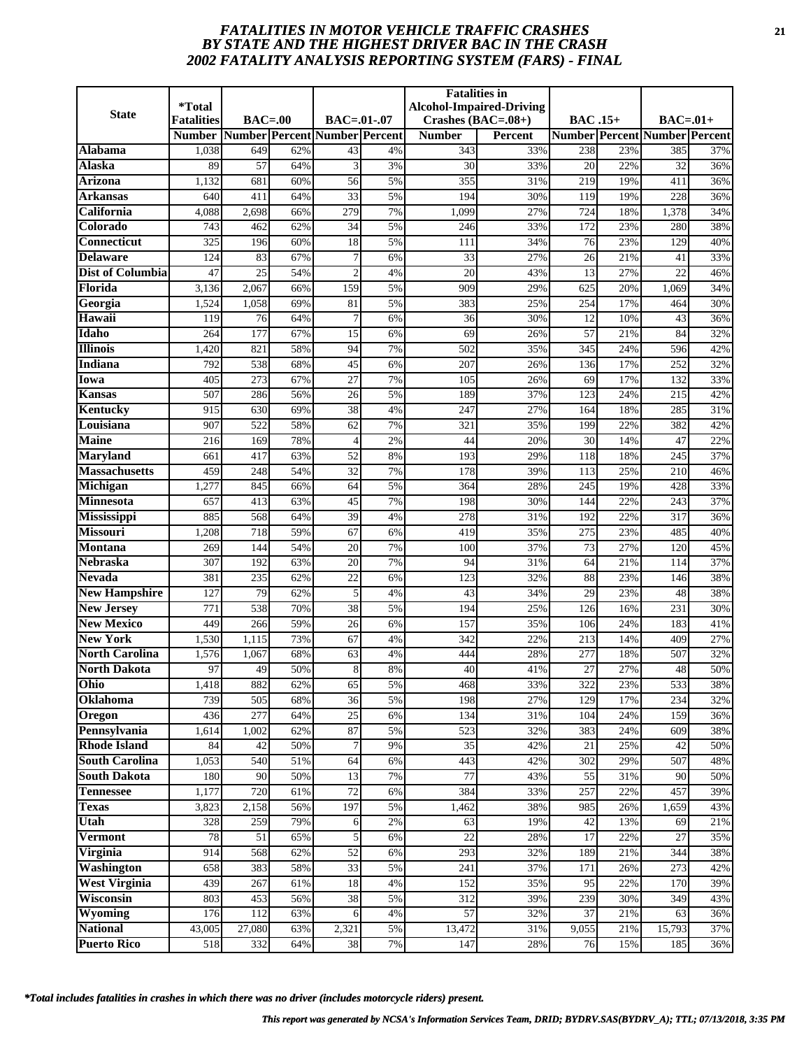# FATALITIES IN MOTOR VEHICLE TRAFFIC CRASHES BY STATE AND THE HIGHEST DRIVER BAC IN THE CRASH 2002 FATALITY ANALYSIS REPORTING SYSTEM (FARS) - FINAL

| State | *Total Fatalities | BAC=.00 | | BAC=.01-.07 | | Fatalities in Alcohol-Impaired-Driving Crashes (BAC=.08+) | | BAC .15+ | | BAC=.01+ | |
|---|---|---|---|---|---|---|---|---|---|---|---|
| | Number | Number | Percent | Number | Percent | Number | Percent | Number | Percent | Number | Percent |
| Alabama | 1,038 | 649 | 62% | 43 | 4% | 343 | 33% | 238 | 23% | 385 | 37% |
| Alaska | 89 | 57 | 64% | 3 | 3% | 30 | 33% | 20 | 22% | 32 | 36% |
| Arizona | 1,132 | 681 | 60% | 56 | 5% | 355 | 31% | 219 | 19% | 411 | 36% |
| Arkansas | 640 | 411 | 64% | 33 | 5% | 194 | 30% | 119 | 19% | 228 | 36% |
| California | 4,088 | 2,698 | 66% | 279 | 7% | 1,099 | 27% | 724 | 18% | 1,378 | 34% |
| Colorado | 743 | 462 | 62% | 34 | 5% | 246 | 33% | 172 | 23% | 280 | 38% |
| Connecticut | 325 | 196 | 60% | 18 | 5% | 111 | 34% | 76 | 23% | 129 | 40% |
| Delaware | 124 | 83 | 67% | 7 | 6% | 33 | 27% | 26 | 21% | 41 | 33% |
| Dist of Columbia | 47 | 25 | 54% | 2 | 4% | 20 | 43% | 13 | 27% | 22 | 46% |
| Florida | 3,136 | 2,067 | 66% | 159 | 5% | 909 | 29% | 625 | 20% | 1,069 | 34% |
| Georgia | 1,524 | 1,058 | 69% | 81 | 5% | 383 | 25% | 254 | 17% | 464 | 30% |
| Hawaii | 119 | 76 | 64% | 7 | 6% | 36 | 30% | 12 | 10% | 43 | 36% |
| Idaho | 264 | 177 | 67% | 15 | 6% | 69 | 26% | 57 | 21% | 84 | 32% |
| Illinois | 1,420 | 821 | 58% | 94 | 7% | 502 | 35% | 345 | 24% | 596 | 42% |
| Indiana | 792 | 538 | 68% | 45 | 6% | 207 | 26% | 136 | 17% | 252 | 32% |
| Iowa | 405 | 273 | 67% | 27 | 7% | 105 | 26% | 69 | 17% | 132 | 33% |
| Kansas | 507 | 286 | 56% | 26 | 5% | 189 | 37% | 123 | 24% | 215 | 42% |
| Kentucky | 915 | 630 | 69% | 38 | 4% | 247 | 27% | 164 | 18% | 285 | 31% |
| Louisiana | 907 | 522 | 58% | 62 | 7% | 321 | 35% | 199 | 22% | 382 | 42% |
| Maine | 216 | 169 | 78% | 4 | 2% | 44 | 20% | 30 | 14% | 47 | 22% |
| Maryland | 661 | 417 | 63% | 52 | 8% | 193 | 29% | 118 | 18% | 245 | 37% |
| Massachusetts | 459 | 248 | 54% | 32 | 7% | 178 | 39% | 113 | 25% | 210 | 46% |
| Michigan | 1,277 | 845 | 66% | 64 | 5% | 364 | 28% | 245 | 19% | 428 | 33% |
| Minnesota | 657 | 413 | 63% | 45 | 7% | 198 | 30% | 144 | 22% | 243 | 37% |
| Mississippi | 885 | 568 | 64% | 39 | 4% | 278 | 31% | 192 | 22% | 317 | 36% |
| Missouri | 1,208 | 718 | 59% | 67 | 6% | 419 | 35% | 275 | 23% | 485 | 40% |
| Montana | 269 | 144 | 54% | 20 | 7% | 100 | 37% | 73 | 27% | 120 | 45% |
| Nebraska | 307 | 192 | 63% | 20 | 7% | 94 | 31% | 64 | 21% | 114 | 37% |
| Nevada | 381 | 235 | 62% | 22 | 6% | 123 | 32% | 88 | 23% | 146 | 38% |
| New Hampshire | 127 | 79 | 62% | 5 | 4% | 43 | 34% | 29 | 23% | 48 | 38% |
| New Jersey | 771 | 538 | 70% | 38 | 5% | 194 | 25% | 126 | 16% | 231 | 30% |
| New Mexico | 449 | 266 | 59% | 26 | 6% | 157 | 35% | 106 | 24% | 183 | 41% |
| New York | 1,530 | 1,115 | 73% | 67 | 4% | 342 | 22% | 213 | 14% | 409 | 27% |
| North Carolina | 1,576 | 1,067 | 68% | 63 | 4% | 444 | 28% | 277 | 18% | 507 | 32% |
| North Dakota | 97 | 49 | 50% | 8 | 8% | 40 | 41% | 27 | 27% | 48 | 50% |
| Ohio | 1,418 | 882 | 62% | 65 | 5% | 468 | 33% | 322 | 23% | 533 | 38% |
| Oklahoma | 739 | 505 | 68% | 36 | 5% | 198 | 27% | 129 | 17% | 234 | 32% |
| Oregon | 436 | 277 | 64% | 25 | 6% | 134 | 31% | 104 | 24% | 159 | 36% |
| Pennsylvania | 1,614 | 1,002 | 62% | 87 | 5% | 523 | 32% | 383 | 24% | 609 | 38% |
| Rhode Island | 84 | 42 | 50% | 7 | 9% | 35 | 42% | 21 | 25% | 42 | 50% |
| South Carolina | 1,053 | 540 | 51% | 64 | 6% | 443 | 42% | 302 | 29% | 507 | 48% |
| South Dakota | 180 | 90 | 50% | 13 | 7% | 77 | 43% | 55 | 31% | 90 | 50% |
| Tennessee | 1,177 | 720 | 61% | 72 | 6% | 384 | 33% | 257 | 22% | 457 | 39% |
| Texas | 3,823 | 2,158 | 56% | 197 | 5% | 1,462 | 38% | 985 | 26% | 1,659 | 43% |
| Utah | 328 | 259 | 79% | 6 | 2% | 63 | 19% | 42 | 13% | 69 | 21% |
| Vermont | 78 | 51 | 65% | 5 | 6% | 22 | 28% | 17 | 22% | 27 | 35% |
| Virginia | 914 | 568 | 62% | 52 | 6% | 293 | 32% | 189 | 21% | 344 | 38% |
| Washington | 658 | 383 | 58% | 33 | 5% | 241 | 37% | 171 | 26% | 273 | 42% |
| West Virginia | 439 | 267 | 61% | 18 | 4% | 152 | 35% | 95 | 22% | 170 | 39% |
| Wisconsin | 803 | 453 | 56% | 38 | 5% | 312 | 39% | 239 | 30% | 349 | 43% |
| Wyoming | 176 | 112 | 63% | 6 | 4% | 57 | 32% | 37 | 21% | 63 | 36% |
| National | 43,005 | 27,080 | 63% | 2,321 | 5% | 13,472 | 31% | 9,055 | 21% | 15,793 | 37% |
| Puerto Rico | 518 | 332 | 64% | 38 | 7% | 147 | 28% | 76 | 15% | 185 | 36% |

*\*Total includes fatalities in crashes in which there was no driver (includes motorcycle riders) present.*

*This report was generated by NCSA's Information Services Team, DRID; BYDRV.SAS(BYDRV_A); TTL; 07/13/2018, 3:35 PM*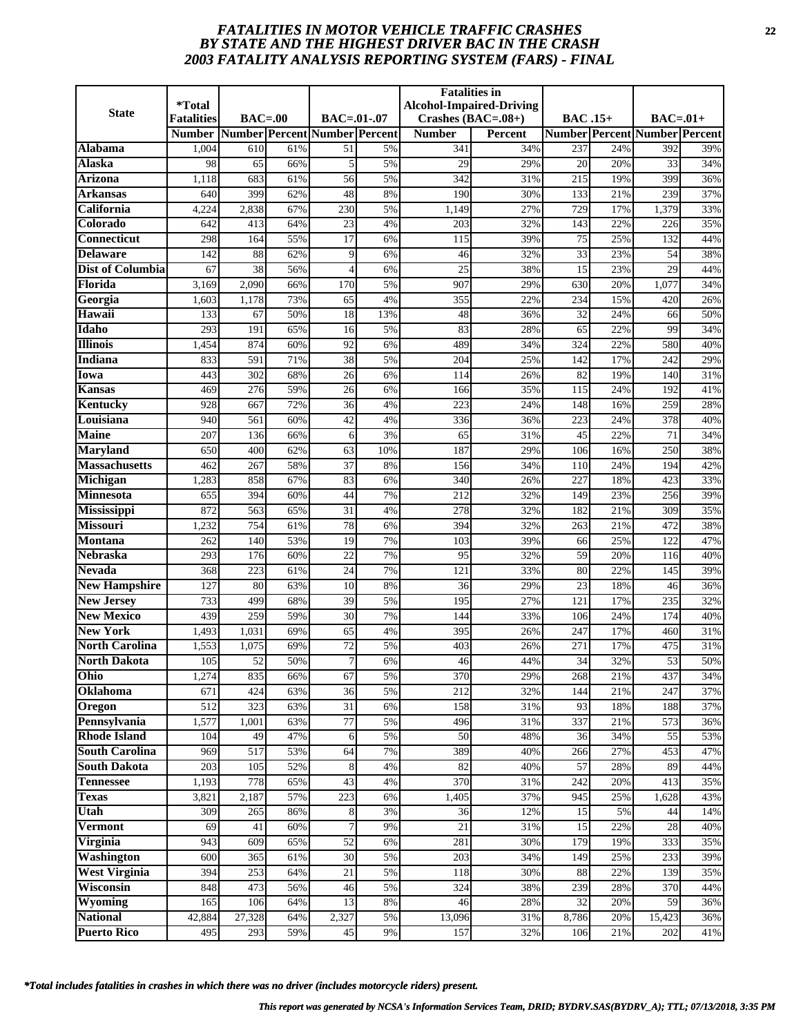# FATALITIES IN MOTOR VEHICLE TRAFFIC CRASHES
# BY STATE AND THE HIGHEST DRIVER BAC IN THE CRASH
# 2003 FATALITY ANALYSIS REPORTING SYSTEM (FARS) - FINAL

| State | *Total Fatalities | BAC=.00 | | BAC=.01-.07 | | Fatalities in Alcohol-Impaired-Driving Crashes (BAC=.08+) | | BAC .15+ | | BAC=.01+ | |
|---|---|---|---|---|---|---|---|---|---|---|---|
| | Number | Number | Percent | Number | Percent | Number | Percent | Number | Percent | Number | Percent |
| Alabama | 1,004 | 610 | 61% | 51 | 5% | 341 | 34% | 237 | 24% | 392 | 39% |
| Alaska | 98 | 65 | 66% | 5 | 5% | 29 | 29% | 20 | 20% | 33 | 34% |
| Arizona | 1,118 | 683 | 61% | 56 | 5% | 342 | 31% | 215 | 19% | 399 | 36% |
| Arkansas | 640 | 399 | 62% | 48 | 8% | 190 | 30% | 133 | 21% | 239 | 37% |
| California | 4,224 | 2,838 | 67% | 230 | 5% | 1,149 | 27% | 729 | 17% | 1,379 | 33% |
| Colorado | 642 | 413 | 64% | 23 | 4% | 203 | 32% | 143 | 22% | 226 | 35% |
| Connecticut | 298 | 164 | 55% | 17 | 6% | 115 | 39% | 75 | 25% | 132 | 44% |
| Delaware | 142 | 88 | 62% | 9 | 6% | 46 | 32% | 33 | 23% | 54 | 38% |
| Dist of Columbia | 67 | 38 | 56% | 4 | 6% | 25 | 38% | 15 | 23% | 29 | 44% |
| Florida | 3,169 | 2,090 | 66% | 170 | 5% | 907 | 29% | 630 | 20% | 1,077 | 34% |
| Georgia | 1,603 | 1,178 | 73% | 65 | 4% | 355 | 22% | 234 | 15% | 420 | 26% |
| Hawaii | 133 | 67 | 50% | 18 | 13% | 48 | 36% | 32 | 24% | 66 | 50% |
| Idaho | 293 | 191 | 65% | 16 | 5% | 83 | 28% | 65 | 22% | 99 | 34% |
| Illinois | 1,454 | 874 | 60% | 92 | 6% | 489 | 34% | 324 | 22% | 580 | 40% |
| Indiana | 833 | 591 | 71% | 38 | 5% | 204 | 25% | 142 | 17% | 242 | 29% |
| Iowa | 443 | 302 | 68% | 26 | 6% | 114 | 26% | 82 | 19% | 140 | 31% |
| Kansas | 469 | 276 | 59% | 26 | 6% | 166 | 35% | 115 | 24% | 192 | 41% |
| Kentucky | 928 | 667 | 72% | 36 | 4% | 223 | 24% | 148 | 16% | 259 | 28% |
| Louisiana | 940 | 561 | 60% | 42 | 4% | 336 | 36% | 223 | 24% | 378 | 40% |
| Maine | 207 | 136 | 66% | 6 | 3% | 65 | 31% | 45 | 22% | 71 | 34% |
| Maryland | 650 | 400 | 62% | 63 | 10% | 187 | 29% | 106 | 16% | 250 | 38% |
| Massachusetts | 462 | 267 | 58% | 37 | 8% | 156 | 34% | 110 | 24% | 194 | 42% |
| Michigan | 1,283 | 858 | 67% | 83 | 6% | 340 | 26% | 227 | 18% | 423 | 33% |
| Minnesota | 655 | 394 | 60% | 44 | 7% | 212 | 32% | 149 | 23% | 256 | 39% |
| Mississippi | 872 | 563 | 65% | 31 | 4% | 278 | 32% | 182 | 21% | 309 | 35% |
| Missouri | 1,232 | 754 | 61% | 78 | 6% | 394 | 32% | 263 | 21% | 472 | 38% |
| Montana | 262 | 140 | 53% | 19 | 7% | 103 | 39% | 66 | 25% | 122 | 47% |
| Nebraska | 293 | 176 | 60% | 22 | 7% | 95 | 32% | 59 | 20% | 116 | 40% |
| Nevada | 368 | 223 | 61% | 24 | 7% | 121 | 33% | 80 | 22% | 145 | 39% |
| New Hampshire | 127 | 80 | 63% | 10 | 8% | 36 | 29% | 23 | 18% | 46 | 36% |
| New Jersey | 733 | 499 | 68% | 39 | 5% | 195 | 27% | 121 | 17% | 235 | 32% |
| New Mexico | 439 | 259 | 59% | 30 | 7% | 144 | 33% | 106 | 24% | 174 | 40% |
| New York | 1,493 | 1,031 | 69% | 65 | 4% | 395 | 26% | 247 | 17% | 460 | 31% |
| North Carolina | 1,553 | 1,075 | 69% | 72 | 5% | 403 | 26% | 271 | 17% | 475 | 31% |
| North Dakota | 105 | 52 | 50% | 7 | 6% | 46 | 44% | 34 | 32% | 53 | 50% |
| Ohio | 1,274 | 835 | 66% | 67 | 5% | 370 | 29% | 268 | 21% | 437 | 34% |
| Oklahoma | 671 | 424 | 63% | 36 | 5% | 212 | 32% | 144 | 21% | 247 | 37% |
| Oregon | 512 | 323 | 63% | 31 | 6% | 158 | 31% | 93 | 18% | 188 | 37% |
| Pennsylvania | 1,577 | 1,001 | 63% | 77 | 5% | 496 | 31% | 337 | 21% | 573 | 36% |
| Rhode Island | 104 | 49 | 47% | 6 | 5% | 50 | 48% | 36 | 34% | 55 | 53% |
| South Carolina | 969 | 517 | 53% | 64 | 7% | 389 | 40% | 266 | 27% | 453 | 47% |
| South Dakota | 203 | 105 | 52% | 8 | 4% | 82 | 40% | 57 | 28% | 89 | 44% |
| Tennessee | 1,193 | 778 | 65% | 43 | 4% | 370 | 31% | 242 | 20% | 413 | 35% |
| Texas | 3,821 | 2,187 | 57% | 223 | 6% | 1,405 | 37% | 945 | 25% | 1,628 | 43% |
| Utah | 309 | 265 | 86% | 8 | 3% | 36 | 12% | 15 | 5% | 44 | 14% |
| Vermont | 69 | 41 | 60% | 7 | 9% | 21 | 31% | 15 | 22% | 28 | 40% |
| Virginia | 943 | 609 | 65% | 52 | 6% | 281 | 30% | 179 | 19% | 333 | 35% |
| Washington | 600 | 365 | 61% | 30 | 5% | 203 | 34% | 149 | 25% | 233 | 39% |
| West Virginia | 394 | 253 | 64% | 21 | 5% | 118 | 30% | 88 | 22% | 139 | 35% |
| Wisconsin | 848 | 473 | 56% | 46 | 5% | 324 | 38% | 239 | 28% | 370 | 44% |
| Wyoming | 165 | 106 | 64% | 13 | 8% | 46 | 28% | 32 | 20% | 59 | 36% |
| National | 42,884 | 27,328 | 64% | 2,327 | 5% | 13,096 | 31% | 8,786 | 20% | 15,423 | 36% |
| Puerto Rico | 495 | 293 | 59% | 45 | 9% | 157 | 32% | 106 | 21% | 202 | 41% |

*\*Total includes fatalities in crashes in which there was no driver (includes motorcycle riders) present.*

*This report was generated by NCSA's Information Services Team, DRID; BYDRV.SAS(BYDRV_A); TTL; 07/13/2018, 3:35 PM*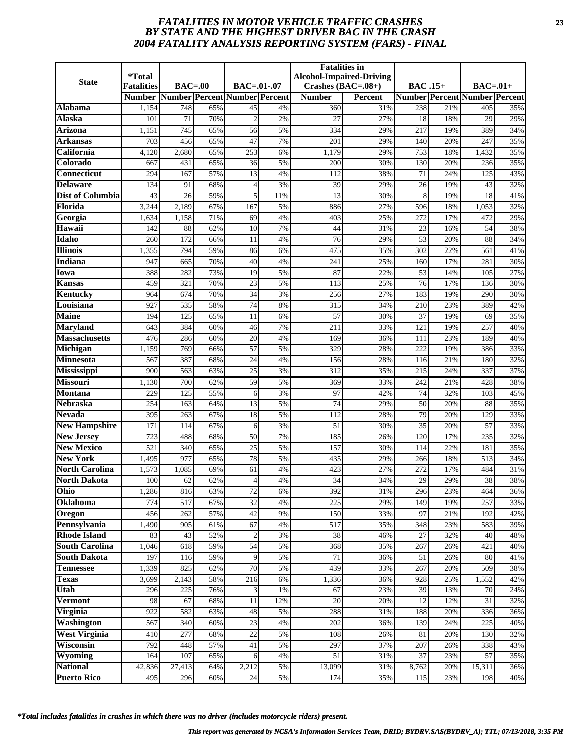# *FATALITIES IN MOTOR VEHICLE TRAFFIC CRASHES BY STATE AND THE HIGHEST DRIVER BAC IN THE CRASH 2004 FATALITY ANALYSIS REPORTING SYSTEM (FARS) - FINAL*

| State | *Total Fatalities | BAC=.00 | | BAC=.01-.07 | | Fatalities in Alcohol-Impaired-Driving Crashes (BAC=.08+) | | BAC .15+ | | BAC=.01+ | |
|---|---|---|---|---|---|---|---|---|---|---|---|
| | Number | Number | Percent | Number | Percent | Number | Percent | Number | Percent | Number | Percent |
| **Alabama** | 1,154 | 748 | 65% | 45 | 4% | 360 | 31% | 238 | 21% | 405 | 35% |
| **Alaska** | 101 | 71 | 70% | 2 | 2% | 27 | 27% | 18 | 18% | 29 | 29% |
| **Arizona** | 1,151 | 745 | 65% | 56 | 5% | 334 | 29% | 217 | 19% | 389 | 34% |
| **Arkansas** | 703 | 456 | 65% | 47 | 7% | 201 | 29% | 140 | 20% | 247 | 35% |
| **California** | 4,120 | 2,680 | 65% | 253 | 6% | 1,179 | 29% | 753 | 18% | 1,432 | 35% |
| **Colorado** | 667 | 431 | 65% | 36 | 5% | 200 | 30% | 130 | 20% | 236 | 35% |
| **Connecticut** | 294 | 167 | 57% | 13 | 4% | 112 | 38% | 71 | 24% | 125 | 43% |
| **Delaware** | 134 | 91 | 68% | 4 | 3% | 39 | 29% | 26 | 19% | 43 | 32% |
| **Dist of Columbia** | 43 | 26 | 59% | 5 | 11% | 13 | 30% | 8 | 19% | 18 | 41% |
| **Florida** | 3,244 | 2,189 | 67% | 167 | 5% | 886 | 27% | 596 | 18% | 1,053 | 32% |
| **Georgia** | 1,634 | 1,158 | 71% | 69 | 4% | 403 | 25% | 272 | 17% | 472 | 29% |
| **Hawaii** | 142 | 88 | 62% | 10 | 7% | 44 | 31% | 23 | 16% | 54 | 38% |
| **Idaho** | 260 | 172 | 66% | 11 | 4% | 76 | 29% | 53 | 20% | 88 | 34% |
| **Illinois** | 1,355 | 794 | 59% | 86 | 6% | 475 | 35% | 302 | 22% | 561 | 41% |
| **Indiana** | 947 | 665 | 70% | 40 | 4% | 241 | 25% | 160 | 17% | 281 | 30% |
| **Iowa** | 388 | 282 | 73% | 19 | 5% | 87 | 22% | 53 | 14% | 105 | 27% |
| **Kansas** | 459 | 321 | 70% | 23 | 5% | 113 | 25% | 76 | 17% | 136 | 30% |
| **Kentucky** | 964 | 674 | 70% | 34 | 3% | 256 | 27% | 183 | 19% | 290 | 30% |
| **Louisiana** | 927 | 535 | 58% | 74 | 8% | 315 | 34% | 210 | 23% | 389 | 42% |
| **Maine** | 194 | 125 | 65% | 11 | 6% | 57 | 30% | 37 | 19% | 69 | 35% |
| **Maryland** | 643 | 384 | 60% | 46 | 7% | 211 | 33% | 121 | 19% | 257 | 40% |
| **Massachusetts** | 476 | 286 | 60% | 20 | 4% | 169 | 36% | 111 | 23% | 189 | 40% |
| **Michigan** | 1,159 | 769 | 66% | 57 | 5% | 329 | 28% | 222 | 19% | 386 | 33% |
| **Minnesota** | 567 | 387 | 68% | 24 | 4% | 156 | 28% | 116 | 21% | 180 | 32% |
| **Mississippi** | 900 | 563 | 63% | 25 | 3% | 312 | 35% | 215 | 24% | 337 | 37% |
| **Missouri** | 1,130 | 700 | 62% | 59 | 5% | 369 | 33% | 242 | 21% | 428 | 38% |
| **Montana** | 229 | 125 | 55% | 6 | 3% | 97 | 42% | 74 | 32% | 103 | 45% |
| **Nebraska** | 254 | 163 | 64% | 13 | 5% | 74 | 29% | 50 | 20% | 88 | 35% |
| **Nevada** | 395 | 263 | 67% | 18 | 5% | 112 | 28% | 79 | 20% | 129 | 33% |
| **New Hampshire** | 171 | 114 | 67% | 6 | 3% | 51 | 30% | 35 | 20% | 57 | 33% |
| **New Jersey** | 723 | 488 | 68% | 50 | 7% | 185 | 26% | 120 | 17% | 235 | 32% |
| **New Mexico** | 521 | 340 | 65% | 25 | 5% | 157 | 30% | 114 | 22% | 181 | 35% |
| **New York** | 1,495 | 977 | 65% | 78 | 5% | 435 | 29% | 266 | 18% | 513 | 34% |
| **North Carolina** | 1,573 | 1,085 | 69% | 61 | 4% | 423 | 27% | 272 | 17% | 484 | 31% |
| **North Dakota** | 100 | 62 | 62% | 4 | 4% | 34 | 34% | 29 | 29% | 38 | 38% |
| **Ohio** | 1,286 | 816 | 63% | 72 | 6% | 392 | 31% | 296 | 23% | 464 | 36% |
| **Oklahoma** | 774 | 517 | 67% | 32 | 4% | 225 | 29% | 149 | 19% | 257 | 33% |
| **Oregon** | 456 | 262 | 57% | 42 | 9% | 150 | 33% | 97 | 21% | 192 | 42% |
| **Pennsylvania** | 1,490 | 905 | 61% | 67 | 4% | 517 | 35% | 348 | 23% | 583 | 39% |
| **Rhode Island** | 83 | 43 | 52% | 2 | 3% | 38 | 46% | 27 | 32% | 40 | 48% |
| **South Carolina** | 1,046 | 618 | 59% | 54 | 5% | 368 | 35% | 267 | 26% | 421 | 40% |
| **South Dakota** | 197 | 116 | 59% | 9 | 5% | 71 | 36% | 51 | 26% | 80 | 41% |
| **Tennessee** | 1,339 | 825 | 62% | 70 | 5% | 439 | 33% | 267 | 20% | 509 | 38% |
| **Texas** | 3,699 | 2,143 | 58% | 216 | 6% | 1,336 | 36% | 928 | 25% | 1,552 | 42% |
| **Utah** | 296 | 225 | 76% | 3 | 1% | 67 | 23% | 39 | 13% | 70 | 24% |
| **Vermont** | 98 | 67 | 68% | 11 | 12% | 20 | 20% | 12 | 12% | 31 | 32% |
| **Virginia** | 922 | 582 | 63% | 48 | 5% | 288 | 31% | 188 | 20% | 336 | 36% |
| **Washington** | 567 | 340 | 60% | 23 | 4% | 202 | 36% | 139 | 24% | 225 | 40% |
| **West Virginia** | 410 | 277 | 68% | 22 | 5% | 108 | 26% | 81 | 20% | 130 | 32% |
| **Wisconsin** | 792 | 448 | 57% | 41 | 5% | 297 | 37% | 207 | 26% | 338 | 43% |
| **Wyoming** | 164 | 107 | 65% | 6 | 4% | 51 | 31% | 37 | 23% | 57 | 35% |
| **National** | 42,836 | 27,413 | 64% | 2,212 | 5% | 13,099 | 31% | 8,762 | 20% | 15,311 | 36% |
| **Puerto Rico** | 495 | 296 | 60% | 24 | 5% | 174 | 35% | 115 | 23% | 198 | 40% |

*\*Total includes fatalities in crashes in which there was no driver (includes motorcycle riders) present.*

*This report was generated by NCSA's Information Services Team, DRID; BYDRV.SAS(BYDRV_A); TTL; 07/13/2018, 3:35 PM*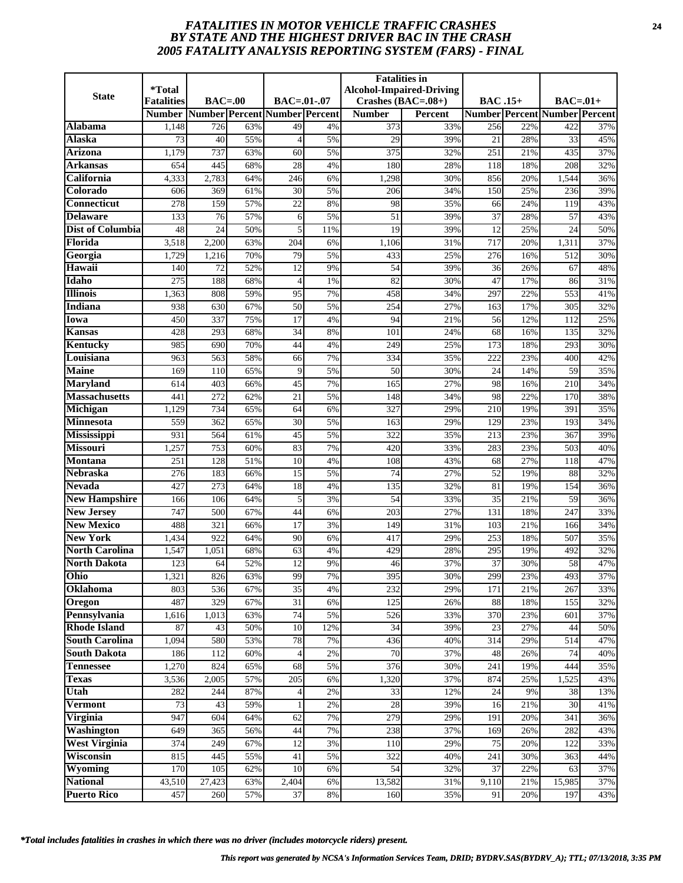# *FATALITIES IN MOTOR VEHICLE TRAFFIC CRASHES BY STATE AND THE HIGHEST DRIVER BAC IN THE CRASH 2005 FATALITY ANALYSIS REPORTING SYSTEM (FARS) - FINAL*

| State | *Total Fatalities | BAC=.00 | | BAC=.01-.07 | | Fatalities in Alcohol-Impaired-Driving Crashes (BAC=.08+) | | BAC .15+ | | BAC=.01+ | |
|---|---|---|---|---|---|---|---|---|---|---|---|
| | Number | Number | Percent | Number | Percent | Number | Percent | Number | Percent | Number | Percent |
| Alabama | 1,148 | 726 | 63% | 49 | 4% | 373 | 33% | 256 | 22% | 422 | 37% |
| Alaska | 73 | 40 | 55% | 4 | 5% | 29 | 39% | 21 | 28% | 33 | 45% |
| Arizona | 1,179 | 737 | 63% | 60 | 5% | 375 | 32% | 251 | 21% | 435 | 37% |
| Arkansas | 654 | 445 | 68% | 28 | 4% | 180 | 28% | 118 | 18% | 208 | 32% |
| California | 4,333 | 2,783 | 64% | 246 | 6% | 1,298 | 30% | 856 | 20% | 1,544 | 36% |
| Colorado | 606 | 369 | 61% | 30 | 5% | 206 | 34% | 150 | 25% | 236 | 39% |
| Connecticut | 278 | 159 | 57% | 22 | 8% | 98 | 35% | 66 | 24% | 119 | 43% |
| Delaware | 133 | 76 | 57% | 6 | 5% | 51 | 39% | 37 | 28% | 57 | 43% |
| Dist of Columbia | 48 | 24 | 50% | 5 | 11% | 19 | 39% | 12 | 25% | 24 | 50% |
| Florida | 3,518 | 2,200 | 63% | 204 | 6% | 1,106 | 31% | 717 | 20% | 1,311 | 37% |
| Georgia | 1,729 | 1,216 | 70% | 79 | 5% | 433 | 25% | 276 | 16% | 512 | 30% |
| Hawaii | 140 | 72 | 52% | 12 | 9% | 54 | 39% | 36 | 26% | 67 | 48% |
| Idaho | 275 | 188 | 68% | 4 | 1% | 82 | 30% | 47 | 17% | 86 | 31% |
| Illinois | 1,363 | 808 | 59% | 95 | 7% | 458 | 34% | 297 | 22% | 553 | 41% |
| Indiana | 938 | 630 | 67% | 50 | 5% | 254 | 27% | 163 | 17% | 305 | 32% |
| Iowa | 450 | 337 | 75% | 17 | 4% | 94 | 21% | 56 | 12% | 112 | 25% |
| Kansas | 428 | 293 | 68% | 34 | 8% | 101 | 24% | 68 | 16% | 135 | 32% |
| Kentucky | 985 | 690 | 70% | 44 | 4% | 249 | 25% | 173 | 18% | 293 | 30% |
| Louisiana | 963 | 563 | 58% | 66 | 7% | 334 | 35% | 222 | 23% | 400 | 42% |
| Maine | 169 | 110 | 65% | 9 | 5% | 50 | 30% | 24 | 14% | 59 | 35% |
| Maryland | 614 | 403 | 66% | 45 | 7% | 165 | 27% | 98 | 16% | 210 | 34% |
| Massachusetts | 441 | 272 | 62% | 21 | 5% | 148 | 34% | 98 | 22% | 170 | 38% |
| Michigan | 1,129 | 734 | 65% | 64 | 6% | 327 | 29% | 210 | 19% | 391 | 35% |
| Minnesota | 559 | 362 | 65% | 30 | 5% | 163 | 29% | 129 | 23% | 193 | 34% |
| Mississippi | 931 | 564 | 61% | 45 | 5% | 322 | 35% | 213 | 23% | 367 | 39% |
| Missouri | 1,257 | 753 | 60% | 83 | 7% | 420 | 33% | 283 | 23% | 503 | 40% |
| Montana | 251 | 128 | 51% | 10 | 4% | 108 | 43% | 68 | 27% | 118 | 47% |
| Nebraska | 276 | 183 | 66% | 15 | 5% | 74 | 27% | 52 | 19% | 88 | 32% |
| Nevada | 427 | 273 | 64% | 18 | 4% | 135 | 32% | 81 | 19% | 154 | 36% |
| New Hampshire | 166 | 106 | 64% | 5 | 3% | 54 | 33% | 35 | 21% | 59 | 36% |
| New Jersey | 747 | 500 | 67% | 44 | 6% | 203 | 27% | 131 | 18% | 247 | 33% |
| New Mexico | 488 | 321 | 66% | 17 | 3% | 149 | 31% | 103 | 21% | 166 | 34% |
| New York | 1,434 | 922 | 64% | 90 | 6% | 417 | 29% | 253 | 18% | 507 | 35% |
| North Carolina | 1,547 | 1,051 | 68% | 63 | 4% | 429 | 28% | 295 | 19% | 492 | 32% |
| North Dakota | 123 | 64 | 52% | 12 | 9% | 46 | 37% | 37 | 30% | 58 | 47% |
| Ohio | 1,321 | 826 | 63% | 99 | 7% | 395 | 30% | 299 | 23% | 493 | 37% |
| Oklahoma | 803 | 536 | 67% | 35 | 4% | 232 | 29% | 171 | 21% | 267 | 33% |
| Oregon | 487 | 329 | 67% | 31 | 6% | 125 | 26% | 88 | 18% | 155 | 32% |
| Pennsylvania | 1,616 | 1,013 | 63% | 74 | 5% | 526 | 33% | 370 | 23% | 601 | 37% |
| Rhode Island | 87 | 43 | 50% | 10 | 12% | 34 | 39% | 23 | 27% | 44 | 50% |
| South Carolina | 1,094 | 580 | 53% | 78 | 7% | 436 | 40% | 314 | 29% | 514 | 47% |
| South Dakota | 186 | 112 | 60% | 4 | 2% | 70 | 37% | 48 | 26% | 74 | 40% |
| Tennessee | 1,270 | 824 | 65% | 68 | 5% | 376 | 30% | 241 | 19% | 444 | 35% |
| Texas | 3,536 | 2,005 | 57% | 205 | 6% | 1,320 | 37% | 874 | 25% | 1,525 | 43% |
| Utah | 282 | 244 | 87% | 4 | 2% | 33 | 12% | 24 | 9% | 38 | 13% |
| Vermont | 73 | 43 | 59% | 1 | 2% | 28 | 39% | 16 | 21% | 30 | 41% |
| Virginia | 947 | 604 | 64% | 62 | 7% | 279 | 29% | 191 | 20% | 341 | 36% |
| Washington | 649 | 365 | 56% | 44 | 7% | 238 | 37% | 169 | 26% | 282 | 43% |
| West Virginia | 374 | 249 | 67% | 12 | 3% | 110 | 29% | 75 | 20% | 122 | 33% |
| Wisconsin | 815 | 445 | 55% | 41 | 5% | 322 | 40% | 241 | 30% | 363 | 44% |
| Wyoming | 170 | 105 | 62% | 10 | 6% | 54 | 32% | 37 | 22% | 63 | 37% |
| National | 43,510 | 27,423 | 63% | 2,404 | 6% | 13,582 | 31% | 9,110 | 21% | 15,985 | 37% |
| Puerto Rico | 457 | 260 | 57% | 37 | 8% | 160 | 35% | 91 | 20% | 197 | 43% |

*\*Total includes fatalities in crashes in which there was no driver (includes motorcycle riders) present.*

*This report was generated by NCSA's Information Services Team, DRID; BYDRV.SAS(BYDRV_A); TTL; 07/13/2018, 3:35 PM*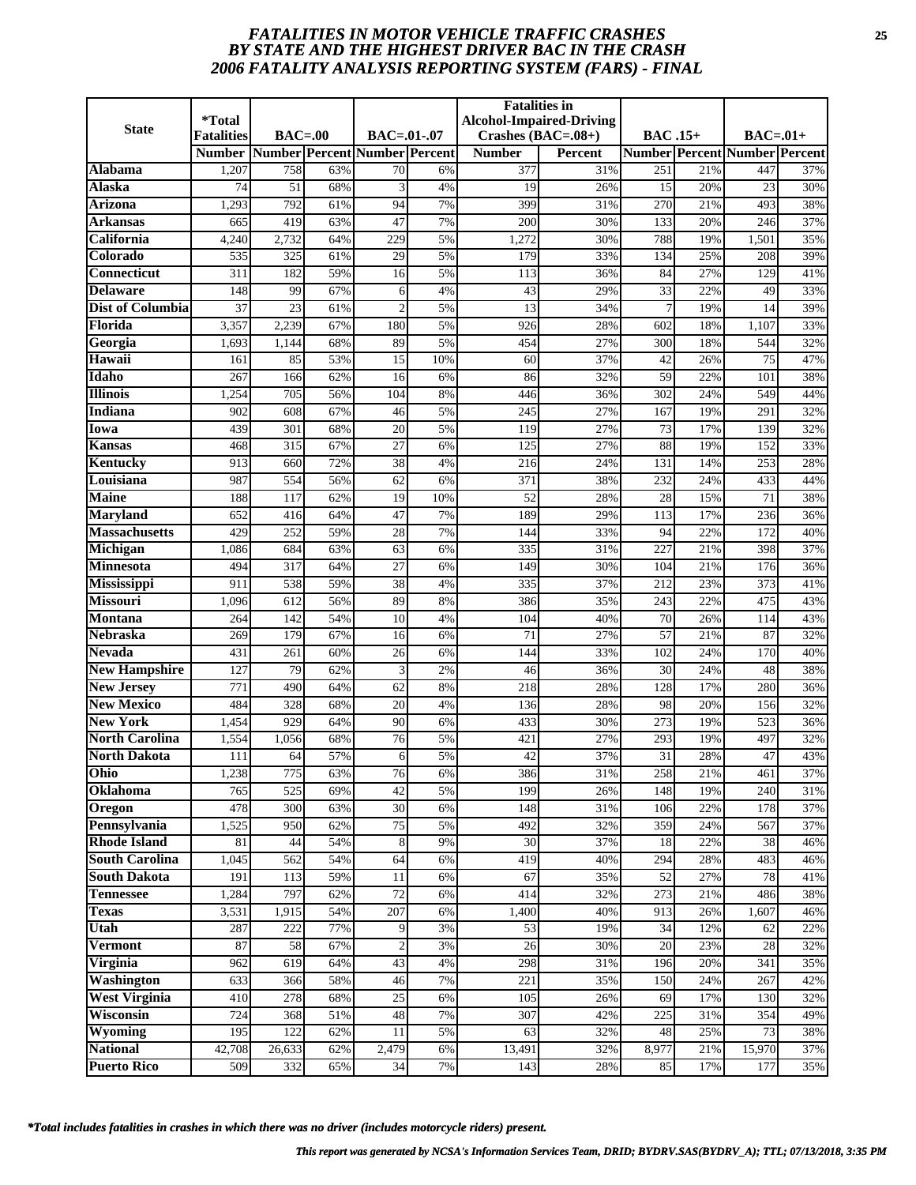# *FATALITIES IN MOTOR VEHICLE TRAFFIC CRASHES BY STATE AND THE HIGHEST DRIVER BAC IN THE CRASH 2006 FATALITY ANALYSIS REPORTING SYSTEM (FARS) - FINAL*

| State | *Total Fatalities | BAC=.00 | | BAC=.01-.07 | | Fatalities in Alcohol-Impaired-Driving Crashes (BAC=.08+) | | BAC .15+ | | BAC=.01+ | |
|---|---|---|---|---|---|---|---|---|---|---|---|
| | Number | Number | Percent | Number | Percent | Number | Percent | Number | Percent | Number | Percent |
| Alabama | 1,207 | 758 | 63% | 70 | 6% | 377 | 31% | 251 | 21% | 447 | 37% |
| Alaska | 74 | 51 | 68% | 3 | 4% | 19 | 26% | 15 | 20% | 23 | 30% |
| Arizona | 1,293 | 792 | 61% | 94 | 7% | 399 | 31% | 270 | 21% | 493 | 38% |
| Arkansas | 665 | 419 | 63% | 47 | 7% | 200 | 30% | 133 | 20% | 246 | 37% |
| California | 4,240 | 2,732 | 64% | 229 | 5% | 1,272 | 30% | 788 | 19% | 1,501 | 35% |
| Colorado | 535 | 325 | 61% | 29 | 5% | 179 | 33% | 134 | 25% | 208 | 39% |
| Connecticut | 311 | 182 | 59% | 16 | 5% | 113 | 36% | 84 | 27% | 129 | 41% |
| Delaware | 148 | 99 | 67% | 6 | 4% | 43 | 29% | 33 | 22% | 49 | 33% |
| Dist of Columbia | 37 | 23 | 61% | 2 | 5% | 13 | 34% | 7 | 19% | 14 | 39% |
| Florida | 3,357 | 2,239 | 67% | 180 | 5% | 926 | 28% | 602 | 18% | 1,107 | 33% |
| Georgia | 1,693 | 1,144 | 68% | 89 | 5% | 454 | 27% | 300 | 18% | 544 | 32% |
| Hawaii | 161 | 85 | 53% | 15 | 10% | 60 | 37% | 42 | 26% | 75 | 47% |
| Idaho | 267 | 166 | 62% | 16 | 6% | 86 | 32% | 59 | 22% | 101 | 38% |
| Illinois | 1,254 | 705 | 56% | 104 | 8% | 446 | 36% | 302 | 24% | 549 | 44% |
| Indiana | 902 | 608 | 67% | 46 | 5% | 245 | 27% | 167 | 19% | 291 | 32% |
| Iowa | 439 | 301 | 68% | 20 | 5% | 119 | 27% | 73 | 17% | 139 | 32% |
| Kansas | 468 | 315 | 67% | 27 | 6% | 125 | 27% | 88 | 19% | 152 | 33% |
| Kentucky | 913 | 660 | 72% | 38 | 4% | 216 | 24% | 131 | 14% | 253 | 28% |
| Louisiana | 987 | 554 | 56% | 62 | 6% | 371 | 38% | 232 | 24% | 433 | 44% |
| Maine | 188 | 117 | 62% | 19 | 10% | 52 | 28% | 28 | 15% | 71 | 38% |
| Maryland | 652 | 416 | 64% | 47 | 7% | 189 | 29% | 113 | 17% | 236 | 36% |
| Massachusetts | 429 | 252 | 59% | 28 | 7% | 144 | 33% | 94 | 22% | 172 | 40% |
| Michigan | 1,086 | 684 | 63% | 63 | 6% | 335 | 31% | 227 | 21% | 398 | 37% |
| Minnesota | 494 | 317 | 64% | 27 | 6% | 149 | 30% | 104 | 21% | 176 | 36% |
| Mississippi | 911 | 538 | 59% | 38 | 4% | 335 | 37% | 212 | 23% | 373 | 41% |
| Missouri | 1,096 | 612 | 56% | 89 | 8% | 386 | 35% | 243 | 22% | 475 | 43% |
| Montana | 264 | 142 | 54% | 10 | 4% | 104 | 40% | 70 | 26% | 114 | 43% |
| Nebraska | 269 | 179 | 67% | 16 | 6% | 71 | 27% | 57 | 21% | 87 | 32% |
| Nevada | 431 | 261 | 60% | 26 | 6% | 144 | 33% | 102 | 24% | 170 | 40% |
| New Hampshire | 127 | 79 | 62% | 3 | 2% | 46 | 36% | 30 | 24% | 48 | 38% |
| New Jersey | 771 | 490 | 64% | 62 | 8% | 218 | 28% | 128 | 17% | 280 | 36% |
| New Mexico | 484 | 328 | 68% | 20 | 4% | 136 | 28% | 98 | 20% | 156 | 32% |
| New York | 1,454 | 929 | 64% | 90 | 6% | 433 | 30% | 273 | 19% | 523 | 36% |
| North Carolina | 1,554 | 1,056 | 68% | 76 | 5% | 421 | 27% | 293 | 19% | 497 | 32% |
| North Dakota | 111 | 64 | 57% | 6 | 5% | 42 | 37% | 31 | 28% | 47 | 43% |
| Ohio | 1,238 | 775 | 63% | 76 | 6% | 386 | 31% | 258 | 21% | 461 | 37% |
| Oklahoma | 765 | 525 | 69% | 42 | 5% | 199 | 26% | 148 | 19% | 240 | 31% |
| Oregon | 478 | 300 | 63% | 30 | 6% | 148 | 31% | 106 | 22% | 178 | 37% |
| Pennsylvania | 1,525 | 950 | 62% | 75 | 5% | 492 | 32% | 359 | 24% | 567 | 37% |
| Rhode Island | 81 | 44 | 54% | 8 | 9% | 30 | 37% | 18 | 22% | 38 | 46% |
| South Carolina | 1,045 | 562 | 54% | 64 | 6% | 419 | 40% | 294 | 28% | 483 | 46% |
| South Dakota | 191 | 113 | 59% | 11 | 6% | 67 | 35% | 52 | 27% | 78 | 41% |
| Tennessee | 1,284 | 797 | 62% | 72 | 6% | 414 | 32% | 273 | 21% | 486 | 38% |
| Texas | 3,531 | 1,915 | 54% | 207 | 6% | 1,400 | 40% | 913 | 26% | 1,607 | 46% |
| Utah | 287 | 222 | 77% | 9 | 3% | 53 | 19% | 34 | 12% | 62 | 22% |
| Vermont | 87 | 58 | 67% | 2 | 3% | 26 | 30% | 20 | 23% | 28 | 32% |
| Virginia | 962 | 619 | 64% | 43 | 4% | 298 | 31% | 196 | 20% | 341 | 35% |
| Washington | 633 | 366 | 58% | 46 | 7% | 221 | 35% | 150 | 24% | 267 | 42% |
| West Virginia | 410 | 278 | 68% | 25 | 6% | 105 | 26% | 69 | 17% | 130 | 32% |
| Wisconsin | 724 | 368 | 51% | 48 | 7% | 307 | 42% | 225 | 31% | 354 | 49% |
| Wyoming | 195 | 122 | 62% | 11 | 5% | 63 | 32% | 48 | 25% | 73 | 38% |
| National | 42,708 | 26,633 | 62% | 2,479 | 6% | 13,491 | 32% | 8,977 | 21% | 15,970 | 37% |
| Puerto Rico | 509 | 332 | 65% | 34 | 7% | 143 | 28% | 85 | 17% | 177 | 35% |

*\*Total includes fatalities in crashes in which there was no driver (includes motorcycle riders) present.*

*This report was generated by NCSA's Information Services Team, DRID; BYDRV.SAS(BYDRV_A); TTL; 07/13/2018, 3:35 PM*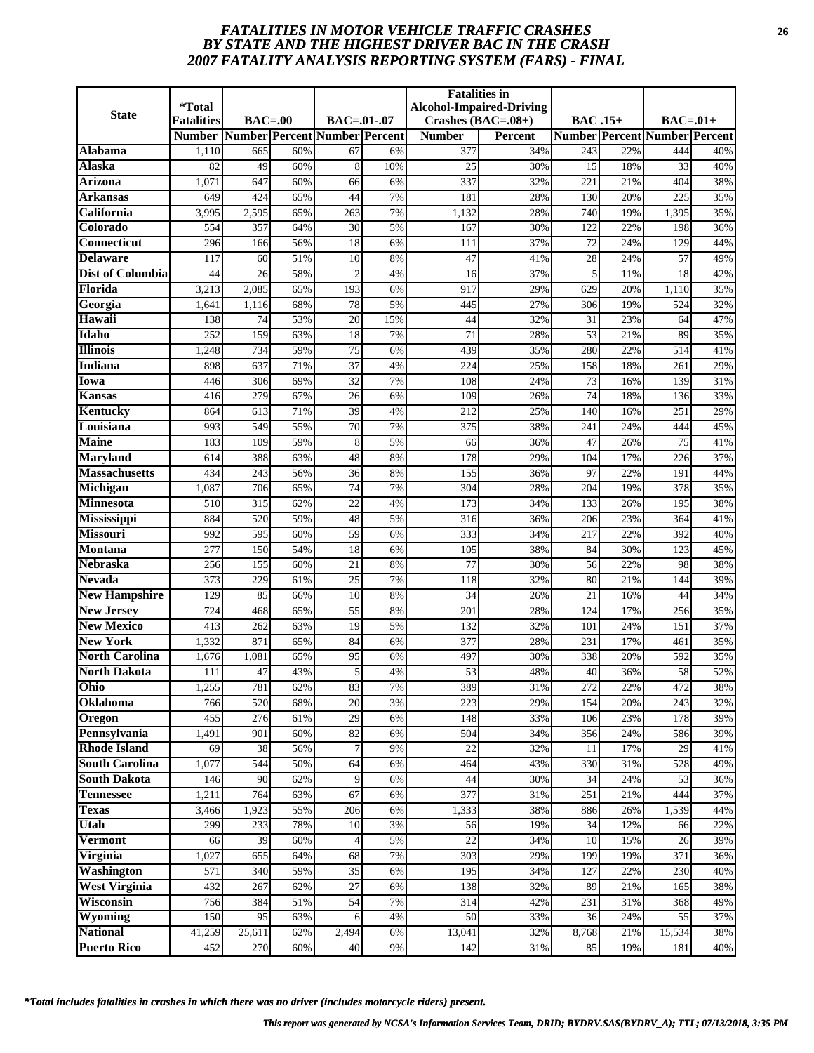# FATALITIES IN MOTOR VEHICLE TRAFFIC CRASHES BY STATE AND THE HIGHEST DRIVER BAC IN THE CRASH 2007 FATALITY ANALYSIS REPORTING SYSTEM (FARS) - FINAL

| State | *Total Fatalities | BAC=.00 | | BAC=.01-.07 | | Fatalities in Alcohol-Impaired-Driving Crashes (BAC=.08+) | | BAC .15+ | | BAC=.01+ | |
|---|---|---|---|---|---|---|---|---|---|---|---|
| | Number | Number | Percent | Number | Percent | Number | Percent | Number | Percent | Number | Percent |
| Alabama | 1,110 | 665 | 60% | 67 | 6% | 377 | 34% | 243 | 22% | 444 | 40% |
| Alaska | 82 | 49 | 60% | 8 | 10% | 25 | 30% | 15 | 18% | 33 | 40% |
| Arizona | 1,071 | 647 | 60% | 66 | 6% | 337 | 32% | 221 | 21% | 404 | 38% |
| Arkansas | 649 | 424 | 65% | 44 | 7% | 181 | 28% | 130 | 20% | 225 | 35% |
| California | 3,995 | 2,595 | 65% | 263 | 7% | 1,132 | 28% | 740 | 19% | 1,395 | 35% |
| Colorado | 554 | 357 | 64% | 30 | 5% | 167 | 30% | 122 | 22% | 198 | 36% |
| Connecticut | 296 | 166 | 56% | 18 | 6% | 111 | 37% | 72 | 24% | 129 | 44% |
| Delaware | 117 | 60 | 51% | 10 | 8% | 47 | 41% | 28 | 24% | 57 | 49% |
| Dist of Columbia | 44 | 26 | 58% | 2 | 4% | 16 | 37% | 5 | 11% | 18 | 42% |
| Florida | 3,213 | 2,085 | 65% | 193 | 6% | 917 | 29% | 629 | 20% | 1,110 | 35% |
| Georgia | 1,641 | 1,116 | 68% | 78 | 5% | 445 | 27% | 306 | 19% | 524 | 32% |
| Hawaii | 138 | 74 | 53% | 20 | 15% | 44 | 32% | 31 | 23% | 64 | 47% |
| Idaho | 252 | 159 | 63% | 18 | 7% | 71 | 28% | 53 | 21% | 89 | 35% |
| Illinois | 1,248 | 734 | 59% | 75 | 6% | 439 | 35% | 280 | 22% | 514 | 41% |
| Indiana | 898 | 637 | 71% | 37 | 4% | 224 | 25% | 158 | 18% | 261 | 29% |
| Iowa | 446 | 306 | 69% | 32 | 7% | 108 | 24% | 73 | 16% | 139 | 31% |
| Kansas | 416 | 279 | 67% | 26 | 6% | 109 | 26% | 74 | 18% | 136 | 33% |
| Kentucky | 864 | 613 | 71% | 39 | 4% | 212 | 25% | 140 | 16% | 251 | 29% |
| Louisiana | 993 | 549 | 55% | 70 | 7% | 375 | 38% | 241 | 24% | 444 | 45% |
| Maine | 183 | 109 | 59% | 8 | 5% | 66 | 36% | 47 | 26% | 75 | 41% |
| Maryland | 614 | 388 | 63% | 48 | 8% | 178 | 29% | 104 | 17% | 226 | 37% |
| Massachusetts | 434 | 243 | 56% | 36 | 8% | 155 | 36% | 97 | 22% | 191 | 44% |
| Michigan | 1,087 | 706 | 65% | 74 | 7% | 304 | 28% | 204 | 19% | 378 | 35% |
| Minnesota | 510 | 315 | 62% | 22 | 4% | 173 | 34% | 133 | 26% | 195 | 38% |
| Mississippi | 884 | 520 | 59% | 48 | 5% | 316 | 36% | 206 | 23% | 364 | 41% |
| Missouri | 992 | 595 | 60% | 59 | 6% | 333 | 34% | 217 | 22% | 392 | 40% |
| Montana | 277 | 150 | 54% | 18 | 6% | 105 | 38% | 84 | 30% | 123 | 45% |
| Nebraska | 256 | 155 | 60% | 21 | 8% | 77 | 30% | 56 | 22% | 98 | 38% |
| Nevada | 373 | 229 | 61% | 25 | 7% | 118 | 32% | 80 | 21% | 144 | 39% |
| New Hampshire | 129 | 85 | 66% | 10 | 8% | 34 | 26% | 21 | 16% | 44 | 34% |
| New Jersey | 724 | 468 | 65% | 55 | 8% | 201 | 28% | 124 | 17% | 256 | 35% |
| New Mexico | 413 | 262 | 63% | 19 | 5% | 132 | 32% | 101 | 24% | 151 | 37% |
| New York | 1,332 | 871 | 65% | 84 | 6% | 377 | 28% | 231 | 17% | 461 | 35% |
| North Carolina | 1,676 | 1,081 | 65% | 95 | 6% | 497 | 30% | 338 | 20% | 592 | 35% |
| North Dakota | 111 | 47 | 43% | 5 | 4% | 53 | 48% | 40 | 36% | 58 | 52% |
| Ohio | 1,255 | 781 | 62% | 83 | 7% | 389 | 31% | 272 | 22% | 472 | 38% |
| Oklahoma | 766 | 520 | 68% | 20 | 3% | 223 | 29% | 154 | 20% | 243 | 32% |
| Oregon | 455 | 276 | 61% | 29 | 6% | 148 | 33% | 106 | 23% | 178 | 39% |
| Pennsylvania | 1,491 | 901 | 60% | 82 | 6% | 504 | 34% | 356 | 24% | 586 | 39% |
| Rhode Island | 69 | 38 | 56% | 7 | 9% | 22 | 32% | 11 | 17% | 29 | 41% |
| South Carolina | 1,077 | 544 | 50% | 64 | 6% | 464 | 43% | 330 | 31% | 528 | 49% |
| South Dakota | 146 | 90 | 62% | 9 | 6% | 44 | 30% | 34 | 24% | 53 | 36% |
| Tennessee | 1,211 | 764 | 63% | 67 | 6% | 377 | 31% | 251 | 21% | 444 | 37% |
| Texas | 3,466 | 1,923 | 55% | 206 | 6% | 1,333 | 38% | 886 | 26% | 1,539 | 44% |
| Utah | 299 | 233 | 78% | 10 | 3% | 56 | 19% | 34 | 12% | 66 | 22% |
| Vermont | 66 | 39 | 60% | 4 | 5% | 22 | 34% | 10 | 15% | 26 | 39% |
| Virginia | 1,027 | 655 | 64% | 68 | 7% | 303 | 29% | 199 | 19% | 371 | 36% |
| Washington | 571 | 340 | 59% | 35 | 6% | 195 | 34% | 127 | 22% | 230 | 40% |
| West Virginia | 432 | 267 | 62% | 27 | 6% | 138 | 32% | 89 | 21% | 165 | 38% |
| Wisconsin | 756 | 384 | 51% | 54 | 7% | 314 | 42% | 231 | 31% | 368 | 49% |
| Wyoming | 150 | 95 | 63% | 6 | 4% | 50 | 33% | 36 | 24% | 55 | 37% |
| National | 41,259 | 25,611 | 62% | 2,494 | 6% | 13,041 | 32% | 8,768 | 21% | 15,534 | 38% |
| Puerto Rico | 452 | 270 | 60% | 40 | 9% | 142 | 31% | 85 | 19% | 181 | 40% |

*\*Total includes fatalities in crashes in which there was no driver (includes motorcycle riders) present.*

*This report was generated by NCSA's Information Services Team, DRID; BYDRV.SAS(BYDRV_A); TTL; 07/13/2018, 3:35 PM*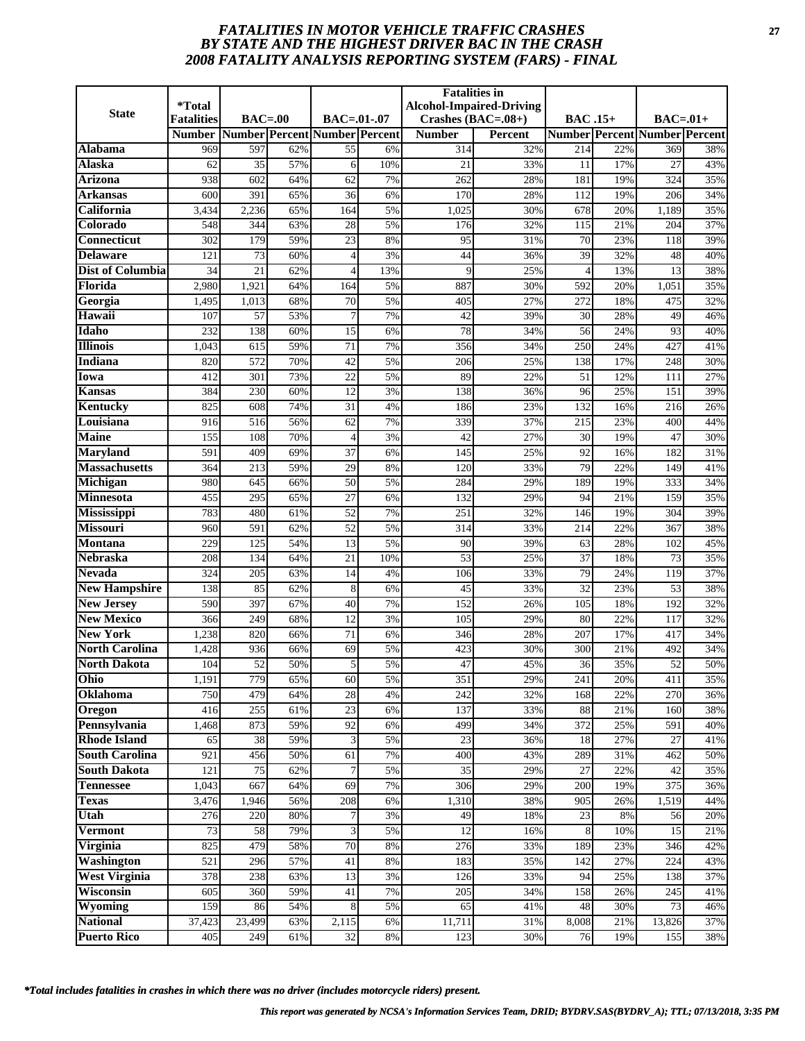# FATALITIES IN MOTOR VEHICLE TRAFFIC CRASHES BY STATE AND THE HIGHEST DRIVER BAC IN THE CRASH 2008 FATALITY ANALYSIS REPORTING SYSTEM (FARS) - FINAL

| State | *Total Fatalities | BAC=.00 | | BAC=.01-.07 | | Fatalities in Alcohol-Impaired-Driving Crashes (BAC=.08+) | | BAC .15+ | | BAC=.01+ | |
|---|---|---|---|---|---|---|---|---|---|---|---|
| | Number | Number | Percent | Number | Percent | Number | Percent | Number | Percent | Number | Percent |
| Alabama | 969 | 597 | 62% | 55 | 6% | 314 | 32% | 214 | 22% | 369 | 38% |
| Alaska | 62 | 35 | 57% | 6 | 10% | 21 | 33% | 11 | 17% | 27 | 43% |
| Arizona | 938 | 602 | 64% | 62 | 7% | 262 | 28% | 181 | 19% | 324 | 35% |
| Arkansas | 600 | 391 | 65% | 36 | 6% | 170 | 28% | 112 | 19% | 206 | 34% |
| California | 3,434 | 2,236 | 65% | 164 | 5% | 1,025 | 30% | 678 | 20% | 1,189 | 35% |
| Colorado | 548 | 344 | 63% | 28 | 5% | 176 | 32% | 115 | 21% | 204 | 37% |
| Connecticut | 302 | 179 | 59% | 23 | 8% | 95 | 31% | 70 | 23% | 118 | 39% |
| Delaware | 121 | 73 | 60% | 4 | 3% | 44 | 36% | 39 | 32% | 48 | 40% |
| Dist of Columbia | 34 | 21 | 62% | 4 | 13% | 9 | 25% | 4 | 13% | 13 | 38% |
| Florida | 2,980 | 1,921 | 64% | 164 | 5% | 887 | 30% | 592 | 20% | 1,051 | 35% |
| Georgia | 1,495 | 1,013 | 68% | 70 | 5% | 405 | 27% | 272 | 18% | 475 | 32% |
| Hawaii | 107 | 57 | 53% | 7 | 7% | 42 | 39% | 30 | 28% | 49 | 46% |
| Idaho | 232 | 138 | 60% | 15 | 6% | 78 | 34% | 56 | 24% | 93 | 40% |
| Illinois | 1,043 | 615 | 59% | 71 | 7% | 356 | 34% | 250 | 24% | 427 | 41% |
| Indiana | 820 | 572 | 70% | 42 | 5% | 206 | 25% | 138 | 17% | 248 | 30% |
| Iowa | 412 | 301 | 73% | 22 | 5% | 89 | 22% | 51 | 12% | 111 | 27% |
| Kansas | 384 | 230 | 60% | 12 | 3% | 138 | 36% | 96 | 25% | 151 | 39% |
| Kentucky | 825 | 608 | 74% | 31 | 4% | 186 | 23% | 132 | 16% | 216 | 26% |
| Louisiana | 916 | 516 | 56% | 62 | 7% | 339 | 37% | 215 | 23% | 400 | 44% |
| Maine | 155 | 108 | 70% | 4 | 3% | 42 | 27% | 30 | 19% | 47 | 30% |
| Maryland | 591 | 409 | 69% | 37 | 6% | 145 | 25% | 92 | 16% | 182 | 31% |
| Massachusetts | 364 | 213 | 59% | 29 | 8% | 120 | 33% | 79 | 22% | 149 | 41% |
| Michigan | 980 | 645 | 66% | 50 | 5% | 284 | 29% | 189 | 19% | 333 | 34% |
| Minnesota | 455 | 295 | 65% | 27 | 6% | 132 | 29% | 94 | 21% | 159 | 35% |
| Mississippi | 783 | 480 | 61% | 52 | 7% | 251 | 32% | 146 | 19% | 304 | 39% |
| Missouri | 960 | 591 | 62% | 52 | 5% | 314 | 33% | 214 | 22% | 367 | 38% |
| Montana | 229 | 125 | 54% | 13 | 5% | 90 | 39% | 63 | 28% | 102 | 45% |
| Nebraska | 208 | 134 | 64% | 21 | 10% | 53 | 25% | 37 | 18% | 73 | 35% |
| Nevada | 324 | 205 | 63% | 14 | 4% | 106 | 33% | 79 | 24% | 119 | 37% |
| New Hampshire | 138 | 85 | 62% | 8 | 6% | 45 | 33% | 32 | 23% | 53 | 38% |
| New Jersey | 590 | 397 | 67% | 40 | 7% | 152 | 26% | 105 | 18% | 192 | 32% |
| New Mexico | 366 | 249 | 68% | 12 | 3% | 105 | 29% | 80 | 22% | 117 | 32% |
| New York | 1,238 | 820 | 66% | 71 | 6% | 346 | 28% | 207 | 17% | 417 | 34% |
| North Carolina | 1,428 | 936 | 66% | 69 | 5% | 423 | 30% | 300 | 21% | 492 | 34% |
| North Dakota | 104 | 52 | 50% | 5 | 5% | 47 | 45% | 36 | 35% | 52 | 50% |
| Ohio | 1,191 | 779 | 65% | 60 | 5% | 351 | 29% | 241 | 20% | 411 | 35% |
| Oklahoma | 750 | 479 | 64% | 28 | 4% | 242 | 32% | 168 | 22% | 270 | 36% |
| Oregon | 416 | 255 | 61% | 23 | 6% | 137 | 33% | 88 | 21% | 160 | 38% |
| Pennsylvania | 1,468 | 873 | 59% | 92 | 6% | 499 | 34% | 372 | 25% | 591 | 40% |
| Rhode Island | 65 | 38 | 59% | 3 | 5% | 23 | 36% | 18 | 27% | 27 | 41% |
| South Carolina | 921 | 456 | 50% | 61 | 7% | 400 | 43% | 289 | 31% | 462 | 50% |
| South Dakota | 121 | 75 | 62% | 7 | 5% | 35 | 29% | 27 | 22% | 42 | 35% |
| Tennessee | 1,043 | 667 | 64% | 69 | 7% | 306 | 29% | 200 | 19% | 375 | 36% |
| Texas | 3,476 | 1,946 | 56% | 208 | 6% | 1,310 | 38% | 905 | 26% | 1,519 | 44% |
| Utah | 276 | 220 | 80% | 7 | 3% | 49 | 18% | 23 | 8% | 56 | 20% |
| Vermont | 73 | 58 | 79% | 3 | 5% | 12 | 16% | 8 | 10% | 15 | 21% |
| Virginia | 825 | 479 | 58% | 70 | 8% | 276 | 33% | 189 | 23% | 346 | 42% |
| Washington | 521 | 296 | 57% | 41 | 8% | 183 | 35% | 142 | 27% | 224 | 43% |
| West Virginia | 378 | 238 | 63% | 13 | 3% | 126 | 33% | 94 | 25% | 138 | 37% |
| Wisconsin | 605 | 360 | 59% | 41 | 7% | 205 | 34% | 158 | 26% | 245 | 41% |
| Wyoming | 159 | 86 | 54% | 8 | 5% | 65 | 41% | 48 | 30% | 73 | 46% |
| National | 37,423 | 23,499 | 63% | 2,115 | 6% | 11,711 | 31% | 8,008 | 21% | 13,826 | 37% |
| Puerto Rico | 405 | 249 | 61% | 32 | 8% | 123 | 30% | 76 | 19% | 155 | 38% |

*\*Total includes fatalities in crashes in which there was no driver (includes motorcycle riders) present.*

*This report was generated by NCSA's Information Services Team, DRID; BYDRV.SAS(BYDRV_A); TTL; 07/13/2018, 3:35 PM*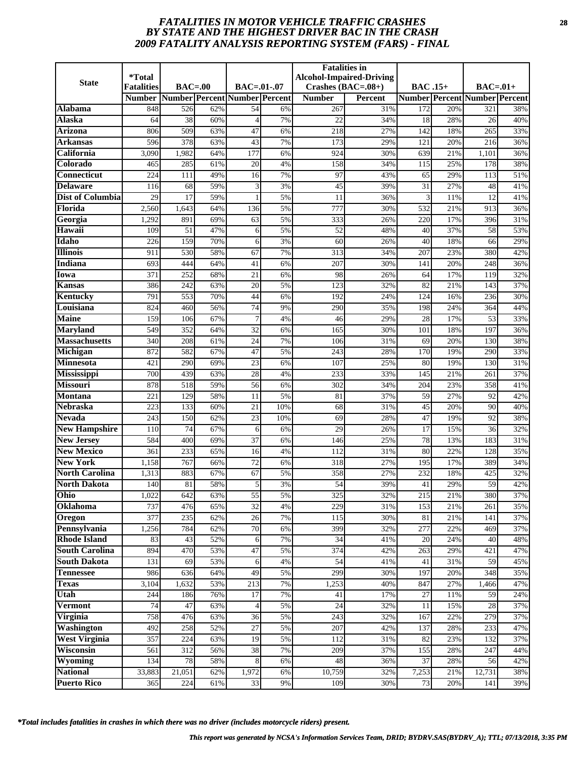# *FATALITIES IN MOTOR VEHICLE TRAFFIC CRASHES BY STATE AND THE HIGHEST DRIVER BAC IN THE CRASH 2009 FATALITY ANALYSIS REPORTING SYSTEM (FARS) - FINAL*

| State | *Total Fatalities | BAC=.00 | | BAC=.01-.07 | | Fatalities in Alcohol-Impaired-Driving Crashes (BAC=.08+) | | BAC .15+ | | BAC=.01+ | |
|---|---|---|---|---|---|---|---|---|---|---|---|
| | Number | Number | Percent | Number | Percent | Number | Percent | Number | Percent | Number | Percent |
| Alabama | 848 | 526 | 62% | 54 | 6% | 267 | 31% | 172 | 20% | 321 | 38% |
| Alaska | 64 | 38 | 60% | 4 | 7% | 22 | 34% | 18 | 28% | 26 | 40% |
| Arizona | 806 | 509 | 63% | 47 | 6% | 218 | 27% | 142 | 18% | 265 | 33% |
| Arkansas | 596 | 378 | 63% | 43 | 7% | 173 | 29% | 121 | 20% | 216 | 36% |
| California | 3,090 | 1,982 | 64% | 177 | 6% | 924 | 30% | 639 | 21% | 1,101 | 36% |
| Colorado | 465 | 285 | 61% | 20 | 4% | 158 | 34% | 115 | 25% | 178 | 38% |
| Connecticut | 224 | 111 | 49% | 16 | 7% | 97 | 43% | 65 | 29% | 113 | 51% |
| Delaware | 116 | 68 | 59% | 3 | 3% | 45 | 39% | 31 | 27% | 48 | 41% |
| Dist of Columbia | 29 | 17 | 59% | 1 | 5% | 11 | 36% | 3 | 11% | 12 | 41% |
| Florida | 2,560 | 1,643 | 64% | 136 | 5% | 777 | 30% | 532 | 21% | 913 | 36% |
| Georgia | 1,292 | 891 | 69% | 63 | 5% | 333 | 26% | 220 | 17% | 396 | 31% |
| Hawaii | 109 | 51 | 47% | 6 | 5% | 52 | 48% | 40 | 37% | 58 | 53% |
| Idaho | 226 | 159 | 70% | 6 | 3% | 60 | 26% | 40 | 18% | 66 | 29% |
| Illinois | 911 | 530 | 58% | 67 | 7% | 313 | 34% | 207 | 23% | 380 | 42% |
| Indiana | 693 | 444 | 64% | 41 | 6% | 207 | 30% | 141 | 20% | 248 | 36% |
| Iowa | 371 | 252 | 68% | 21 | 6% | 98 | 26% | 64 | 17% | 119 | 32% |
| Kansas | 386 | 242 | 63% | 20 | 5% | 123 | 32% | 82 | 21% | 143 | 37% |
| Kentucky | 791 | 553 | 70% | 44 | 6% | 192 | 24% | 124 | 16% | 236 | 30% |
| Louisiana | 824 | 460 | 56% | 74 | 9% | 290 | 35% | 198 | 24% | 364 | 44% |
| Maine | 159 | 106 | 67% | 7 | 4% | 46 | 29% | 28 | 17% | 53 | 33% |
| Maryland | 549 | 352 | 64% | 32 | 6% | 165 | 30% | 101 | 18% | 197 | 36% |
| Massachusetts | 340 | 208 | 61% | 24 | 7% | 106 | 31% | 69 | 20% | 130 | 38% |
| Michigan | 872 | 582 | 67% | 47 | 5% | 243 | 28% | 170 | 19% | 290 | 33% |
| Minnesota | 421 | 290 | 69% | 23 | 6% | 107 | 25% | 80 | 19% | 130 | 31% |
| Mississippi | 700 | 439 | 63% | 28 | 4% | 233 | 33% | 145 | 21% | 261 | 37% |
| Missouri | 878 | 518 | 59% | 56 | 6% | 302 | 34% | 204 | 23% | 358 | 41% |
| Montana | 221 | 129 | 58% | 11 | 5% | 81 | 37% | 59 | 27% | 92 | 42% |
| Nebraska | 223 | 133 | 60% | 21 | 10% | 68 | 31% | 45 | 20% | 90 | 40% |
| Nevada | 243 | 150 | 62% | 23 | 10% | 69 | 28% | 47 | 19% | 92 | 38% |
| New Hampshire | 110 | 74 | 67% | 6 | 6% | 29 | 26% | 17 | 15% | 36 | 32% |
| New Jersey | 584 | 400 | 69% | 37 | 6% | 146 | 25% | 78 | 13% | 183 | 31% |
| New Mexico | 361 | 233 | 65% | 16 | 4% | 112 | 31% | 80 | 22% | 128 | 35% |
| New York | 1,158 | 767 | 66% | 72 | 6% | 318 | 27% | 195 | 17% | 389 | 34% |
| North Carolina | 1,313 | 883 | 67% | 67 | 5% | 358 | 27% | 232 | 18% | 425 | 32% |
| North Dakota | 140 | 81 | 58% | 5 | 3% | 54 | 39% | 41 | 29% | 59 | 42% |
| Ohio | 1,022 | 642 | 63% | 55 | 5% | 325 | 32% | 215 | 21% | 380 | 37% |
| Oklahoma | 737 | 476 | 65% | 32 | 4% | 229 | 31% | 153 | 21% | 261 | 35% |
| Oregon | 377 | 235 | 62% | 26 | 7% | 115 | 30% | 81 | 21% | 141 | 37% |
| Pennsylvania | 1,256 | 784 | 62% | 70 | 6% | 399 | 32% | 277 | 22% | 469 | 37% |
| Rhode Island | 83 | 43 | 52% | 6 | 7% | 34 | 41% | 20 | 24% | 40 | 48% |
| South Carolina | 894 | 470 | 53% | 47 | 5% | 374 | 42% | 263 | 29% | 421 | 47% |
| South Dakota | 131 | 69 | 53% | 6 | 4% | 54 | 41% | 41 | 31% | 59 | 45% |
| Tennessee | 986 | 636 | 64% | 49 | 5% | 299 | 30% | 197 | 20% | 348 | 35% |
| Texas | 3,104 | 1,632 | 53% | 213 | 7% | 1,253 | 40% | 847 | 27% | 1,466 | 47% |
| Utah | 244 | 186 | 76% | 17 | 7% | 41 | 17% | 27 | 11% | 59 | 24% |
| Vermont | 74 | 47 | 63% | 4 | 5% | 24 | 32% | 11 | 15% | 28 | 37% |
| Virginia | 758 | 476 | 63% | 36 | 5% | 243 | 32% | 167 | 22% | 279 | 37% |
| Washington | 492 | 258 | 52% | 27 | 5% | 207 | 42% | 137 | 28% | 233 | 47% |
| West Virginia | 357 | 224 | 63% | 19 | 5% | 112 | 31% | 82 | 23% | 132 | 37% |
| Wisconsin | 561 | 312 | 56% | 38 | 7% | 209 | 37% | 155 | 28% | 247 | 44% |
| Wyoming | 134 | 78 | 58% | 8 | 6% | 48 | 36% | 37 | 28% | 56 | 42% |
| National | 33,883 | 21,051 | 62% | 1,972 | 6% | 10,759 | 32% | 7,253 | 21% | 12,731 | 38% |
| Puerto Rico | 365 | 224 | 61% | 33 | 9% | 109 | 30% | 73 | 20% | 141 | 39% |

*\*Total includes fatalities in crashes in which there was no driver (includes motorcycle riders) present.*

*This report was generated by NCSA's Information Services Team, DRID; BYDRV.SAS(BYDRV_A); TTL; 07/13/2018, 3:35 PM*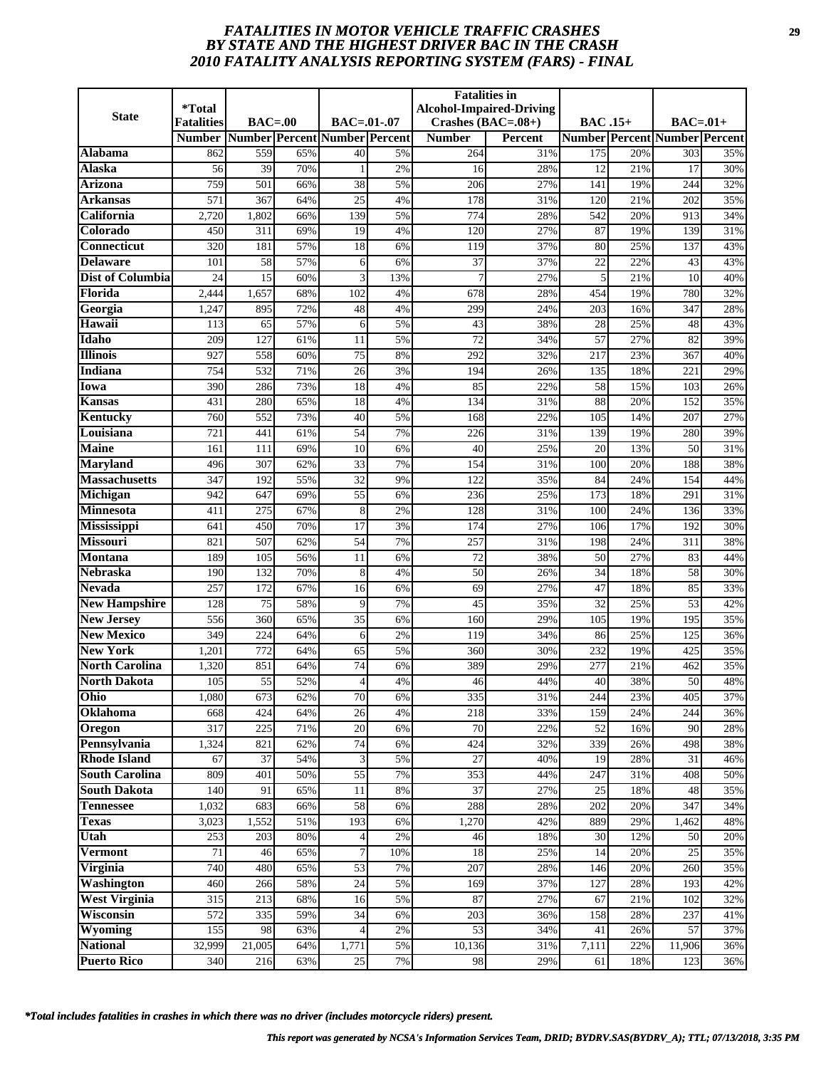# FATALITIES IN MOTOR VEHICLE TRAFFIC CRASHES
## BY STATE AND THE HIGHEST DRIVER BAC IN THE CRASH
## 2010 FATALITY ANALYSIS REPORTING SYSTEM (FARS) - FINAL

| State | *Total Fatalities | BAC=.00 | | BAC=.01-.07 | | Fatalities in Alcohol-Impaired-Driving Crashes (BAC=.08+) | | BAC .15+ | | BAC=.01+ | |
|---|---|---|---|---|---|---|---|---|---|---|---|
| | Number | Number | Percent | Number | Percent | Number | Percent | Number | Percent | Number | Percent |
| Alabama | 862 | 559 | 65% | 40 | 5% | 264 | 31% | 175 | 20% | 303 | 35% |
| Alaska | 56 | 39 | 70% | 1 | 2% | 16 | 28% | 12 | 21% | 17 | 30% |
| Arizona | 759 | 501 | 66% | 38 | 5% | 206 | 27% | 141 | 19% | 244 | 32% |
| Arkansas | 571 | 367 | 64% | 25 | 4% | 178 | 31% | 120 | 21% | 202 | 35% |
| California | 2,720 | 1,802 | 66% | 139 | 5% | 774 | 28% | 542 | 20% | 913 | 34% |
| Colorado | 450 | 311 | 69% | 19 | 4% | 120 | 27% | 87 | 19% | 139 | 31% |
| Connecticut | 320 | 181 | 57% | 18 | 6% | 119 | 37% | 80 | 25% | 137 | 43% |
| Delaware | 101 | 58 | 57% | 6 | 6% | 37 | 37% | 22 | 22% | 43 | 43% |
| Dist of Columbia | 24 | 15 | 60% | 3 | 13% | 7 | 27% | 5 | 21% | 10 | 40% |
| Florida | 2,444 | 1,657 | 68% | 102 | 4% | 678 | 28% | 454 | 19% | 780 | 32% |
| Georgia | 1,247 | 895 | 72% | 48 | 4% | 299 | 24% | 203 | 16% | 347 | 28% |
| Hawaii | 113 | 65 | 57% | 6 | 5% | 43 | 38% | 28 | 25% | 48 | 43% |
| Idaho | 209 | 127 | 61% | 11 | 5% | 72 | 34% | 57 | 27% | 82 | 39% |
| Illinois | 927 | 558 | 60% | 75 | 8% | 292 | 32% | 217 | 23% | 367 | 40% |
| Indiana | 754 | 532 | 71% | 26 | 3% | 194 | 26% | 135 | 18% | 221 | 29% |
| Iowa | 390 | 286 | 73% | 18 | 4% | 85 | 22% | 58 | 15% | 103 | 26% |
| Kansas | 431 | 280 | 65% | 18 | 4% | 134 | 31% | 88 | 20% | 152 | 35% |
| Kentucky | 760 | 552 | 73% | 40 | 5% | 168 | 22% | 105 | 14% | 207 | 27% |
| Louisiana | 721 | 441 | 61% | 54 | 7% | 226 | 31% | 139 | 19% | 280 | 39% |
| Maine | 161 | 111 | 69% | 10 | 6% | 40 | 25% | 20 | 13% | 50 | 31% |
| Maryland | 496 | 307 | 62% | 33 | 7% | 154 | 31% | 100 | 20% | 188 | 38% |
| Massachusetts | 347 | 192 | 55% | 32 | 9% | 122 | 35% | 84 | 24% | 154 | 44% |
| Michigan | 942 | 647 | 69% | 55 | 6% | 236 | 25% | 173 | 18% | 291 | 31% |
| Minnesota | 411 | 275 | 67% | 8 | 2% | 128 | 31% | 100 | 24% | 136 | 33% |
| Mississippi | 641 | 450 | 70% | 17 | 3% | 174 | 27% | 106 | 17% | 192 | 30% |
| Missouri | 821 | 507 | 62% | 54 | 7% | 257 | 31% | 198 | 24% | 311 | 38% |
| Montana | 189 | 105 | 56% | 11 | 6% | 72 | 38% | 50 | 27% | 83 | 44% |
| Nebraska | 190 | 132 | 70% | 8 | 4% | 50 | 26% | 34 | 18% | 58 | 30% |
| Nevada | 257 | 172 | 67% | 16 | 6% | 69 | 27% | 47 | 18% | 85 | 33% |
| New Hampshire | 128 | 75 | 58% | 9 | 7% | 45 | 35% | 32 | 25% | 53 | 42% |
| New Jersey | 556 | 360 | 65% | 35 | 6% | 160 | 29% | 105 | 19% | 195 | 35% |
| New Mexico | 349 | 224 | 64% | 6 | 2% | 119 | 34% | 86 | 25% | 125 | 36% |
| New York | 1,201 | 772 | 64% | 65 | 5% | 360 | 30% | 232 | 19% | 425 | 35% |
| North Carolina | 1,320 | 851 | 64% | 74 | 6% | 389 | 29% | 277 | 21% | 462 | 35% |
| North Dakota | 105 | 55 | 52% | 4 | 4% | 46 | 44% | 40 | 38% | 50 | 48% |
| Ohio | 1,080 | 673 | 62% | 70 | 6% | 335 | 31% | 244 | 23% | 405 | 37% |
| Oklahoma | 668 | 424 | 64% | 26 | 4% | 218 | 33% | 159 | 24% | 244 | 36% |
| Oregon | 317 | 225 | 71% | 20 | 6% | 70 | 22% | 52 | 16% | 90 | 28% |
| Pennsylvania | 1,324 | 821 | 62% | 74 | 6% | 424 | 32% | 339 | 26% | 498 | 38% |
| Rhode Island | 67 | 37 | 54% | 3 | 5% | 27 | 40% | 19 | 28% | 31 | 46% |
| South Carolina | 809 | 401 | 50% | 55 | 7% | 353 | 44% | 247 | 31% | 408 | 50% |
| South Dakota | 140 | 91 | 65% | 11 | 8% | 37 | 27% | 25 | 18% | 48 | 35% |
| Tennessee | 1,032 | 683 | 66% | 58 | 6% | 288 | 28% | 202 | 20% | 347 | 34% |
| Texas | 3,023 | 1,552 | 51% | 193 | 6% | 1,270 | 42% | 889 | 29% | 1,462 | 48% |
| Utah | 253 | 203 | 80% | 4 | 2% | 46 | 18% | 30 | 12% | 50 | 20% |
| Vermont | 71 | 46 | 65% | 7 | 10% | 18 | 25% | 14 | 20% | 25 | 35% |
| Virginia | 740 | 480 | 65% | 53 | 7% | 207 | 28% | 146 | 20% | 260 | 35% |
| Washington | 460 | 266 | 58% | 24 | 5% | 169 | 37% | 127 | 28% | 193 | 42% |
| West Virginia | 315 | 213 | 68% | 16 | 5% | 87 | 27% | 67 | 21% | 102 | 32% |
| Wisconsin | 572 | 335 | 59% | 34 | 6% | 203 | 36% | 158 | 28% | 237 | 41% |
| Wyoming | 155 | 98 | 63% | 4 | 2% | 53 | 34% | 41 | 26% | 57 | 37% |
| National | 32,999 | 21,005 | 64% | 1,771 | 5% | 10,136 | 31% | 7,111 | 22% | 11,906 | 36% |
| Puerto Rico | 340 | 216 | 63% | 25 | 7% | 98 | 29% | 61 | 18% | 123 | 36% |

*\*Total includes fatalities in crashes in which there was no driver (includes motorcycle riders) present.*

*This report was generated by NCSA's Information Services Team, DRID; BYDRV.SAS(BYDRV_A); TTL; 07/13/2018, 3:35 PM*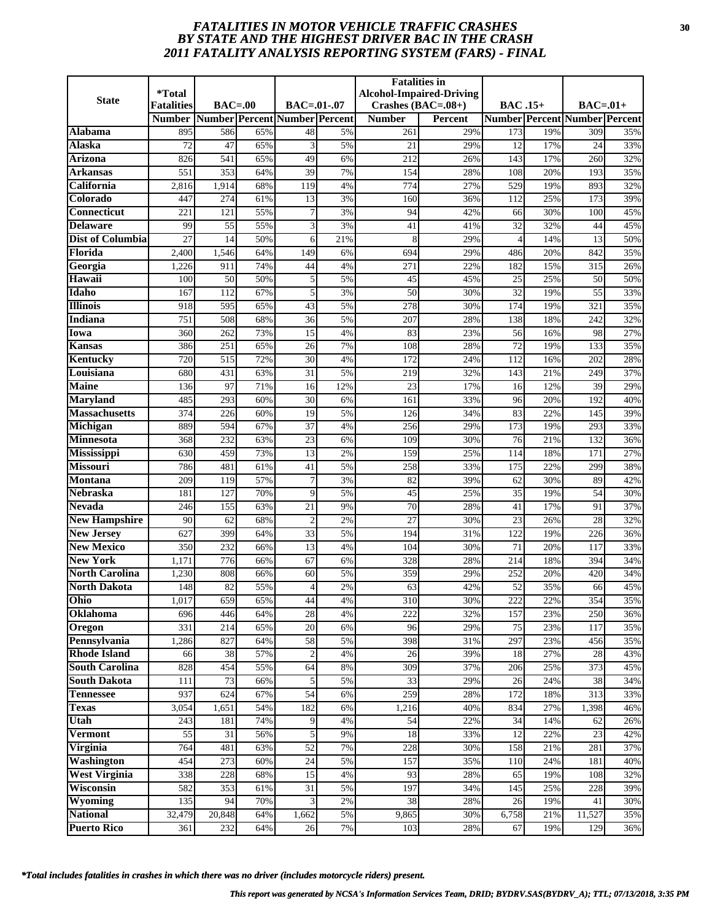# *FATALITIES IN MOTOR VEHICLE TRAFFIC CRASHES BY STATE AND THE HIGHEST DRIVER BAC IN THE CRASH 2011 FATALITY ANALYSIS REPORTING SYSTEM (FARS) - FINAL*

| State | *Total Fatalities | BAC=.00 | | BAC=.01-.07 | | Fatalities in Alcohol-Impaired-Driving Crashes (BAC=.08+) | | BAC .15+ | | BAC=.01+ | |
|---|---|---|---|---|---|---|---|---|---|---|---|
| | Number | Number | Percent | Number | Percent | Number | Percent | Number | Percent | Number | Percent |
| **Alabama** | 895 | 586 | 65% | 48 | 5% | 261 | 29% | 173 | 19% | 309 | 35% |
| **Alaska** | 72 | 47 | 65% | 3 | 5% | 21 | 29% | 12 | 17% | 24 | 33% |
| **Arizona** | 826 | 541 | 65% | 49 | 6% | 212 | 26% | 143 | 17% | 260 | 32% |
| **Arkansas** | 551 | 353 | 64% | 39 | 7% | 154 | 28% | 108 | 20% | 193 | 35% |
| **California** | 2,816 | 1,914 | 68% | 119 | 4% | 774 | 27% | 529 | 19% | 893 | 32% |
| **Colorado** | 447 | 274 | 61% | 13 | 3% | 160 | 36% | 112 | 25% | 173 | 39% |
| **Connecticut** | 221 | 121 | 55% | 7 | 3% | 94 | 42% | 66 | 30% | 100 | 45% |
| **Delaware** | 99 | 55 | 55% | 3 | 3% | 41 | 41% | 32 | 32% | 44 | 45% |
| **Dist of Columbia** | 27 | 14 | 50% | 6 | 21% | 8 | 29% | 4 | 14% | 13 | 50% |
| **Florida** | 2,400 | 1,546 | 64% | 149 | 6% | 694 | 29% | 486 | 20% | 842 | 35% |
| **Georgia** | 1,226 | 911 | 74% | 44 | 4% | 271 | 22% | 182 | 15% | 315 | 26% |
| **Hawaii** | 100 | 50 | 50% | 5 | 5% | 45 | 45% | 25 | 25% | 50 | 50% |
| **Idaho** | 167 | 112 | 67% | 5 | 3% | 50 | 30% | 32 | 19% | 55 | 33% |
| **Illinois** | 918 | 595 | 65% | 43 | 5% | 278 | 30% | 174 | 19% | 321 | 35% |
| **Indiana** | 751 | 508 | 68% | 36 | 5% | 207 | 28% | 138 | 18% | 242 | 32% |
| **Iowa** | 360 | 262 | 73% | 15 | 4% | 83 | 23% | 56 | 16% | 98 | 27% |
| **Kansas** | 386 | 251 | 65% | 26 | 7% | 108 | 28% | 72 | 19% | 133 | 35% |
| **Kentucky** | 720 | 515 | 72% | 30 | 4% | 172 | 24% | 112 | 16% | 202 | 28% |
| **Louisiana** | 680 | 431 | 63% | 31 | 5% | 219 | 32% | 143 | 21% | 249 | 37% |
| **Maine** | 136 | 97 | 71% | 16 | 12% | 23 | 17% | 16 | 12% | 39 | 29% |
| **Maryland** | 485 | 293 | 60% | 30 | 6% | 161 | 33% | 96 | 20% | 192 | 40% |
| **Massachusetts** | 374 | 226 | 60% | 19 | 5% | 126 | 34% | 83 | 22% | 145 | 39% |
| **Michigan** | 889 | 594 | 67% | 37 | 4% | 256 | 29% | 173 | 19% | 293 | 33% |
| **Minnesota** | 368 | 232 | 63% | 23 | 6% | 109 | 30% | 76 | 21% | 132 | 36% |
| **Mississippi** | 630 | 459 | 73% | 13 | 2% | 159 | 25% | 114 | 18% | 171 | 27% |
| **Missouri** | 786 | 481 | 61% | 41 | 5% | 258 | 33% | 175 | 22% | 299 | 38% |
| **Montana** | 209 | 119 | 57% | 7 | 3% | 82 | 39% | 62 | 30% | 89 | 42% |
| **Nebraska** | 181 | 127 | 70% | 9 | 5% | 45 | 25% | 35 | 19% | 54 | 30% |
| **Nevada** | 246 | 155 | 63% | 21 | 9% | 70 | 28% | 41 | 17% | 91 | 37% |
| **New Hampshire** | 90 | 62 | 68% | 2 | 2% | 27 | 30% | 23 | 26% | 28 | 32% |
| **New Jersey** | 627 | 399 | 64% | 33 | 5% | 194 | 31% | 122 | 19% | 226 | 36% |
| **New Mexico** | 350 | 232 | 66% | 13 | 4% | 104 | 30% | 71 | 20% | 117 | 33% |
| **New York** | 1,171 | 776 | 66% | 67 | 6% | 328 | 28% | 214 | 18% | 394 | 34% |
| **North Carolina** | 1,230 | 808 | 66% | 60 | 5% | 359 | 29% | 252 | 20% | 420 | 34% |
| **North Dakota** | 148 | 82 | 55% | 4 | 2% | 63 | 42% | 52 | 35% | 66 | 45% |
| **Ohio** | 1,017 | 659 | 65% | 44 | 4% | 310 | 30% | 222 | 22% | 354 | 35% |
| **Oklahoma** | 696 | 446 | 64% | 28 | 4% | 222 | 32% | 157 | 23% | 250 | 36% |
| **Oregon** | 331 | 214 | 65% | 20 | 6% | 96 | 29% | 75 | 23% | 117 | 35% |
| **Pennsylvania** | 1,286 | 827 | 64% | 58 | 5% | 398 | 31% | 297 | 23% | 456 | 35% |
| **Rhode Island** | 66 | 38 | 57% | 2 | 4% | 26 | 39% | 18 | 27% | 28 | 43% |
| **South Carolina** | 828 | 454 | 55% | 64 | 8% | 309 | 37% | 206 | 25% | 373 | 45% |
| **South Dakota** | 111 | 73 | 66% | 5 | 5% | 33 | 29% | 26 | 24% | 38 | 34% |
| **Tennessee** | 937 | 624 | 67% | 54 | 6% | 259 | 28% | 172 | 18% | 313 | 33% |
| **Texas** | 3,054 | 1,651 | 54% | 182 | 6% | 1,216 | 40% | 834 | 27% | 1,398 | 46% |
| **Utah** | 243 | 181 | 74% | 9 | 4% | 54 | 22% | 34 | 14% | 62 | 26% |
| **Vermont** | 55 | 31 | 56% | 5 | 9% | 18 | 33% | 12 | 22% | 23 | 42% |
| **Virginia** | 764 | 481 | 63% | 52 | 7% | 228 | 30% | 158 | 21% | 281 | 37% |
| **Washington** | 454 | 273 | 60% | 24 | 5% | 157 | 35% | 110 | 24% | 181 | 40% |
| **West Virginia** | 338 | 228 | 68% | 15 | 4% | 93 | 28% | 65 | 19% | 108 | 32% |
| **Wisconsin** | 582 | 353 | 61% | 31 | 5% | 197 | 34% | 145 | 25% | 228 | 39% |
| **Wyoming** | 135 | 94 | 70% | 3 | 2% | 38 | 28% | 26 | 19% | 41 | 30% |
| **National** | 32,479 | 20,848 | 64% | 1,662 | 5% | 9,865 | 30% | 6,758 | 21% | 11,527 | 35% |
| **Puerto Rico** | 361 | 232 | 64% | 26 | 7% | 103 | 28% | 67 | 19% | 129 | 36% |

***Total includes fatalities in crashes in which there was no driver (includes motorcycle riders) present.***

*This report was generated by NCSA's Information Services Team, DRID; BYDRV.SAS(BYDRV_A); TTL; 07/13/2018, 3:35 PM*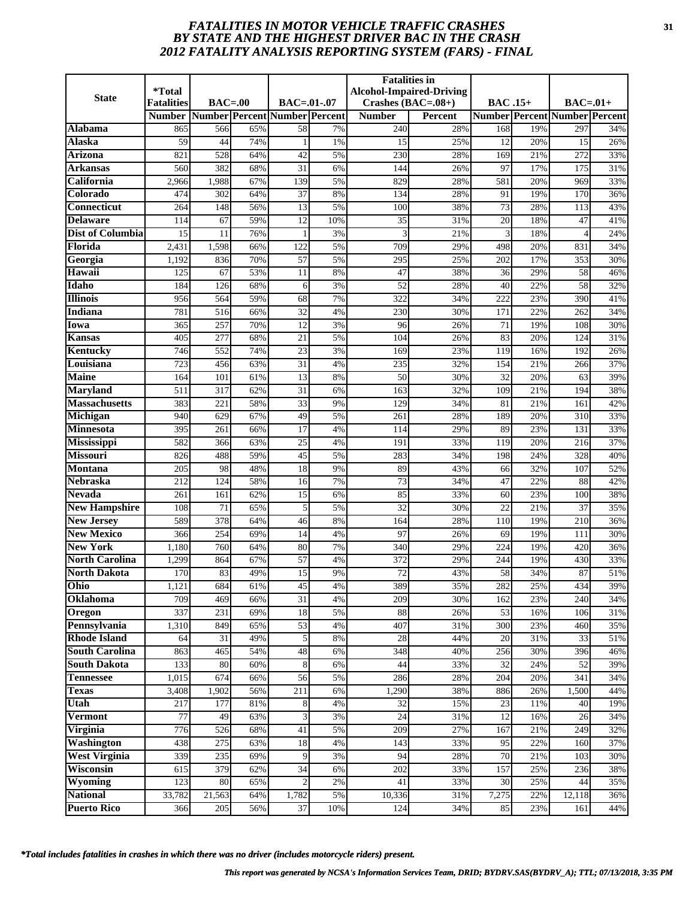# *FATALITIES IN MOTOR VEHICLE TRAFFIC CRASHES BY STATE AND THE HIGHEST DRIVER BAC IN THE CRASH 2012 FATALITY ANALYSIS REPORTING SYSTEM (FARS) - FINAL*

| State | *Total Fatalities | BAC=.00 | | BAC=.01-.07 | | Fatalities in Alcohol-Impaired-Driving Crashes (BAC=.08+) | | BAC .15+ | | BAC=.01+ | |
|---|---|---|---|---|---|---|---|---|---|---|---|
| | Number | Number | Percent | Number | Percent | Number | Percent | Number | Percent | Number | Percent |
| **Alabama** | 865 | 566 | 65% | 58 | 7% | 240 | 28% | 168 | 19% | 297 | 34% |
| **Alaska** | 59 | 44 | 74% | 1 | 1% | 15 | 25% | 12 | 20% | 15 | 26% |
| **Arizona** | 821 | 528 | 64% | 42 | 5% | 230 | 28% | 169 | 21% | 272 | 33% |
| **Arkansas** | 560 | 382 | 68% | 31 | 6% | 144 | 26% | 97 | 17% | 175 | 31% |
| **California** | 2,966 | 1,988 | 67% | 139 | 5% | 829 | 28% | 581 | 20% | 969 | 33% |
| **Colorado** | 474 | 302 | 64% | 37 | 8% | 134 | 28% | 91 | 19% | 170 | 36% |
| **Connecticut** | 264 | 148 | 56% | 13 | 5% | 100 | 38% | 73 | 28% | 113 | 43% |
| **Delaware** | 114 | 67 | 59% | 12 | 10% | 35 | 31% | 20 | 18% | 47 | 41% |
| **Dist of Columbia** | 15 | 11 | 76% | 1 | 3% | 3 | 21% | 3 | 18% | 4 | 24% |
| **Florida** | 2,431 | 1,598 | 66% | 122 | 5% | 709 | 29% | 498 | 20% | 831 | 34% |
| **Georgia** | 1,192 | 836 | 70% | 57 | 5% | 295 | 25% | 202 | 17% | 353 | 30% |
| **Hawaii** | 125 | 67 | 53% | 11 | 8% | 47 | 38% | 36 | 29% | 58 | 46% |
| **Idaho** | 184 | 126 | 68% | 6 | 3% | 52 | 28% | 40 | 22% | 58 | 32% |
| **Illinois** | 956 | 564 | 59% | 68 | 7% | 322 | 34% | 222 | 23% | 390 | 41% |
| **Indiana** | 781 | 516 | 66% | 32 | 4% | 230 | 30% | 171 | 22% | 262 | 34% |
| **Iowa** | 365 | 257 | 70% | 12 | 3% | 96 | 26% | 71 | 19% | 108 | 30% |
| **Kansas** | 405 | 277 | 68% | 21 | 5% | 104 | 26% | 83 | 20% | 124 | 31% |
| **Kentucky** | 746 | 552 | 74% | 23 | 3% | 169 | 23% | 119 | 16% | 192 | 26% |
| **Louisiana** | 723 | 456 | 63% | 31 | 4% | 235 | 32% | 154 | 21% | 266 | 37% |
| **Maine** | 164 | 101 | 61% | 13 | 8% | 50 | 30% | 32 | 20% | 63 | 39% |
| **Maryland** | 511 | 317 | 62% | 31 | 6% | 163 | 32% | 109 | 21% | 194 | 38% |
| **Massachusetts** | 383 | 221 | 58% | 33 | 9% | 129 | 34% | 81 | 21% | 161 | 42% |
| **Michigan** | 940 | 629 | 67% | 49 | 5% | 261 | 28% | 189 | 20% | 310 | 33% |
| **Minnesota** | 395 | 261 | 66% | 17 | 4% | 114 | 29% | 89 | 23% | 131 | 33% |
| **Mississippi** | 582 | 366 | 63% | 25 | 4% | 191 | 33% | 119 | 20% | 216 | 37% |
| **Missouri** | 826 | 488 | 59% | 45 | 5% | 283 | 34% | 198 | 24% | 328 | 40% |
| **Montana** | 205 | 98 | 48% | 18 | 9% | 89 | 43% | 66 | 32% | 107 | 52% |
| **Nebraska** | 212 | 124 | 58% | 16 | 7% | 73 | 34% | 47 | 22% | 88 | 42% |
| **Nevada** | 261 | 161 | 62% | 15 | 6% | 85 | 33% | 60 | 23% | 100 | 38% |
| **New Hampshire** | 108 | 71 | 65% | 5 | 5% | 32 | 30% | 22 | 21% | 37 | 35% |
| **New Jersey** | 589 | 378 | 64% | 46 | 8% | 164 | 28% | 110 | 19% | 210 | 36% |
| **New Mexico** | 366 | 254 | 69% | 14 | 4% | 97 | 26% | 69 | 19% | 111 | 30% |
| **New York** | 1,180 | 760 | 64% | 80 | 7% | 340 | 29% | 224 | 19% | 420 | 36% |
| **North Carolina** | 1,299 | 864 | 67% | 57 | 4% | 372 | 29% | 244 | 19% | 430 | 33% |
| **North Dakota** | 170 | 83 | 49% | 15 | 9% | 72 | 43% | 58 | 34% | 87 | 51% |
| **Ohio** | 1,121 | 684 | 61% | 45 | 4% | 389 | 35% | 282 | 25% | 434 | 39% |
| **Oklahoma** | 709 | 469 | 66% | 31 | 4% | 209 | 30% | 162 | 23% | 240 | 34% |
| **Oregon** | 337 | 231 | 69% | 18 | 5% | 88 | 26% | 53 | 16% | 106 | 31% |
| **Pennsylvania** | 1,310 | 849 | 65% | 53 | 4% | 407 | 31% | 300 | 23% | 460 | 35% |
| **Rhode Island** | 64 | 31 | 49% | 5 | 8% | 28 | 44% | 20 | 31% | 33 | 51% |
| **South Carolina** | 863 | 465 | 54% | 48 | 6% | 348 | 40% | 256 | 30% | 396 | 46% |
| **South Dakota** | 133 | 80 | 60% | 8 | 6% | 44 | 33% | 32 | 24% | 52 | 39% |
| **Tennessee** | 1,015 | 674 | 66% | 56 | 5% | 286 | 28% | 204 | 20% | 341 | 34% |
| **Texas** | 3,408 | 1,902 | 56% | 211 | 6% | 1,290 | 38% | 886 | 26% | 1,500 | 44% |
| **Utah** | 217 | 177 | 81% | 8 | 4% | 32 | 15% | 23 | 11% | 40 | 19% |
| **Vermont** | 77 | 49 | 63% | 3 | 3% | 24 | 31% | 12 | 16% | 26 | 34% |
| **Virginia** | 776 | 526 | 68% | 41 | 5% | 209 | 27% | 167 | 21% | 249 | 32% |
| **Washington** | 438 | 275 | 63% | 18 | 4% | 143 | 33% | 95 | 22% | 160 | 37% |
| **West Virginia** | 339 | 235 | 69% | 9 | 3% | 94 | 28% | 70 | 21% | 103 | 30% |
| **Wisconsin** | 615 | 379 | 62% | 34 | 6% | 202 | 33% | 157 | 25% | 236 | 38% |
| **Wyoming** | 123 | 80 | 65% | 2 | 2% | 41 | 33% | 30 | 25% | 44 | 35% |
| **National** | 33,782 | 21,563 | 64% | 1,782 | 5% | 10,336 | 31% | 7,275 | 22% | 12,118 | 36% |
| **Puerto Rico** | 366 | 205 | 56% | 37 | 10% | 124 | 34% | 85 | 23% | 161 | 44% |

***Total includes fatalities in crashes in which there was no driver (includes motorcycle riders) present.***

***This report was generated by NCSA's Information Services Team, DRID; BYDRV.SAS(BYDRV_A); TTL; 07/13/2018, 3:35 PM***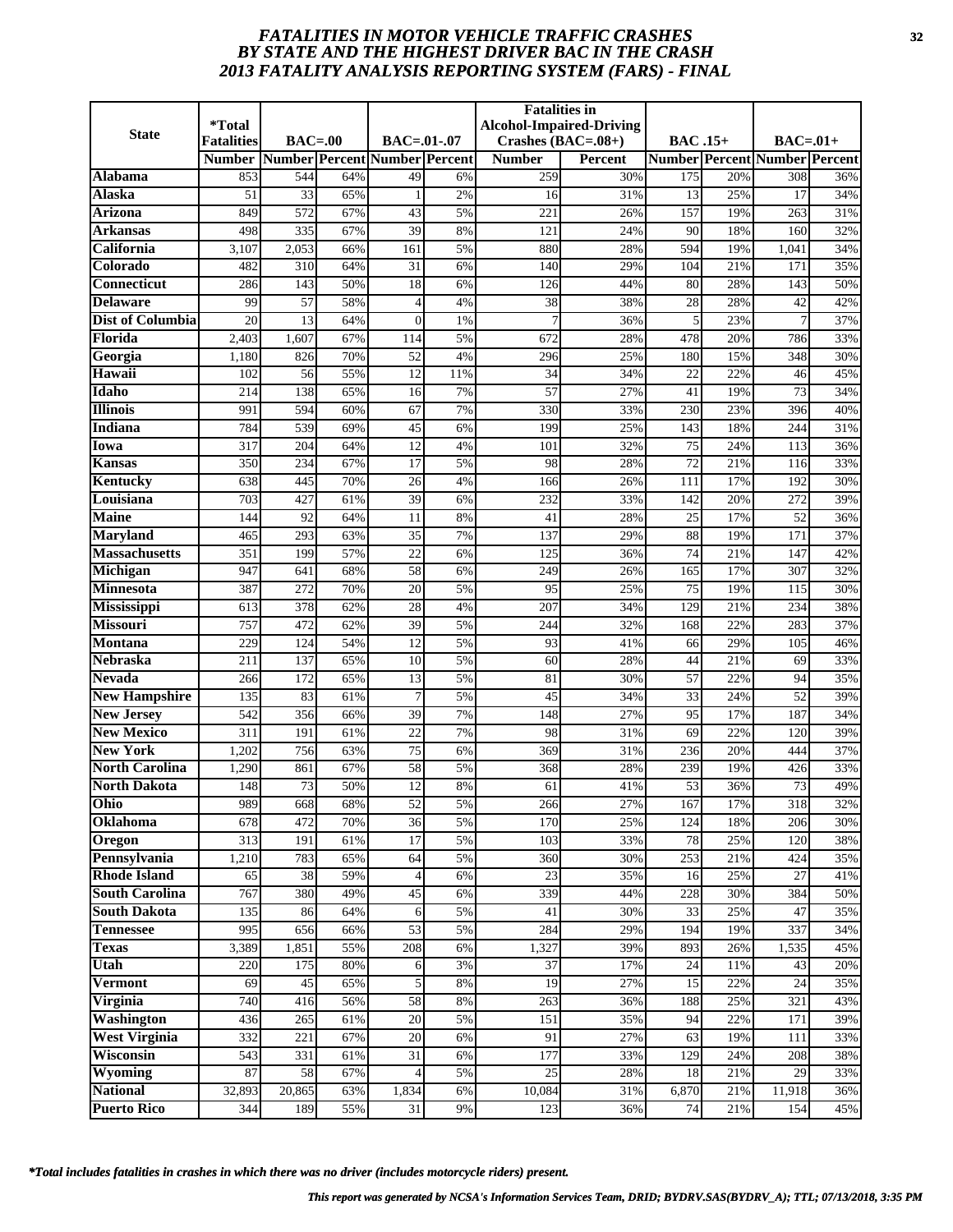# *FATALITIES IN MOTOR VEHICLE TRAFFIC CRASHES BY STATE AND THE HIGHEST DRIVER BAC IN THE CRASH 2013 FATALITY ANALYSIS REPORTING SYSTEM (FARS) - FINAL*

| State | *Total Fatalities | BAC=.00 | | BAC=.01-.07 | | Fatalities in Alcohol-Impaired-Driving Crashes (BAC=.08+) | | BAC .15+ | | BAC=.01+ | |
|---|---|---|---|---|---|---|---|---|---|---|---|
| | Number | Number | Percent | Number | Percent | Number | Percent | Number | Percent | Number | Percent |
| **Alabama** | 853 | 544 | 64% | 49 | 6% | 259 | 30% | 175 | 20% | 308 | 36% |
| **Alaska** | 51 | 33 | 65% | 1 | 2% | 16 | 31% | 13 | 25% | 17 | 34% |
| **Arizona** | 849 | 572 | 67% | 43 | 5% | 221 | 26% | 157 | 19% | 263 | 31% |
| **Arkansas** | 498 | 335 | 67% | 39 | 8% | 121 | 24% | 90 | 18% | 160 | 32% |
| **California** | 3,107 | 2,053 | 66% | 161 | 5% | 880 | 28% | 594 | 19% | 1,041 | 34% |
| **Colorado** | 482 | 310 | 64% | 31 | 6% | 140 | 29% | 104 | 21% | 171 | 35% |
| **Connecticut** | 286 | 143 | 50% | 18 | 6% | 126 | 44% | 80 | 28% | 143 | 50% |
| **Delaware** | 99 | 57 | 58% | 4 | 4% | 38 | 38% | 28 | 28% | 42 | 42% |
| **Dist of Columbia** | 20 | 13 | 64% | 0 | 1% | 7 | 36% | 5 | 23% | 7 | 37% |
| **Florida** | 2,403 | 1,607 | 67% | 114 | 5% | 672 | 28% | 478 | 20% | 786 | 33% |
| **Georgia** | 1,180 | 826 | 70% | 52 | 4% | 296 | 25% | 180 | 15% | 348 | 30% |
| **Hawaii** | 102 | 56 | 55% | 12 | 11% | 34 | 34% | 22 | 22% | 46 | 45% |
| **Idaho** | 214 | 138 | 65% | 16 | 7% | 57 | 27% | 41 | 19% | 73 | 34% |
| **Illinois** | 991 | 594 | 60% | 67 | 7% | 330 | 33% | 230 | 23% | 396 | 40% |
| **Indiana** | 784 | 539 | 69% | 45 | 6% | 199 | 25% | 143 | 18% | 244 | 31% |
| **Iowa** | 317 | 204 | 64% | 12 | 4% | 101 | 32% | 75 | 24% | 113 | 36% |
| **Kansas** | 350 | 234 | 67% | 17 | 5% | 98 | 28% | 72 | 21% | 116 | 33% |
| **Kentucky** | 638 | 445 | 70% | 26 | 4% | 166 | 26% | 111 | 17% | 192 | 30% |
| **Louisiana** | 703 | 427 | 61% | 39 | 6% | 232 | 33% | 142 | 20% | 272 | 39% |
| **Maine** | 144 | 92 | 64% | 11 | 8% | 41 | 28% | 25 | 17% | 52 | 36% |
| **Maryland** | 465 | 293 | 63% | 35 | 7% | 137 | 29% | 88 | 19% | 171 | 37% |
| **Massachusetts** | 351 | 199 | 57% | 22 | 6% | 125 | 36% | 74 | 21% | 147 | 42% |
| **Michigan** | 947 | 641 | 68% | 58 | 6% | 249 | 26% | 165 | 17% | 307 | 32% |
| **Minnesota** | 387 | 272 | 70% | 20 | 5% | 95 | 25% | 75 | 19% | 115 | 30% |
| **Mississippi** | 613 | 378 | 62% | 28 | 4% | 207 | 34% | 129 | 21% | 234 | 38% |
| **Missouri** | 757 | 472 | 62% | 39 | 5% | 244 | 32% | 168 | 22% | 283 | 37% |
| **Montana** | 229 | 124 | 54% | 12 | 5% | 93 | 41% | 66 | 29% | 105 | 46% |
| **Nebraska** | 211 | 137 | 65% | 10 | 5% | 60 | 28% | 44 | 21% | 69 | 33% |
| **Nevada** | 266 | 172 | 65% | 13 | 5% | 81 | 30% | 57 | 22% | 94 | 35% |
| **New Hampshire** | 135 | 83 | 61% | 7 | 5% | 45 | 34% | 33 | 24% | 52 | 39% |
| **New Jersey** | 542 | 356 | 66% | 39 | 7% | 148 | 27% | 95 | 17% | 187 | 34% |
| **New Mexico** | 311 | 191 | 61% | 22 | 7% | 98 | 31% | 69 | 22% | 120 | 39% |
| **New York** | 1,202 | 756 | 63% | 75 | 6% | 369 | 31% | 236 | 20% | 444 | 37% |
| **North Carolina** | 1,290 | 861 | 67% | 58 | 5% | 368 | 28% | 239 | 19% | 426 | 33% |
| **North Dakota** | 148 | 73 | 50% | 12 | 8% | 61 | 41% | 53 | 36% | 73 | 49% |
| **Ohio** | 989 | 668 | 68% | 52 | 5% | 266 | 27% | 167 | 17% | 318 | 32% |
| **Oklahoma** | 678 | 472 | 70% | 36 | 5% | 170 | 25% | 124 | 18% | 206 | 30% |
| **Oregon** | 313 | 191 | 61% | 17 | 5% | 103 | 33% | 78 | 25% | 120 | 38% |
| **Pennsylvania** | 1,210 | 783 | 65% | 64 | 5% | 360 | 30% | 253 | 21% | 424 | 35% |
| **Rhode Island** | 65 | 38 | 59% | 4 | 6% | 23 | 35% | 16 | 25% | 27 | 41% |
| **South Carolina** | 767 | 380 | 49% | 45 | 6% | 339 | 44% | 228 | 30% | 384 | 50% |
| **South Dakota** | 135 | 86 | 64% | 6 | 5% | 41 | 30% | 33 | 25% | 47 | 35% |
| **Tennessee** | 995 | 656 | 66% | 53 | 5% | 284 | 29% | 194 | 19% | 337 | 34% |
| **Texas** | 3,389 | 1,851 | 55% | 208 | 6% | 1,327 | 39% | 893 | 26% | 1,535 | 45% |
| **Utah** | 220 | 175 | 80% | 6 | 3% | 37 | 17% | 24 | 11% | 43 | 20% |
| **Vermont** | 69 | 45 | 65% | 5 | 8% | 19 | 27% | 15 | 22% | 24 | 35% |
| **Virginia** | 740 | 416 | 56% | 58 | 8% | 263 | 36% | 188 | 25% | 321 | 43% |
| **Washington** | 436 | 265 | 61% | 20 | 5% | 151 | 35% | 94 | 22% | 171 | 39% |
| **West Virginia** | 332 | 221 | 67% | 20 | 6% | 91 | 27% | 63 | 19% | 111 | 33% |
| **Wisconsin** | 543 | 331 | 61% | 31 | 6% | 177 | 33% | 129 | 24% | 208 | 38% |
| **Wyoming** | 87 | 58 | 67% | 4 | 5% | 25 | 28% | 18 | 21% | 29 | 33% |
| **National** | 32,893 | 20,865 | 63% | 1,834 | 6% | 10,084 | 31% | 6,870 | 21% | 11,918 | 36% |
| **Puerto Rico** | 344 | 189 | 55% | 31 | 9% | 123 | 36% | 74 | 21% | 154 | 45% |

***Total includes fatalities in crashes in which there was no driver (includes motorcycle riders) present.***

*This report was generated by NCSA's Information Services Team, DRID; BYDRV.SAS(BYDRV_A); TTL; 07/13/2018, 3:35 PM*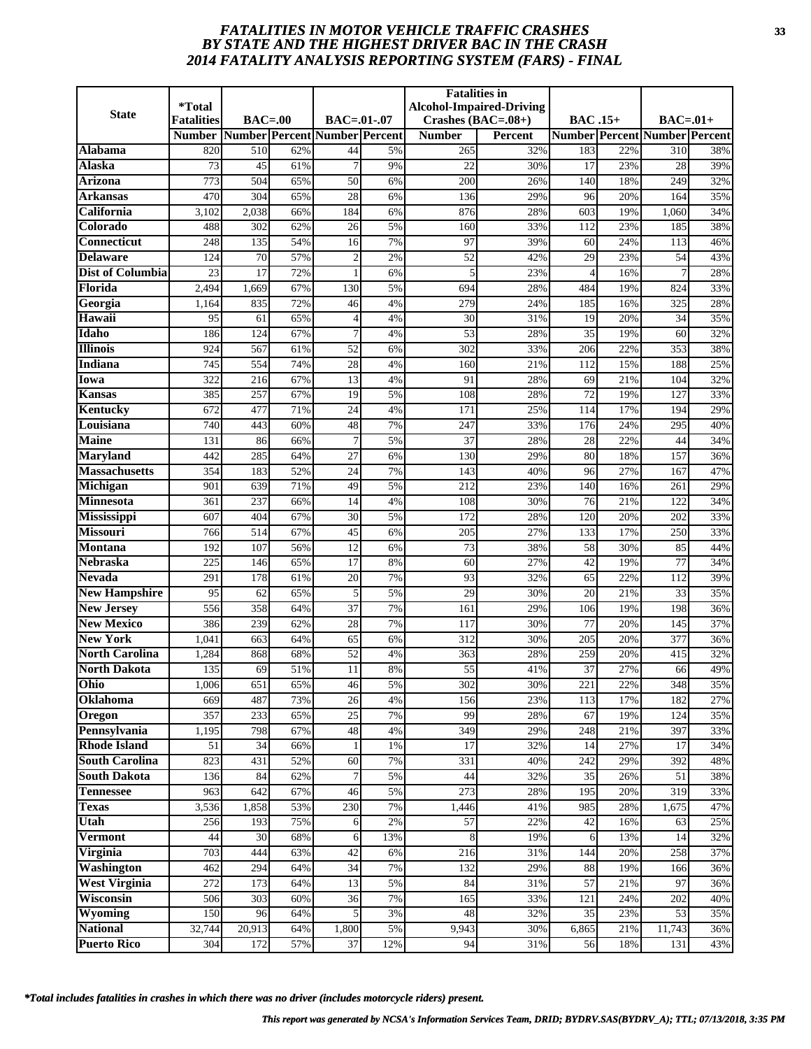# *FATALITIES IN MOTOR VEHICLE TRAFFIC CRASHES BY STATE AND THE HIGHEST DRIVER BAC IN THE CRASH 2014 FATALITY ANALYSIS REPORTING SYSTEM (FARS) - FINAL*

| State | *Total Fatalities | BAC=.00 | | BAC=.01-.07 | | Fatalities in Alcohol-Impaired-Driving Crashes (BAC=.08+) | | BAC .15+ | | BAC=.01+ | |
|---|---|---|---|---|---|---|---|---|---|---|---|
| | Number | Number | Percent | Number | Percent | Number | Percent | Number | Percent | Number | Percent |
| Alabama | 820 | 510 | 62% | 44 | 5% | 265 | 32% | 183 | 22% | 310 | 38% |
| Alaska | 73 | 45 | 61% | 7 | 9% | 22 | 30% | 17 | 23% | 28 | 39% |
| Arizona | 773 | 504 | 65% | 50 | 6% | 200 | 26% | 140 | 18% | 249 | 32% |
| Arkansas | 470 | 304 | 65% | 28 | 6% | 136 | 29% | 96 | 20% | 164 | 35% |
| California | 3,102 | 2,038 | 66% | 184 | 6% | 876 | 28% | 603 | 19% | 1,060 | 34% |
| Colorado | 488 | 302 | 62% | 26 | 5% | 160 | 33% | 112 | 23% | 185 | 38% |
| Connecticut | 248 | 135 | 54% | 16 | 7% | 97 | 39% | 60 | 24% | 113 | 46% |
| Delaware | 124 | 70 | 57% | 2 | 2% | 52 | 42% | 29 | 23% | 54 | 43% |
| Dist of Columbia | 23 | 17 | 72% | 1 | 6% | 5 | 23% | 4 | 16% | 7 | 28% |
| Florida | 2,494 | 1,669 | 67% | 130 | 5% | 694 | 28% | 484 | 19% | 824 | 33% |
| Georgia | 1,164 | 835 | 72% | 46 | 4% | 279 | 24% | 185 | 16% | 325 | 28% |
| Hawaii | 95 | 61 | 65% | 4 | 4% | 30 | 31% | 19 | 20% | 34 | 35% |
| Idaho | 186 | 124 | 67% | 7 | 4% | 53 | 28% | 35 | 19% | 60 | 32% |
| Illinois | 924 | 567 | 61% | 52 | 6% | 302 | 33% | 206 | 22% | 353 | 38% |
| Indiana | 745 | 554 | 74% | 28 | 4% | 160 | 21% | 112 | 15% | 188 | 25% |
| Iowa | 322 | 216 | 67% | 13 | 4% | 91 | 28% | 69 | 21% | 104 | 32% |
| Kansas | 385 | 257 | 67% | 19 | 5% | 108 | 28% | 72 | 19% | 127 | 33% |
| Kentucky | 672 | 477 | 71% | 24 | 4% | 171 | 25% | 114 | 17% | 194 | 29% |
| Louisiana | 740 | 443 | 60% | 48 | 7% | 247 | 33% | 176 | 24% | 295 | 40% |
| Maine | 131 | 86 | 66% | 7 | 5% | 37 | 28% | 28 | 22% | 44 | 34% |
| Maryland | 442 | 285 | 64% | 27 | 6% | 130 | 29% | 80 | 18% | 157 | 36% |
| Massachusetts | 354 | 183 | 52% | 24 | 7% | 143 | 40% | 96 | 27% | 167 | 47% |
| Michigan | 901 | 639 | 71% | 49 | 5% | 212 | 23% | 140 | 16% | 261 | 29% |
| Minnesota | 361 | 237 | 66% | 14 | 4% | 108 | 30% | 76 | 21% | 122 | 34% |
| Mississippi | 607 | 404 | 67% | 30 | 5% | 172 | 28% | 120 | 20% | 202 | 33% |
| Missouri | 766 | 514 | 67% | 45 | 6% | 205 | 27% | 133 | 17% | 250 | 33% |
| Montana | 192 | 107 | 56% | 12 | 6% | 73 | 38% | 58 | 30% | 85 | 44% |
| Nebraska | 225 | 146 | 65% | 17 | 8% | 60 | 27% | 42 | 19% | 77 | 34% |
| Nevada | 291 | 178 | 61% | 20 | 7% | 93 | 32% | 65 | 22% | 112 | 39% |
| New Hampshire | 95 | 62 | 65% | 5 | 5% | 29 | 30% | 20 | 21% | 33 | 35% |
| New Jersey | 556 | 358 | 64% | 37 | 7% | 161 | 29% | 106 | 19% | 198 | 36% |
| New Mexico | 386 | 239 | 62% | 28 | 7% | 117 | 30% | 77 | 20% | 145 | 37% |
| New York | 1,041 | 663 | 64% | 65 | 6% | 312 | 30% | 205 | 20% | 377 | 36% |
| North Carolina | 1,284 | 868 | 68% | 52 | 4% | 363 | 28% | 259 | 20% | 415 | 32% |
| North Dakota | 135 | 69 | 51% | 11 | 8% | 55 | 41% | 37 | 27% | 66 | 49% |
| Ohio | 1,006 | 651 | 65% | 46 | 5% | 302 | 30% | 221 | 22% | 348 | 35% |
| Oklahoma | 669 | 487 | 73% | 26 | 4% | 156 | 23% | 113 | 17% | 182 | 27% |
| Oregon | 357 | 233 | 65% | 25 | 7% | 99 | 28% | 67 | 19% | 124 | 35% |
| Pennsylvania | 1,195 | 798 | 67% | 48 | 4% | 349 | 29% | 248 | 21% | 397 | 33% |
| Rhode Island | 51 | 34 | 66% | 1 | 1% | 17 | 32% | 14 | 27% | 17 | 34% |
| South Carolina | 823 | 431 | 52% | 60 | 7% | 331 | 40% | 242 | 29% | 392 | 48% |
| South Dakota | 136 | 84 | 62% | 7 | 5% | 44 | 32% | 35 | 26% | 51 | 38% |
| Tennessee | 963 | 642 | 67% | 46 | 5% | 273 | 28% | 195 | 20% | 319 | 33% |
| Texas | 3,536 | 1,858 | 53% | 230 | 7% | 1,446 | 41% | 985 | 28% | 1,675 | 47% |
| Utah | 256 | 193 | 75% | 6 | 2% | 57 | 22% | 42 | 16% | 63 | 25% |
| Vermont | 44 | 30 | 68% | 6 | 13% | 8 | 19% | 6 | 13% | 14 | 32% |
| Virginia | 703 | 444 | 63% | 42 | 6% | 216 | 31% | 144 | 20% | 258 | 37% |
| Washington | 462 | 294 | 64% | 34 | 7% | 132 | 29% | 88 | 19% | 166 | 36% |
| West Virginia | 272 | 173 | 64% | 13 | 5% | 84 | 31% | 57 | 21% | 97 | 36% |
| Wisconsin | 506 | 303 | 60% | 36 | 7% | 165 | 33% | 121 | 24% | 202 | 40% |
| Wyoming | 150 | 96 | 64% | 5 | 3% | 48 | 32% | 35 | 23% | 53 | 35% |
| National | 32,744 | 20,913 | 64% | 1,800 | 5% | 9,943 | 30% | 6,865 | 21% | 11,743 | 36% |
| Puerto Rico | 304 | 172 | 57% | 37 | 12% | 94 | 31% | 56 | 18% | 131 | 43% |

*\*Total includes fatalities in crashes in which there was no driver (includes motorcycle riders) present.*

*This report was generated by NCSA's Information Services Team, DRID; BYDRV.SAS(BYDRV_A); TTL; 07/13/2018, 3:35 PM*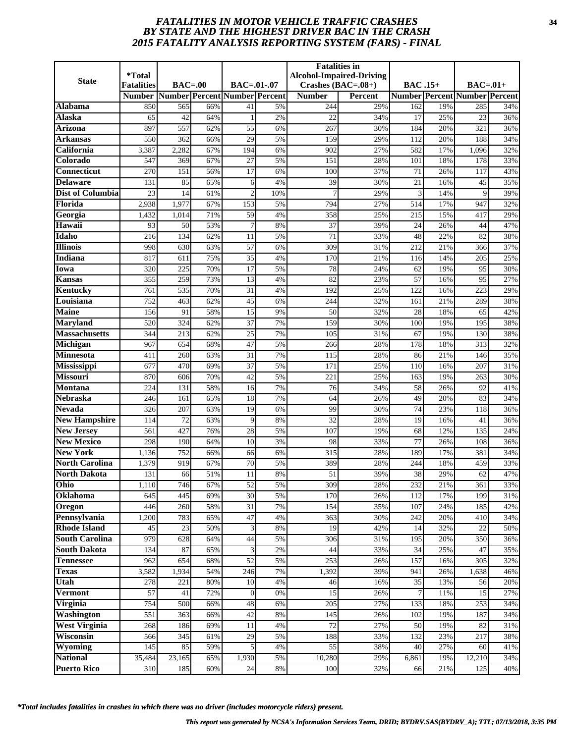# FATALITIES IN MOTOR VEHICLE TRAFFIC CRASHES BY STATE AND THE HIGHEST DRIVER BAC IN THE CRASH 2015 FATALITY ANALYSIS REPORTING SYSTEM (FARS) - FINAL

| State | *Total Fatalities | BAC=.00 | | BAC=.01-.07 | | Fatalities in Alcohol-Impaired-Driving Crashes (BAC=.08+) | | BAC .15+ | | BAC=.01+ | |
|---|---|---|---|---|---|---|---|---|---|---|---|
| | Number | Number | Percent | Number | Percent | Number | Percent | Number | Percent | Number | Percent |
| **Alabama** | 850 | 565 | 66% | 41 | 5% | 244 | 29% | 162 | 19% | 285 | 34% |
| **Alaska** | 65 | 42 | 64% | 1 | 2% | 22 | 34% | 17 | 25% | 23 | 36% |
| **Arizona** | 897 | 557 | 62% | 55 | 6% | 267 | 30% | 184 | 20% | 321 | 36% |
| **Arkansas** | 550 | 362 | 66% | 29 | 5% | 159 | 29% | 112 | 20% | 188 | 34% |
| **California** | 3,387 | 2,282 | 67% | 194 | 6% | 902 | 27% | 582 | 17% | 1,096 | 32% |
| **Colorado** | 547 | 369 | 67% | 27 | 5% | 151 | 28% | 101 | 18% | 178 | 33% |
| **Connecticut** | 270 | 151 | 56% | 17 | 6% | 100 | 37% | 71 | 26% | 117 | 43% |
| **Delaware** | 131 | 85 | 65% | 6 | 4% | 39 | 30% | 21 | 16% | 45 | 35% |
| **Dist of Columbia** | 23 | 14 | 61% | 2 | 10% | 7 | 29% | 3 | 14% | 9 | 39% |
| **Florida** | 2,938 | 1,977 | 67% | 153 | 5% | 794 | 27% | 514 | 17% | 947 | 32% |
| **Georgia** | 1,432 | 1,014 | 71% | 59 | 4% | 358 | 25% | 215 | 15% | 417 | 29% |
| **Hawaii** | 93 | 50 | 53% | 7 | 8% | 37 | 39% | 24 | 26% | 44 | 47% |
| **Idaho** | 216 | 134 | 62% | 11 | 5% | 71 | 33% | 48 | 22% | 82 | 38% |
| **Illinois** | 998 | 630 | 63% | 57 | 6% | 309 | 31% | 212 | 21% | 366 | 37% |
| **Indiana** | 817 | 611 | 75% | 35 | 4% | 170 | 21% | 116 | 14% | 205 | 25% |
| **Iowa** | 320 | 225 | 70% | 17 | 5% | 78 | 24% | 62 | 19% | 95 | 30% |
| **Kansas** | 355 | 259 | 73% | 13 | 4% | 82 | 23% | 57 | 16% | 95 | 27% |
| **Kentucky** | 761 | 535 | 70% | 31 | 4% | 192 | 25% | 122 | 16% | 223 | 29% |
| **Louisiana** | 752 | 463 | 62% | 45 | 6% | 244 | 32% | 161 | 21% | 289 | 38% |
| **Maine** | 156 | 91 | 58% | 15 | 9% | 50 | 32% | 28 | 18% | 65 | 42% |
| **Maryland** | 520 | 324 | 62% | 37 | 7% | 159 | 30% | 100 | 19% | 195 | 38% |
| **Massachusetts** | 344 | 213 | 62% | 25 | 7% | 105 | 31% | 67 | 19% | 130 | 38% |
| **Michigan** | 967 | 654 | 68% | 47 | 5% | 266 | 28% | 178 | 18% | 313 | 32% |
| **Minnesota** | 411 | 260 | 63% | 31 | 7% | 115 | 28% | 86 | 21% | 146 | 35% |
| **Mississippi** | 677 | 470 | 69% | 37 | 5% | 171 | 25% | 110 | 16% | 207 | 31% |
| **Missouri** | 870 | 606 | 70% | 42 | 5% | 221 | 25% | 163 | 19% | 263 | 30% |
| **Montana** | 224 | 131 | 58% | 16 | 7% | 76 | 34% | 58 | 26% | 92 | 41% |
| **Nebraska** | 246 | 161 | 65% | 18 | 7% | 64 | 26% | 49 | 20% | 83 | 34% |
| **Nevada** | 326 | 207 | 63% | 19 | 6% | 99 | 30% | 74 | 23% | 118 | 36% |
| **New Hampshire** | 114 | 72 | 63% | 9 | 8% | 32 | 28% | 19 | 16% | 41 | 36% |
| **New Jersey** | 561 | 427 | 76% | 28 | 5% | 107 | 19% | 68 | 12% | 135 | 24% |
| **New Mexico** | 298 | 190 | 64% | 10 | 3% | 98 | 33% | 77 | 26% | 108 | 36% |
| **New York** | 1,136 | 752 | 66% | 66 | 6% | 315 | 28% | 189 | 17% | 381 | 34% |
| **North Carolina** | 1,379 | 919 | 67% | 70 | 5% | 389 | 28% | 244 | 18% | 459 | 33% |
| **North Dakota** | 131 | 66 | 51% | 11 | 8% | 51 | 39% | 38 | 29% | 62 | 47% |
| **Ohio** | 1,110 | 746 | 67% | 52 | 5% | 309 | 28% | 232 | 21% | 361 | 33% |
| **Oklahoma** | 645 | 445 | 69% | 30 | 5% | 170 | 26% | 112 | 17% | 199 | 31% |
| **Oregon** | 446 | 260 | 58% | 31 | 7% | 154 | 35% | 107 | 24% | 185 | 42% |
| **Pennsylvania** | 1,200 | 783 | 65% | 47 | 4% | 363 | 30% | 242 | 20% | 410 | 34% |
| **Rhode Island** | 45 | 23 | 50% | 3 | 8% | 19 | 42% | 14 | 32% | 22 | 50% |
| **South Carolina** | 979 | 628 | 64% | 44 | 5% | 306 | 31% | 195 | 20% | 350 | 36% |
| **South Dakota** | 134 | 87 | 65% | 3 | 2% | 44 | 33% | 34 | 25% | 47 | 35% |
| **Tennessee** | 962 | 654 | 68% | 52 | 5% | 253 | 26% | 157 | 16% | 305 | 32% |
| **Texas** | 3,582 | 1,934 | 54% | 246 | 7% | 1,392 | 39% | 941 | 26% | 1,638 | 46% |
| **Utah** | 278 | 221 | 80% | 10 | 4% | 46 | 16% | 35 | 13% | 56 | 20% |
| **Vermont** | 57 | 41 | 72% | 0 | 0% | 15 | 26% | 7 | 11% | 15 | 27% |
| **Virginia** | 754 | 500 | 66% | 48 | 6% | 205 | 27% | 133 | 18% | 253 | 34% |
| **Washington** | 551 | 363 | 66% | 42 | 8% | 145 | 26% | 102 | 19% | 187 | 34% |
| **West Virginia** | 268 | 186 | 69% | 11 | 4% | 72 | 27% | 50 | 19% | 82 | 31% |
| **Wisconsin** | 566 | 345 | 61% | 29 | 5% | 188 | 33% | 132 | 23% | 217 | 38% |
| **Wyoming** | 145 | 85 | 59% | 5 | 4% | 55 | 38% | 40 | 27% | 60 | 41% |
| **National** | 35,484 | 23,165 | 65% | 1,930 | 5% | 10,280 | 29% | 6,861 | 19% | 12,210 | 34% |
| **Puerto Rico** | 310 | 185 | 60% | 24 | 8% | 100 | 32% | 66 | 21% | 125 | 40% |

***Total includes fatalities in crashes in which there was no driver (includes motorcycle riders) present.***

*This report was generated by NCSA's Information Services Team, DRID; BYDRV.SAS(BYDRV_A); TTL; 07/13/2018, 3:35 PM*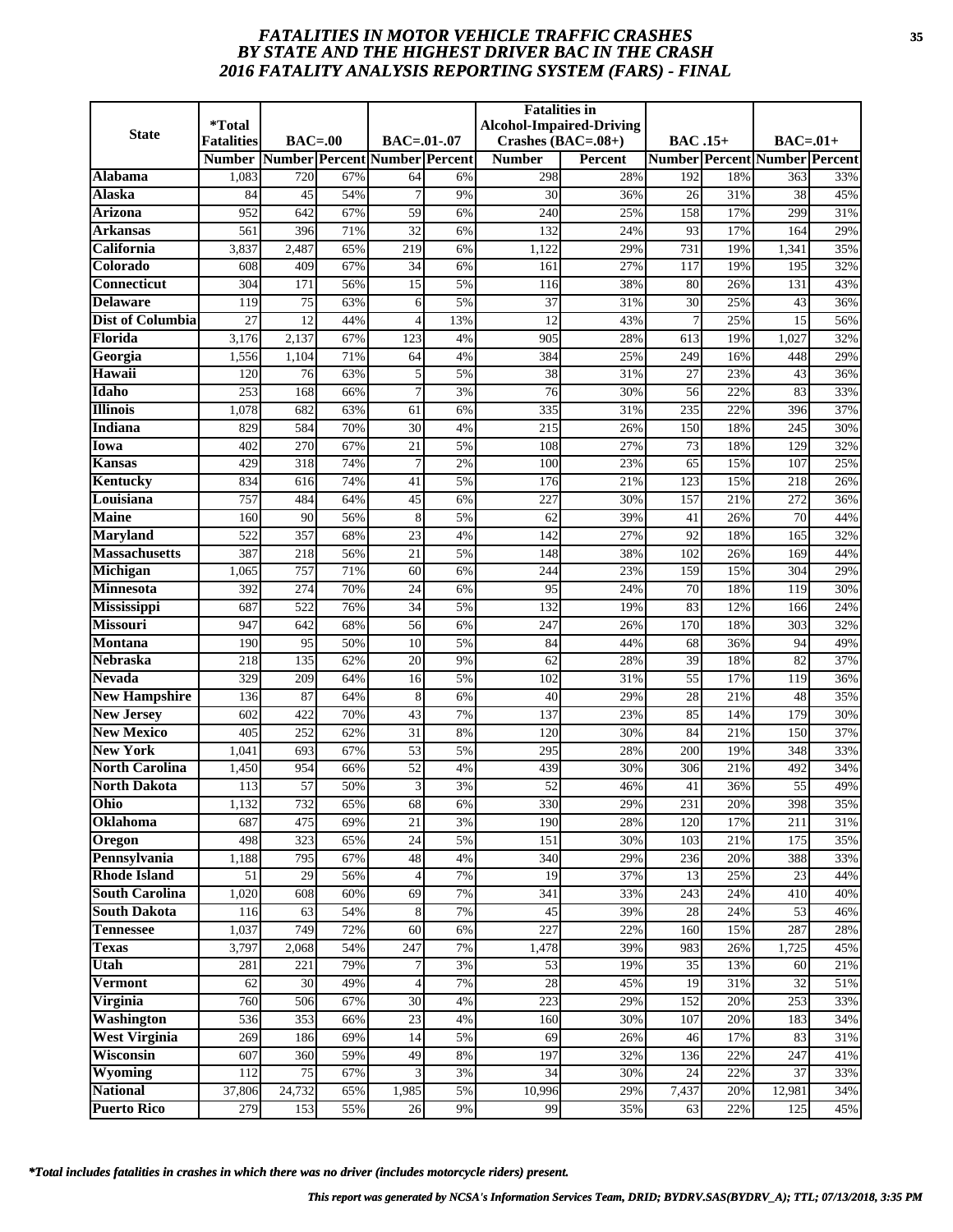# FATALITIES IN MOTOR VEHICLE TRAFFIC CRASHES BY STATE AND THE HIGHEST DRIVER BAC IN THE CRASH 2016 FATALITY ANALYSIS REPORTING SYSTEM (FARS) - FINAL

| State | *Total Fatalities | BAC=.00 | | BAC=.01-.07 | | Fatalities in Alcohol-Impaired-Driving Crashes (BAC=.08+) | | BAC .15+ | | BAC=.01+ | |
|---|---|---|---|---|---|---|---|---|---|---|---|
| | Number | Number | Percent | Number | Percent | Number | Percent | Number | Percent | Number | Percent |
| Alabama | 1,083 | 720 | 67% | 64 | 6% | 298 | 28% | 192 | 18% | 363 | 33% |
| Alaska | 84 | 45 | 54% | 7 | 9% | 30 | 36% | 26 | 31% | 38 | 45% |
| Arizona | 952 | 642 | 67% | 59 | 6% | 240 | 25% | 158 | 17% | 299 | 31% |
| Arkansas | 561 | 396 | 71% | 32 | 6% | 132 | 24% | 93 | 17% | 164 | 29% |
| California | 3,837 | 2,487 | 65% | 219 | 6% | 1,122 | 29% | 731 | 19% | 1,341 | 35% |
| Colorado | 608 | 409 | 67% | 34 | 6% | 161 | 27% | 117 | 19% | 195 | 32% |
| Connecticut | 304 | 171 | 56% | 15 | 5% | 116 | 38% | 80 | 26% | 131 | 43% |
| Delaware | 119 | 75 | 63% | 6 | 5% | 37 | 31% | 30 | 25% | 43 | 36% |
| Dist of Columbia | 27 | 12 | 44% | 4 | 13% | 12 | 43% | 7 | 25% | 15 | 56% |
| Florida | 3,176 | 2,137 | 67% | 123 | 4% | 905 | 28% | 613 | 19% | 1,027 | 32% |
| Georgia | 1,556 | 1,104 | 71% | 64 | 4% | 384 | 25% | 249 | 16% | 448 | 29% |
| Hawaii | 120 | 76 | 63% | 5 | 5% | 38 | 31% | 27 | 23% | 43 | 36% |
| Idaho | 253 | 168 | 66% | 7 | 3% | 76 | 30% | 56 | 22% | 83 | 33% |
| Illinois | 1,078 | 682 | 63% | 61 | 6% | 335 | 31% | 235 | 22% | 396 | 37% |
| Indiana | 829 | 584 | 70% | 30 | 4% | 215 | 26% | 150 | 18% | 245 | 30% |
| Iowa | 402 | 270 | 67% | 21 | 5% | 108 | 27% | 73 | 18% | 129 | 32% |
| Kansas | 429 | 318 | 74% | 7 | 2% | 100 | 23% | 65 | 15% | 107 | 25% |
| Kentucky | 834 | 616 | 74% | 41 | 5% | 176 | 21% | 123 | 15% | 218 | 26% |
| Louisiana | 757 | 484 | 64% | 45 | 6% | 227 | 30% | 157 | 21% | 272 | 36% |
| Maine | 160 | 90 | 56% | 8 | 5% | 62 | 39% | 41 | 26% | 70 | 44% |
| Maryland | 522 | 357 | 68% | 23 | 4% | 142 | 27% | 92 | 18% | 165 | 32% |
| Massachusetts | 387 | 218 | 56% | 21 | 5% | 148 | 38% | 102 | 26% | 169 | 44% |
| Michigan | 1,065 | 757 | 71% | 60 | 6% | 244 | 23% | 159 | 15% | 304 | 29% |
| Minnesota | 392 | 274 | 70% | 24 | 6% | 95 | 24% | 70 | 18% | 119 | 30% |
| Mississippi | 687 | 522 | 76% | 34 | 5% | 132 | 19% | 83 | 12% | 166 | 24% |
| Missouri | 947 | 642 | 68% | 56 | 6% | 247 | 26% | 170 | 18% | 303 | 32% |
| Montana | 190 | 95 | 50% | 10 | 5% | 84 | 44% | 68 | 36% | 94 | 49% |
| Nebraska | 218 | 135 | 62% | 20 | 9% | 62 | 28% | 39 | 18% | 82 | 37% |
| Nevada | 329 | 209 | 64% | 16 | 5% | 102 | 31% | 55 | 17% | 119 | 36% |
| New Hampshire | 136 | 87 | 64% | 8 | 6% | 40 | 29% | 28 | 21% | 48 | 35% |
| New Jersey | 602 | 422 | 70% | 43 | 7% | 137 | 23% | 85 | 14% | 179 | 30% |
| New Mexico | 405 | 252 | 62% | 31 | 8% | 120 | 30% | 84 | 21% | 150 | 37% |
| New York | 1,041 | 693 | 67% | 53 | 5% | 295 | 28% | 200 | 19% | 348 | 33% |
| North Carolina | 1,450 | 954 | 66% | 52 | 4% | 439 | 30% | 306 | 21% | 492 | 34% |
| North Dakota | 113 | 57 | 50% | 3 | 3% | 52 | 46% | 41 | 36% | 55 | 49% |
| Ohio | 1,132 | 732 | 65% | 68 | 6% | 330 | 29% | 231 | 20% | 398 | 35% |
| Oklahoma | 687 | 475 | 69% | 21 | 3% | 190 | 28% | 120 | 17% | 211 | 31% |
| Oregon | 498 | 323 | 65% | 24 | 5% | 151 | 30% | 103 | 21% | 175 | 35% |
| Pennsylvania | 1,188 | 795 | 67% | 48 | 4% | 340 | 29% | 236 | 20% | 388 | 33% |
| Rhode Island | 51 | 29 | 56% | 4 | 7% | 19 | 37% | 13 | 25% | 23 | 44% |
| South Carolina | 1,020 | 608 | 60% | 69 | 7% | 341 | 33% | 243 | 24% | 410 | 40% |
| South Dakota | 116 | 63 | 54% | 8 | 7% | 45 | 39% | 28 | 24% | 53 | 46% |
| Tennessee | 1,037 | 749 | 72% | 60 | 6% | 227 | 22% | 160 | 15% | 287 | 28% |
| Texas | 3,797 | 2,068 | 54% | 247 | 7% | 1,478 | 39% | 983 | 26% | 1,725 | 45% |
| Utah | 281 | 221 | 79% | 7 | 3% | 53 | 19% | 35 | 13% | 60 | 21% |
| Vermont | 62 | 30 | 49% | 4 | 7% | 28 | 45% | 19 | 31% | 32 | 51% |
| Virginia | 760 | 506 | 67% | 30 | 4% | 223 | 29% | 152 | 20% | 253 | 33% |
| Washington | 536 | 353 | 66% | 23 | 4% | 160 | 30% | 107 | 20% | 183 | 34% |
| West Virginia | 269 | 186 | 69% | 14 | 5% | 69 | 26% | 46 | 17% | 83 | 31% |
| Wisconsin | 607 | 360 | 59% | 49 | 8% | 197 | 32% | 136 | 22% | 247 | 41% |
| Wyoming | 112 | 75 | 67% | 3 | 3% | 34 | 30% | 24 | 22% | 37 | 33% |
| National | 37,806 | 24,732 | 65% | 1,985 | 5% | 10,996 | 29% | 7,437 | 20% | 12,981 | 34% |
| Puerto Rico | 279 | 153 | 55% | 26 | 9% | 99 | 35% | 63 | 22% | 125 | 45% |

*\*Total includes fatalities in crashes in which there was no driver (includes motorcycle riders) present.*

*This report was generated by NCSA's Information Services Team, DRID; BYDRV.SAS(BYDRV_A); TTL; 07/13/2018, 3:35 PM*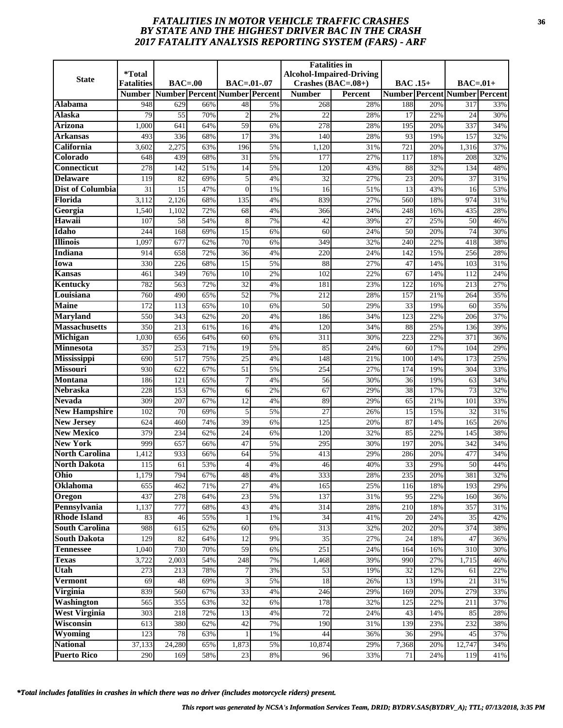# FATALITIES IN MOTOR VEHICLE TRAFFIC CRASHES BY STATE AND THE HIGHEST DRIVER BAC IN THE CRASH 2017 FATALITY ANALYSIS REPORTING SYSTEM (FARS) - ARF

| State | *Total Fatalities | BAC=.00 | | BAC=.01-.07 | | Fatalities in Alcohol-Impaired-Driving Crashes (BAC=.08+) | | BAC .15+ | | BAC=.01+ | |
|---|---|---|---|---|---|---|---|---|---|---|---|
| | Number | Number | Percent | Number | Percent | Number | Percent | Number | Percent | Number | Percent |
| Alabama | 948 | 629 | 66% | 48 | 5% | 268 | 28% | 188 | 20% | 317 | 33% |
| Alaska | 79 | 55 | 70% | 2 | 2% | 22 | 28% | 17 | 22% | 24 | 30% |
| Arizona | 1,000 | 641 | 64% | 59 | 6% | 278 | 28% | 195 | 20% | 337 | 34% |
| Arkansas | 493 | 336 | 68% | 17 | 3% | 140 | 28% | 93 | 19% | 157 | 32% |
| California | 3,602 | 2,275 | 63% | 196 | 5% | 1,120 | 31% | 721 | 20% | 1,316 | 37% |
| Colorado | 648 | 439 | 68% | 31 | 5% | 177 | 27% | 117 | 18% | 208 | 32% |
| Connecticut | 278 | 142 | 51% | 14 | 5% | 120 | 43% | 88 | 32% | 134 | 48% |
| Delaware | 119 | 82 | 69% | 5 | 4% | 32 | 27% | 23 | 20% | 37 | 31% |
| Dist of Columbia | 31 | 15 | 47% | 0 | 1% | 16 | 51% | 13 | 43% | 16 | 53% |
| Florida | 3,112 | 2,126 | 68% | 135 | 4% | 839 | 27% | 560 | 18% | 974 | 31% |
| Georgia | 1,540 | 1,102 | 72% | 68 | 4% | 366 | 24% | 248 | 16% | 435 | 28% |
| Hawaii | 107 | 58 | 54% | 8 | 7% | 42 | 39% | 27 | 25% | 50 | 46% |
| Idaho | 244 | 168 | 69% | 15 | 6% | 60 | 24% | 50 | 20% | 74 | 30% |
| Illinois | 1,097 | 677 | 62% | 70 | 6% | 349 | 32% | 240 | 22% | 418 | 38% |
| Indiana | 914 | 658 | 72% | 36 | 4% | 220 | 24% | 142 | 15% | 256 | 28% |
| Iowa | 330 | 226 | 68% | 15 | 5% | 88 | 27% | 47 | 14% | 103 | 31% |
| Kansas | 461 | 349 | 76% | 10 | 2% | 102 | 22% | 67 | 14% | 112 | 24% |
| Kentucky | 782 | 563 | 72% | 32 | 4% | 181 | 23% | 122 | 16% | 213 | 27% |
| Louisiana | 760 | 490 | 65% | 52 | 7% | 212 | 28% | 157 | 21% | 264 | 35% |
| Maine | 172 | 113 | 65% | 10 | 6% | 50 | 29% | 33 | 19% | 60 | 35% |
| Maryland | 550 | 343 | 62% | 20 | 4% | 186 | 34% | 123 | 22% | 206 | 37% |
| Massachusetts | 350 | 213 | 61% | 16 | 4% | 120 | 34% | 88 | 25% | 136 | 39% |
| Michigan | 1,030 | 656 | 64% | 60 | 6% | 311 | 30% | 223 | 22% | 371 | 36% |
| Minnesota | 357 | 253 | 71% | 19 | 5% | 85 | 24% | 60 | 17% | 104 | 29% |
| Mississippi | 690 | 517 | 75% | 25 | 4% | 148 | 21% | 100 | 14% | 173 | 25% |
| Missouri | 930 | 622 | 67% | 51 | 5% | 254 | 27% | 174 | 19% | 304 | 33% |
| Montana | 186 | 121 | 65% | 7 | 4% | 56 | 30% | 36 | 19% | 63 | 34% |
| Nebraska | 228 | 153 | 67% | 6 | 2% | 67 | 29% | 38 | 17% | 73 | 32% |
| Nevada | 309 | 207 | 67% | 12 | 4% | 89 | 29% | 65 | 21% | 101 | 33% |
| New Hampshire | 102 | 70 | 69% | 5 | 5% | 27 | 26% | 15 | 15% | 32 | 31% |
| New Jersey | 624 | 460 | 74% | 39 | 6% | 125 | 20% | 87 | 14% | 165 | 26% |
| New Mexico | 379 | 234 | 62% | 24 | 6% | 120 | 32% | 85 | 22% | 145 | 38% |
| New York | 999 | 657 | 66% | 47 | 5% | 295 | 30% | 197 | 20% | 342 | 34% |
| North Carolina | 1,412 | 933 | 66% | 64 | 5% | 413 | 29% | 286 | 20% | 477 | 34% |
| North Dakota | 115 | 61 | 53% | 4 | 4% | 46 | 40% | 33 | 29% | 50 | 44% |
| Ohio | 1,179 | 794 | 67% | 48 | 4% | 333 | 28% | 235 | 20% | 381 | 32% |
| Oklahoma | 655 | 462 | 71% | 27 | 4% | 165 | 25% | 116 | 18% | 193 | 29% |
| Oregon | 437 | 278 | 64% | 23 | 5% | 137 | 31% | 95 | 22% | 160 | 36% |
| Pennsylvania | 1,137 | 777 | 68% | 43 | 4% | 314 | 28% | 210 | 18% | 357 | 31% |
| Rhode Island | 83 | 46 | 55% | 1 | 1% | 34 | 41% | 20 | 24% | 35 | 42% |
| South Carolina | 988 | 615 | 62% | 60 | 6% | 313 | 32% | 202 | 20% | 374 | 38% |
| South Dakota | 129 | 82 | 64% | 12 | 9% | 35 | 27% | 24 | 18% | 47 | 36% |
| Tennessee | 1,040 | 730 | 70% | 59 | 6% | 251 | 24% | 164 | 16% | 310 | 30% |
| Texas | 3,722 | 2,003 | 54% | 248 | 7% | 1,468 | 39% | 990 | 27% | 1,715 | 46% |
| Utah | 273 | 213 | 78% | 7 | 3% | 53 | 19% | 32 | 12% | 61 | 22% |
| Vermont | 69 | 48 | 69% | 3 | 5% | 18 | 26% | 13 | 19% | 21 | 31% |
| Virginia | 839 | 560 | 67% | 33 | 4% | 246 | 29% | 169 | 20% | 279 | 33% |
| Washington | 565 | 355 | 63% | 32 | 6% | 178 | 32% | 125 | 22% | 211 | 37% |
| West Virginia | 303 | 218 | 72% | 13 | 4% | 72 | 24% | 43 | 14% | 85 | 28% |
| Wisconsin | 613 | 380 | 62% | 42 | 7% | 190 | 31% | 139 | 23% | 232 | 38% |
| Wyoming | 123 | 78 | 63% | 1 | 1% | 44 | 36% | 36 | 29% | 45 | 37% |
| National | 37,133 | 24,280 | 65% | 1,873 | 5% | 10,874 | 29% | 7,368 | 20% | 12,747 | 34% |
| Puerto Rico | 290 | 169 | 58% | 23 | 8% | 96 | 33% | 71 | 24% | 119 | 41% |

*\*Total includes fatalities in crashes in which there was no driver (includes motorcycle riders) present.*

*This report was generated by NCSA's Information Services Team, DRID; BYDRV.SAS(BYDRV_A); TTL; 07/13/2018, 3:35 PM*